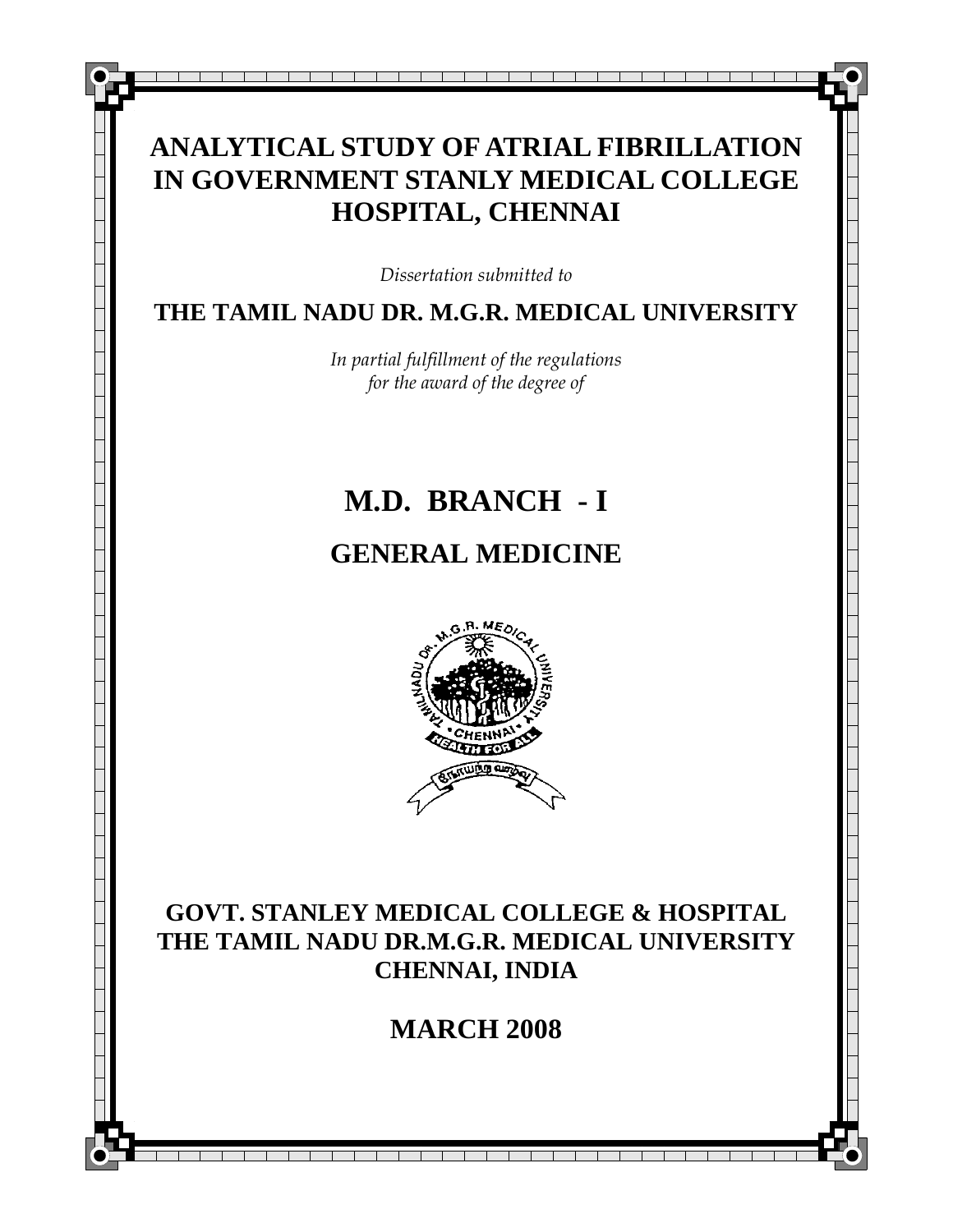# ANALYTICAL STUDY OF ATRIAL FIBRILLATION IN GOVERNMENT STANLY MEDICAL COLLEGE HOSPITAL, CHENNAI

*Dissertation submitted to*

**THE TAMIL NADU DR. M.G.R. MEDICAL UNIVERSITY**

*In partial fulfillment of the regulations for the award of the degree of*

## M.D. BRANCH - I

## GENERAL MEDICINE

**GOVT. STANLEY MEDICAL COLLEGE & HOSPITAL**
**THE TAMIL NADU DR.M.G.R. MEDICAL UNIVERSITY**
**CHENNAI, INDIA**

**MARCH 2008**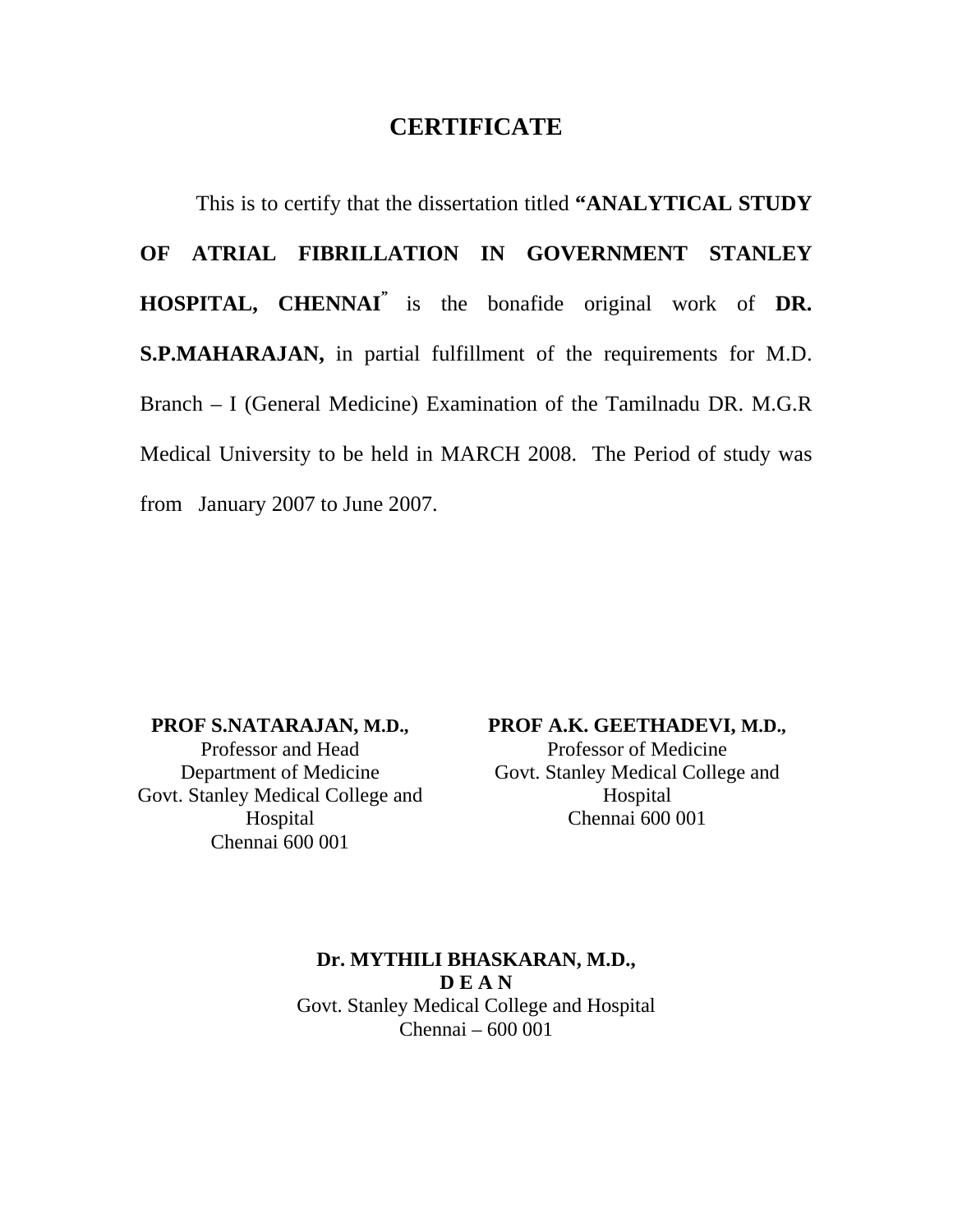# CERTIFICATE

This is to certify that the dissertation titled **"ANALYTICAL STUDY OF ATRIAL FIBRILLATION IN GOVERNMENT STANLEY HOSPITAL, CHENNAI"** is the bonafide original work of **DR. S.P.MAHARAJAN,** in partial fulfillment of the requirements for M.D. Branch – I (General Medicine) Examination of the Tamilnadu DR. M.G.R Medical University to be held in MARCH 2008. The Period of study was from January 2007 to June 2007.

**PROF S.NATARAJAN, M.D.,**
Professor and Head
Department of Medicine
Govt. Stanley Medical College and Hospital
Chennai 600 001

**PROF A.K. GEETHADEVI, M.D.,**
Professor of Medicine
Govt. Stanley Medical College and Hospital
Chennai 600 001

**Dr. MYTHILI BHASKARAN, M.D.,**
**D E A N**
Govt. Stanley Medical College and Hospital
Chennai – 600 001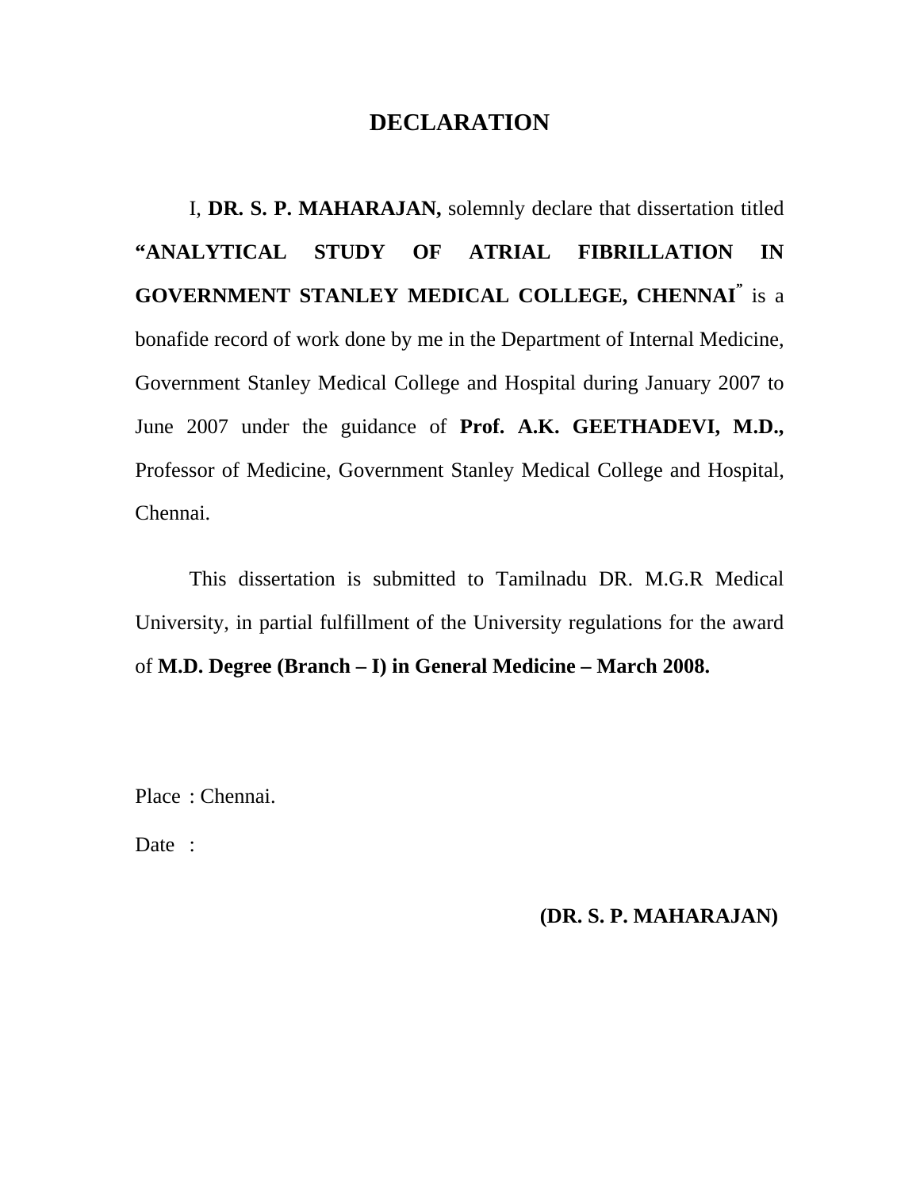# DECLARATION

I, **DR. S. P. MAHARAJAN,** solemnly declare that dissertation titled **"ANALYTICAL STUDY OF ATRIAL FIBRILLATION IN GOVERNMENT STANLEY MEDICAL COLLEGE, CHENNAI"** is a bonafide record of work done by me in the Department of Internal Medicine, Government Stanley Medical College and Hospital during January 2007 to June 2007 under the guidance of **Prof. A.K. GEETHADEVI, M.D.,** Professor of Medicine, Government Stanley Medical College and Hospital, Chennai.

This dissertation is submitted to Tamilnadu DR. M.G.R Medical University, in partial fulfillment of the University regulations for the award of **M.D. Degree (Branch – I) in General Medicine – March 2008.**

Place : Chennai.

Date :

**(DR. S. P. MAHARAJAN)**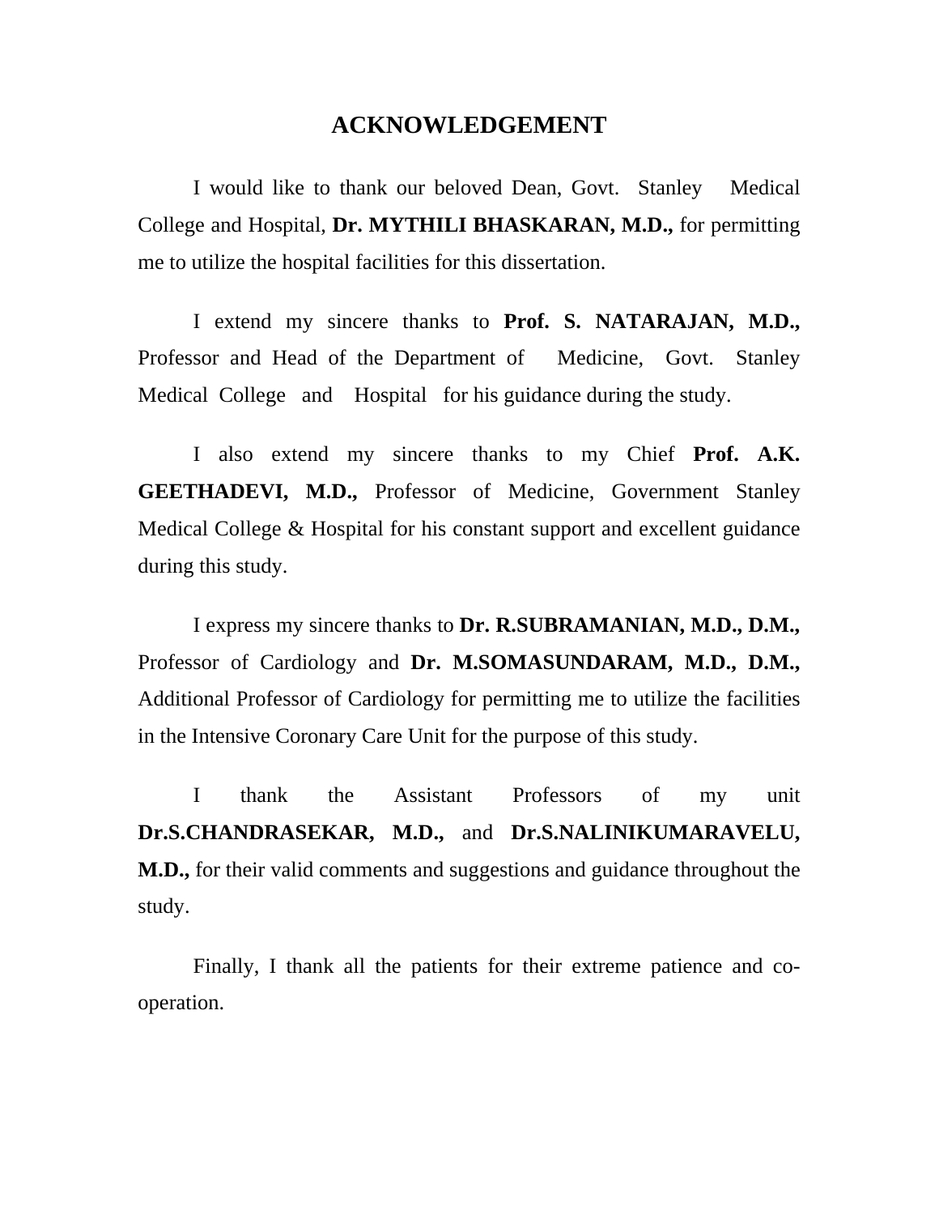# ACKNOWLEDGEMENT

I would like to thank our beloved Dean, Govt. Stanley Medical College and Hospital, **Dr. MYTHILI BHASKARAN, M.D.,** for permitting me to utilize the hospital facilities for this dissertation.

I extend my sincere thanks to **Prof. S. NATARAJAN, M.D.,** Professor and Head of the Department of Medicine, Govt. Stanley Medical College and Hospital for his guidance during the study.

I also extend my sincere thanks to my Chief **Prof. A.K. GEETHADEVI, M.D.,** Professor of Medicine, Government Stanley Medical College & Hospital for his constant support and excellent guidance during this study.

I express my sincere thanks to **Dr. R.SUBRAMANIAN, M.D., D.M.,** Professor of Cardiology and **Dr. M.SOMASUNDARAM, M.D., D.M.,** Additional Professor of Cardiology for permitting me to utilize the facilities in the Intensive Coronary Care Unit for the purpose of this study.

I thank the Assistant Professors of my unit **Dr.S.CHANDRASEKAR, M.D.,** and **Dr.S.NALINIKUMARAVELU, M.D.,** for their valid comments and suggestions and guidance throughout the study.

Finally, I thank all the patients for their extreme patience and co-operation.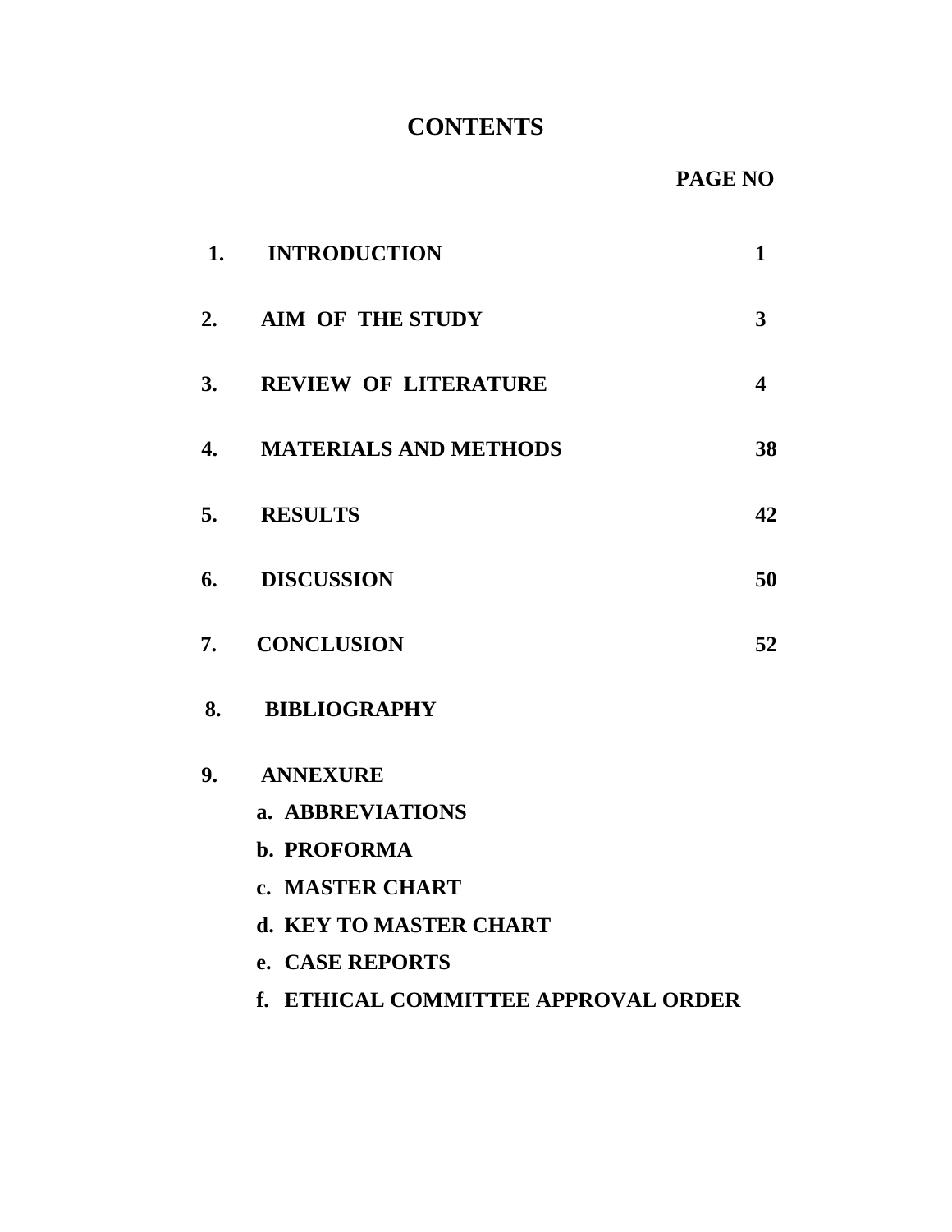# CONTENTS

| | | PAGE NO |
|---|---|---|
| 1. | INTRODUCTION | 1 |
| 2. | AIM OF THE STUDY | 3 |
| 3. | REVIEW OF LITERATURE | 4 |
| 4. | MATERIALS AND METHODS | 38 |
| 5. | RESULTS | 42 |
| 6. | DISCUSSION | 50 |
| 7. | CONCLUSION | 52 |
| 8. | BIBLIOGRAPHY | |
| 9. | ANNEXURE | |

**a. ABBREVIATIONS**

**b. PROFORMA**

**c. MASTER CHART**

**d. KEY TO MASTER CHART**

**e. CASE REPORTS**

**f. ETHICAL COMMITTEE APPROVAL ORDER**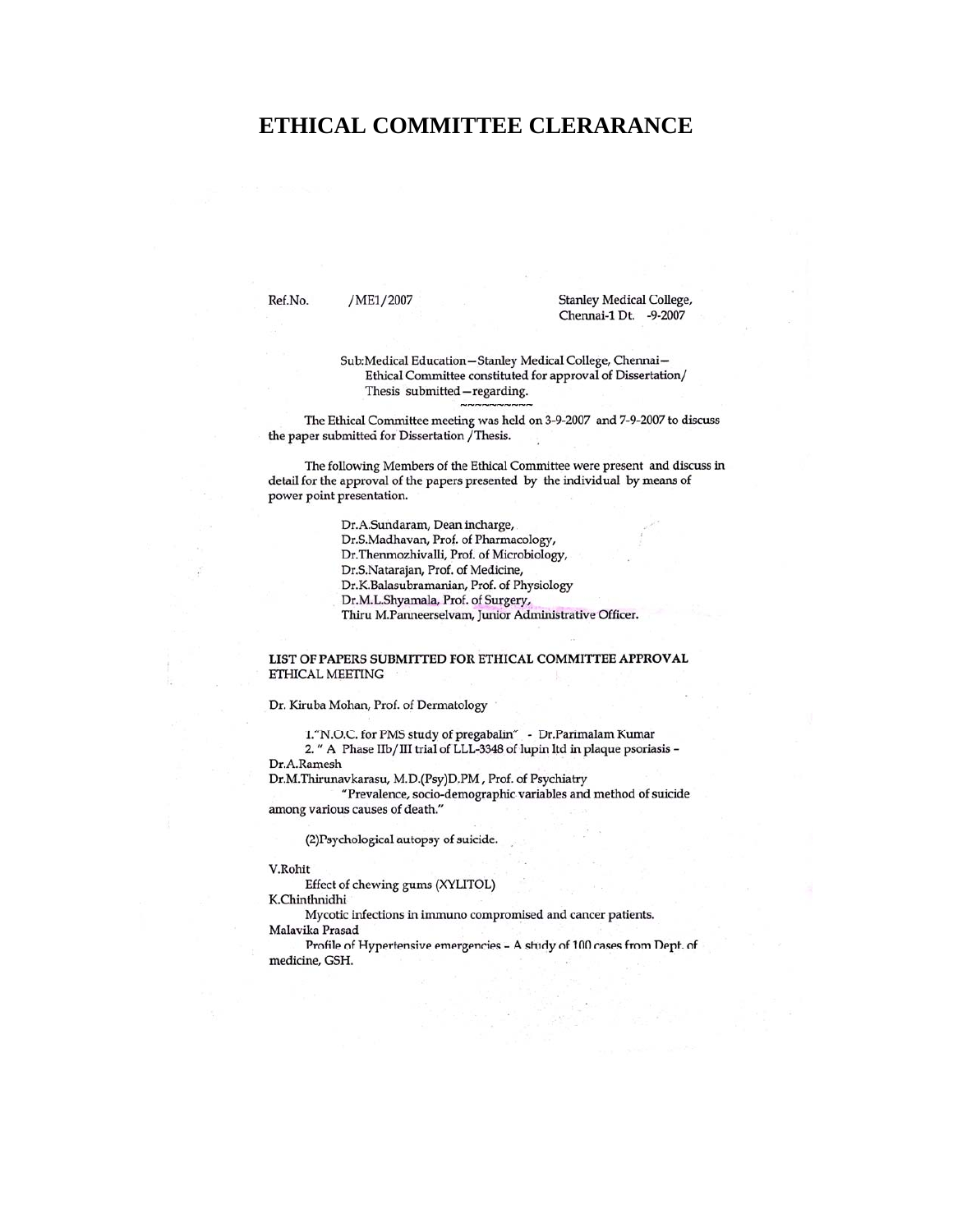# ETHICAL COMMITTEE CLERARANCE

Ref.No. /ME1/2007

Stanley Medical College,
Chennai-1 Dt. -9-2007

Sub:Medical Education – Stanley Medical College, Chennai – Ethical Committee constituted for approval of Dissertation/ Thesis submitted – regarding.

~~~~~~~~~~~

The Ethical Committee meeting was held on 3-9-2007 and 7-9-2007 to discuss the paper submitted for Dissertation / Thesis.

The following Members of the Ethical Committee were present and discuss in detail for the approval of the papers presented by the individual by means of power point presentation.

Dr.A.Sundaram, Dean incharge,
Dr.S.Madhavan, Prof. of Pharmacology,
Dr.Thenmozhivalli, Prof. of Microbiology,
Dr.S.Natarajan, Prof. of Medicine,
Dr.K.Balasubramanian, Prof. of Physiology
Dr.M.L.Shyamala, Prof. of Surgery,
Thiru M.Panneerselvam, Junior Administrative Officer.

**LIST OF PAPERS SUBMITTED FOR ETHICAL COMMITTEE APPROVAL**
ETHICAL MEETING

Dr. Kiruba Mohan, Prof. of Dermatology

1."N.O.C. for PMS study of pregabalin" - Dr.Parimalam Kumar
2. " A Phase IIb/ III trial of LLL-3348 of lupin ltd in plaque psoriasis - Dr.A.Ramesh

Dr.M.Thirunavkarasu, M.D.(Psy)D.PM , Prof. of Psychiatry
"Prevalence, socio-demographic variables and method of suicide among various causes of death."

(2)Psychological autopsy of suicide.

V.Rohit
Effect of chewing gums (XYLITOL)

K.Chinthnidhi
Mycotic infections in immuno compromised and cancer patients.

Malavika Prasad
Profile of Hypertensive emergencies – A study of 100 cases from Dept. of medicine, GSH.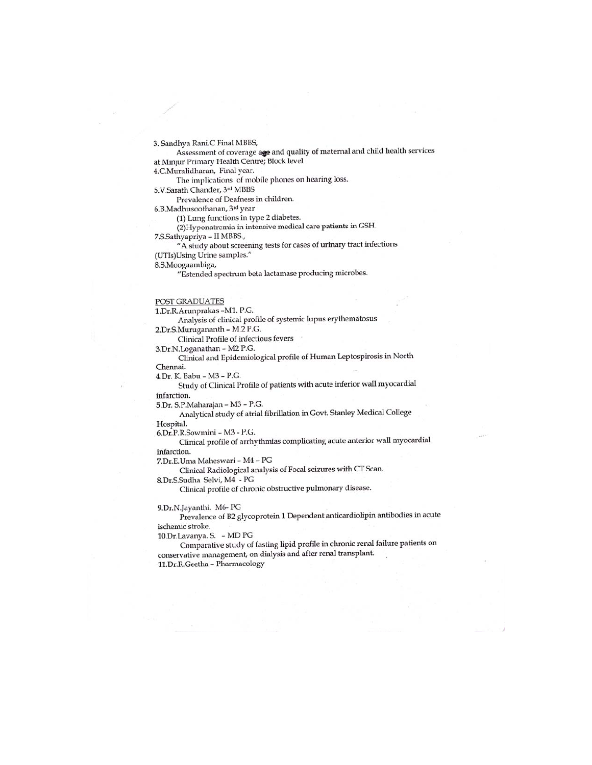3. Sandhya Rani.C Final MBBS,

Assessment of coverage age and quality of maternal and child health services at Minjur Primary Health Centre; Block level

4.C.Muralidharan, Final year.

The implications of mobile phones on hearing loss.

5.V.Sarath Chander, 3rd MBBS

Prevalence of Deafness in children.

6.B.Madhusoothanan, 3rd year

(1) Lung functions in type 2 diabetes.

(2)Hyponatremia in intensive medical care patients in GSH.

7.S.Sathyapriya – II MBBS.,

"A study about screening tests for cases of urinary tract infections (UTIs)Using Urine samples."

8.S.Moogaambiga,

"Estended spectrum beta lactamase producing microbes.

POST GRADUATES

1.Dr.R.Arunprakas –M1. P.G.

Analysis of clinical profile of systemic lupus erythematosus

2.Dr.S.Murugananth – M.2 P.G.

Clinical Profile of infectious fevers

3.Dr.N.Loganathan – M2 P.G.

Clinical and Epidemiological profile of Human Leptospirosis in North Chennai.

4.Dr. K. Babu – M3 – P.G.

Study of Clinical Profile of patients with acute inferior wall myocardial infarction.

5.Dr. S.P.Maharajan – M3 – P.G.

Analytical study of atrial fibrillation in Govt. Stanley Medical College Hospital.

6.Dr.P.R.Sowmini – M3 - P.G.

Clinical profile of arrhythmias complicating acute anterior wall myocardial infarction.

7.Dr.E.Uma Maheswari – M4 – PG

Clinical Radiological analysis of Focal seizures with CT Scan.

8.Dr.S.Sudha Selvi, M4 - PG

Clinical profile of chronic obstructive pulmonary disease.

9.Dr.N.Jayanthi. M6- PG

Prevalence of B2 glycoprotein 1 Dependent anticardiolipin antibodies in acute ischemic stroke.

10.Dr.Lavanya. S. – MD PG

Comparative study of fasting lipid profile in chronic renal failure patients on conservative management, on dialysis and after renal transplant.

11.Dr.R.Geetha – Pharmacology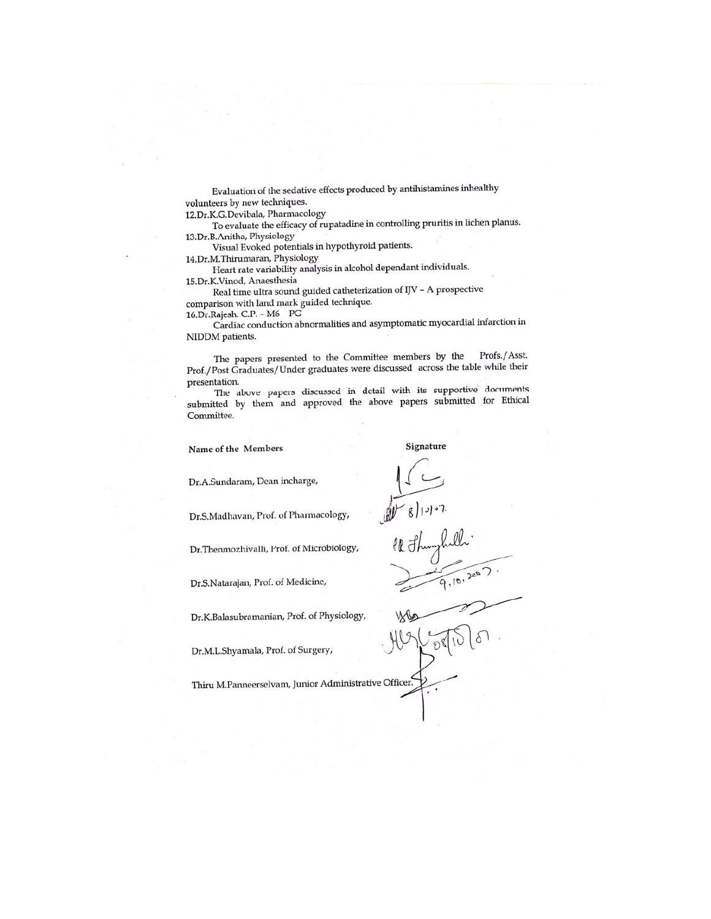Evaluation of the sedative effects produced by antihistamines inhealthy volunteers by new techniques.

12.Dr.K.G.Devibala, Pharmacology

To evaluate the efficacy of rupatadine in controlling pruritis in lichen planus.

13.Dr.B.Anitha, Physiology

Visual Evoked potentials in hypothyroid patients.

14.Dr.M.Thirumaran, Physiology

Heart rate variability analysis in alcohol dependant individuals.

15.Dr.K.Vinod, Anaesthesia

Real time ultra sound guided catheterization of IJV – A prospective comparison with land mark guided technique.

16.Dr.Rajesh. C.P. - M6 PG

Cardiac conduction abnormalities and asymptomatic myocardial infarction in NIDDM patients.

The papers presented to the Committee members by the Profs./Asst. Prof./Post Graduates/Under graduates were discussed across the table while their presentation.

The above papers discussed in detail with its supportive documents submitted by them and approved the above papers submitted for Ethical Committee.

| Name of the Members | Signature |
|---|---|
| Dr.A.Sundaram, Dean incharge, | |
| Dr.S.Madhavan, Prof. of Pharmacology, | 8/10/07. |
| Dr.Thenmozhivalli, Prof. of Microbiology, | |
| Dr.S.Natarajan, Prof. of Medicine, | 9.10.2007. |
| Dr.K.Balasubramanian, Prof. of Physiology, | |
| Dr.M.L.Shyamala, Prof. of Surgery, | 08/10/07. |
| Thiru M.Panneerselvam, Junior Administrative Officer. | |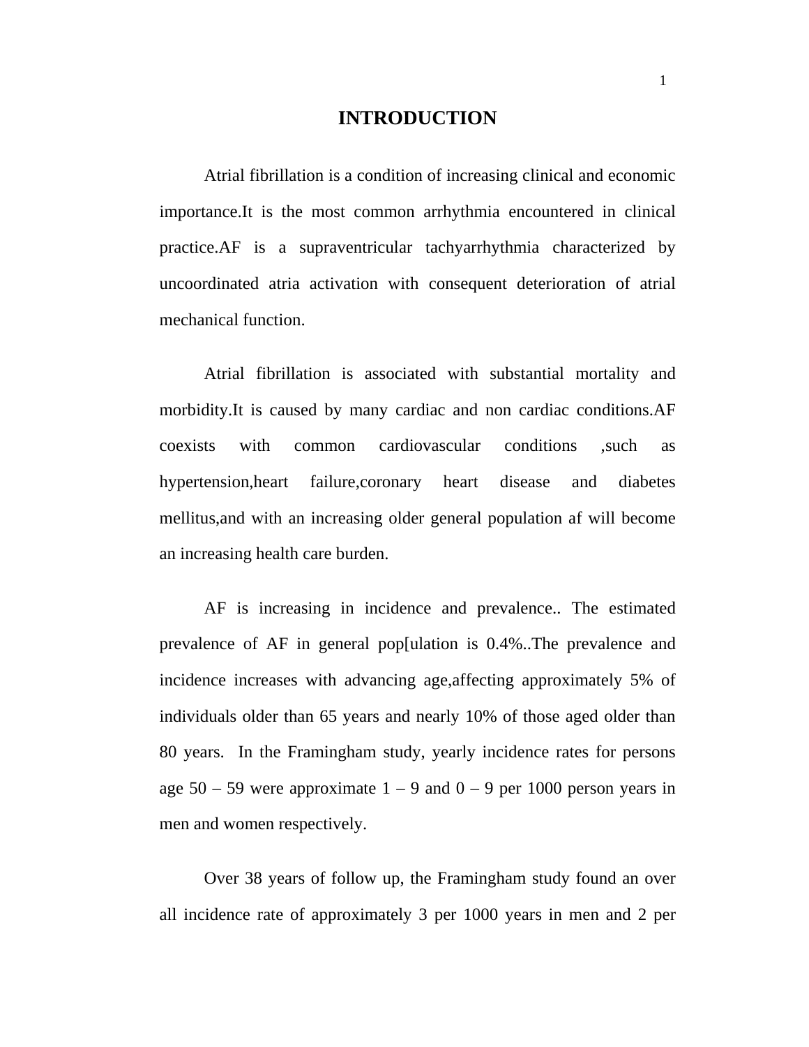# INTRODUCTION

Atrial fibrillation is a condition of increasing clinical and economic importance.It is the most common arrhythmia encountered in clinical practice.AF is a supraventricular tachyarrhythmia characterized by uncoordinated atria activation with consequent deterioration of atrial mechanical function.

Atrial fibrillation is associated with substantial mortality and morbidity.It is caused by many cardiac and non cardiac conditions.AF coexists with common cardiovascular conditions ,such as hypertension,heart failure,coronary heart disease and diabetes mellitus,and with an increasing older general population af will become an increasing health care burden.

AF is increasing in incidence and prevalence.. The estimated prevalence of AF in general pop[ulation is 0.4%..The prevalence and incidence increases with advancing age,affecting approximately 5% of individuals older than 65 years and nearly 10% of those aged older than 80 years. In the Framingham study, yearly incidence rates for persons age 50 – 59 were approximate 1 – 9 and 0 – 9 per 1000 person years in men and women respectively.

Over 38 years of follow up, the Framingham study found an over all incidence rate of approximately 3 per 1000 years in men and 2 per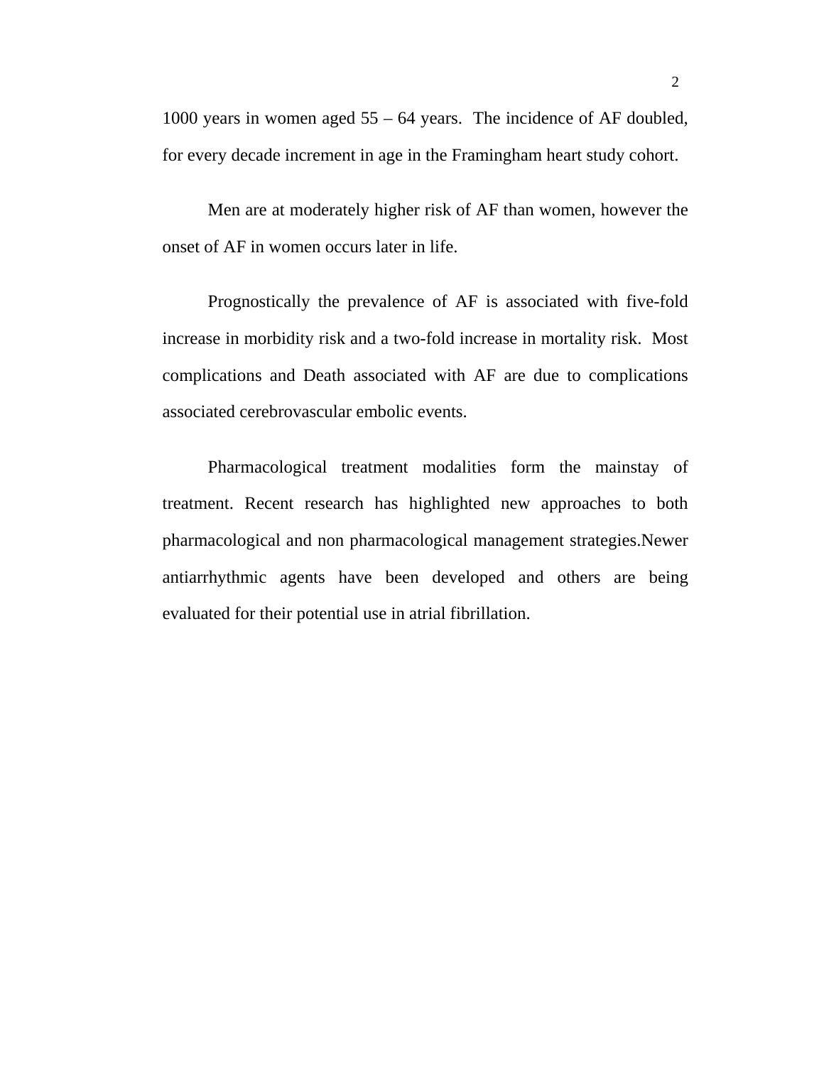1000 years in women aged 55 – 64 years. The incidence of AF doubled, for every decade increment in age in the Framingham heart study cohort.

Men are at moderately higher risk of AF than women, however the onset of AF in women occurs later in life.

Prognostically the prevalence of AF is associated with five-fold increase in morbidity risk and a two-fold increase in mortality risk. Most complications and Death associated with AF are due to complications associated cerebrovascular embolic events.

Pharmacological treatment modalities form the mainstay of treatment. Recent research has highlighted new approaches to both pharmacological and non pharmacological management strategies.Newer antiarrhythmic agents have been developed and others are being evaluated for their potential use in atrial fibrillation.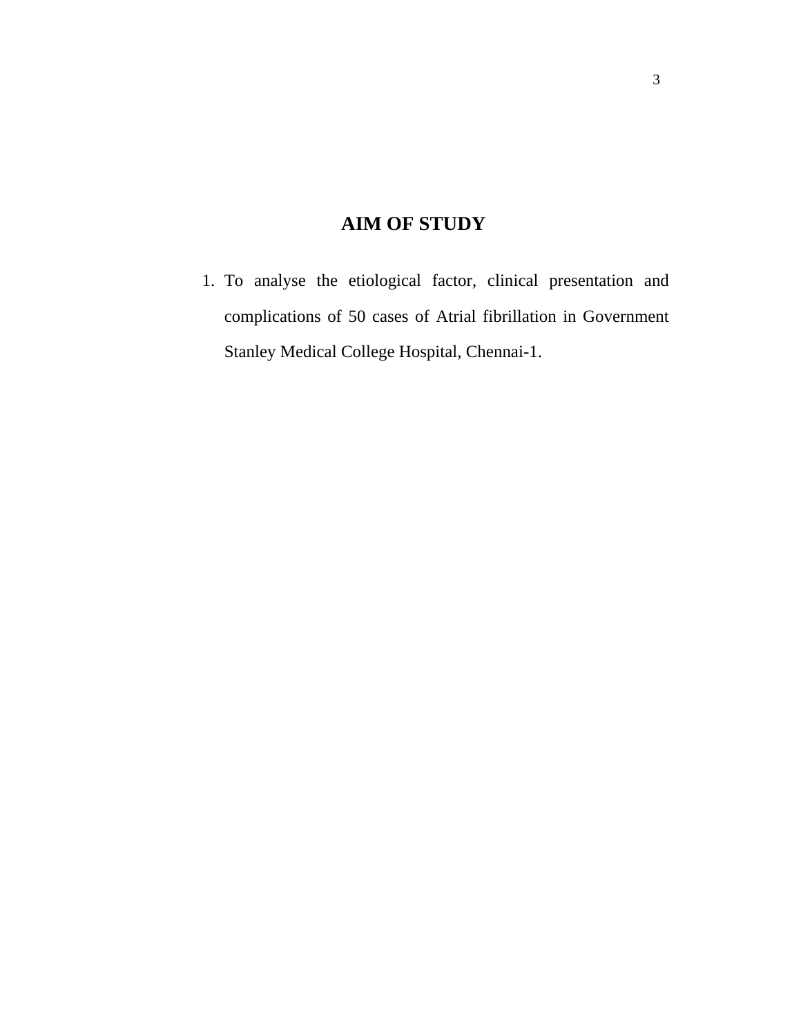# AIM OF STUDY

1. To analyse the etiological factor, clinical presentation and complications of 50 cases of Atrial fibrillation in Government Stanley Medical College Hospital, Chennai-1.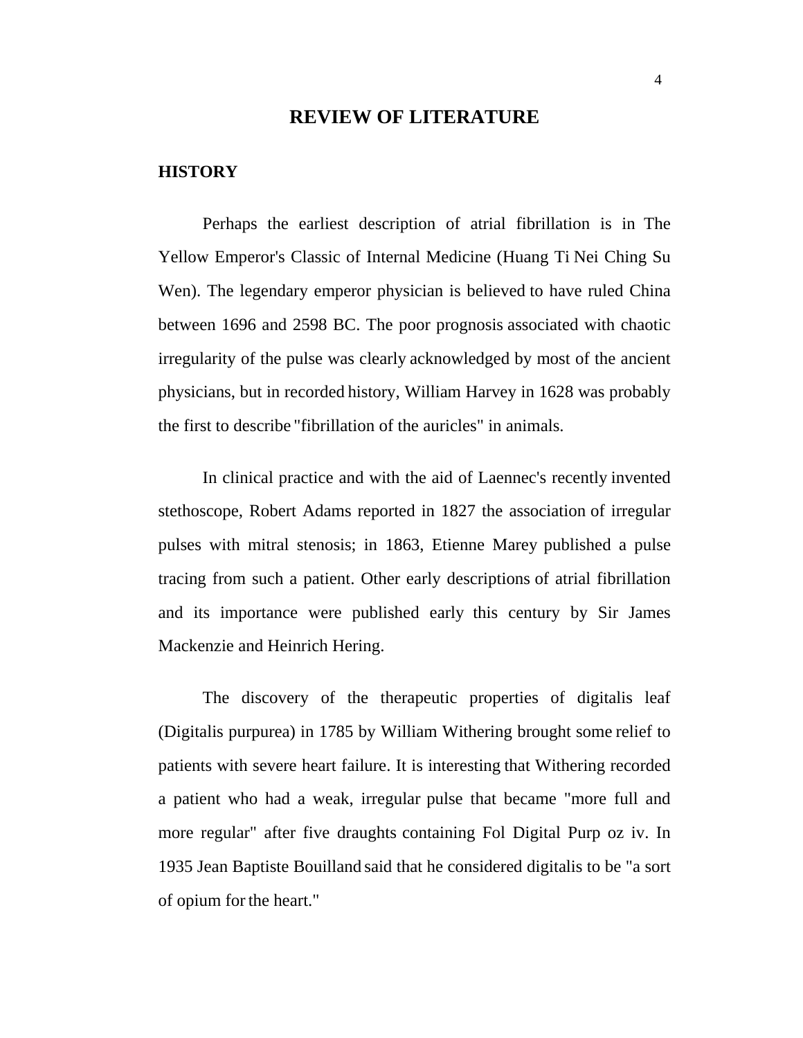# REVIEW OF LITERATURE

## HISTORY

Perhaps the earliest description of atrial fibrillation is in The Yellow Emperor's Classic of Internal Medicine (Huang Ti Nei Ching Su Wen). The legendary emperor physician is believed to have ruled China between 1696 and 2598 BC. The poor prognosis associated with chaotic irregularity of the pulse was clearly acknowledged by most of the ancient physicians, but in recorded history, William Harvey in 1628 was probably the first to describe "fibrillation of the auricles" in animals.

In clinical practice and with the aid of Laennec's recently invented stethoscope, Robert Adams reported in 1827 the association of irregular pulses with mitral stenosis; in 1863, Etienne Marey published a pulse tracing from such a patient. Other early descriptions of atrial fibrillation and its importance were published early this century by Sir James Mackenzie and Heinrich Hering.

The discovery of the therapeutic properties of digitalis leaf (Digitalis purpurea) in 1785 by William Withering brought some relief to patients with severe heart failure. It is interesting that Withering recorded a patient who had a weak, irregular pulse that became "more full and more regular" after five draughts containing Fol Digital Purp oz iv. In 1935 Jean Baptiste Bouilland said that he considered digitalis to be "a sort of opium for the heart."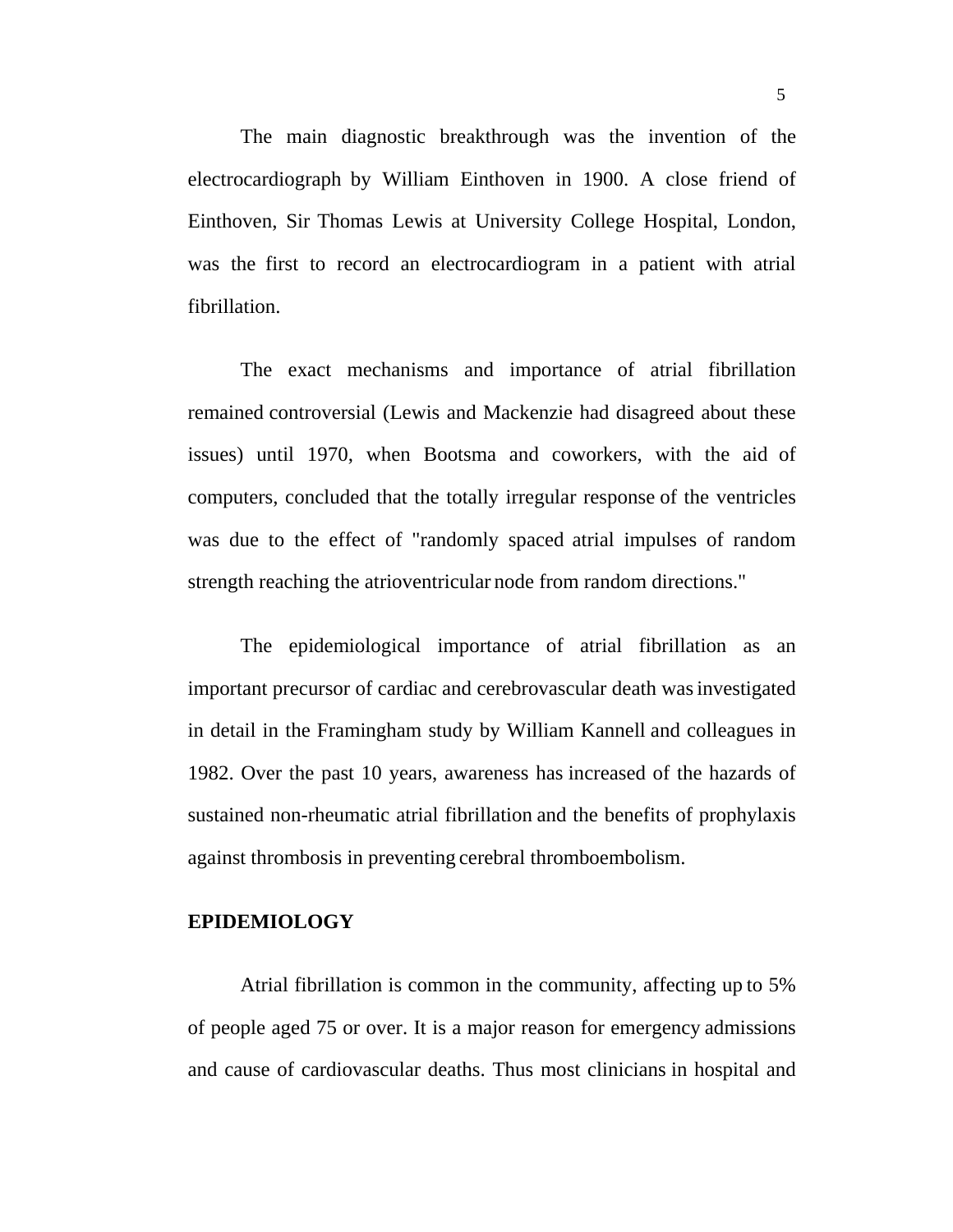The main diagnostic breakthrough was the invention of the electrocardiograph by William Einthoven in 1900. A close friend of Einthoven, Sir Thomas Lewis at University College Hospital, London, was the first to record an electrocardiogram in a patient with atrial fibrillation.

The exact mechanisms and importance of atrial fibrillation remained controversial (Lewis and Mackenzie had disagreed about these issues) until 1970, when Bootsma and coworkers, with the aid of computers, concluded that the totally irregular response of the ventricles was due to the effect of "randomly spaced atrial impulses of random strength reaching the atrioventricular node from random directions."

The epidemiological importance of atrial fibrillation as an important precursor of cardiac and cerebrovascular death was investigated in detail in the Framingham study by William Kannell and colleagues in 1982. Over the past 10 years, awareness has increased of the hazards of sustained non-rheumatic atrial fibrillation and the benefits of prophylaxis against thrombosis in preventing cerebral thromboembolism.

## EPIDEMIOLOGY

Atrial fibrillation is common in the community, affecting up to 5% of people aged 75 or over. It is a major reason for emergency admissions and cause of cardiovascular deaths. Thus most clinicians in hospital and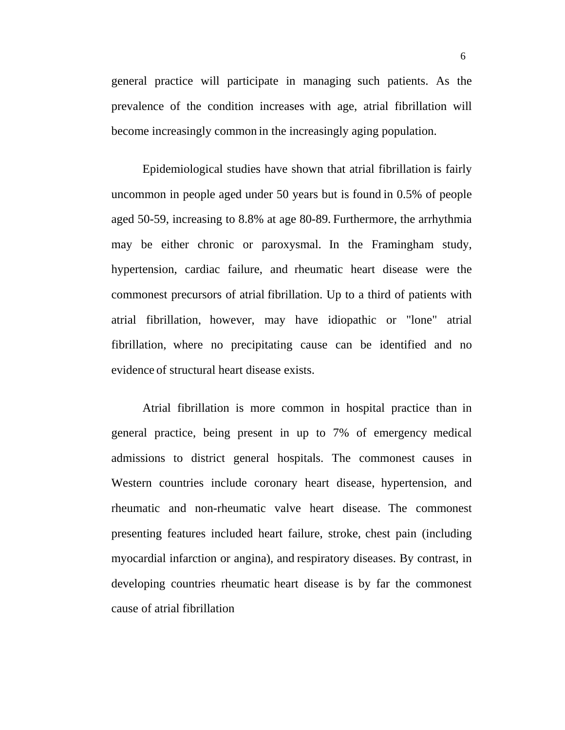general practice will participate in managing such patients. As the prevalence of the condition increases with age, atrial fibrillation will become increasingly common in the increasingly aging population.

Epidemiological studies have shown that atrial fibrillation is fairly uncommon in people aged under 50 years but is found in 0.5% of people aged 50-59, increasing to 8.8% at age 80-89. Furthermore, the arrhythmia may be either chronic or paroxysmal. In the Framingham study, hypertension, cardiac failure, and rheumatic heart disease were the commonest precursors of atrial fibrillation. Up to a third of patients with atrial fibrillation, however, may have idiopathic or "lone" atrial fibrillation, where no precipitating cause can be identified and no evidence of structural heart disease exists.

Atrial fibrillation is more common in hospital practice than in general practice, being present in up to 7% of emergency medical admissions to district general hospitals. The commonest causes in Western countries include coronary heart disease, hypertension, and rheumatic and non-rheumatic valve heart disease. The commonest presenting features included heart failure, stroke, chest pain (including myocardial infarction or angina), and respiratory diseases. By contrast, in developing countries rheumatic heart disease is by far the commonest cause of atrial fibrillation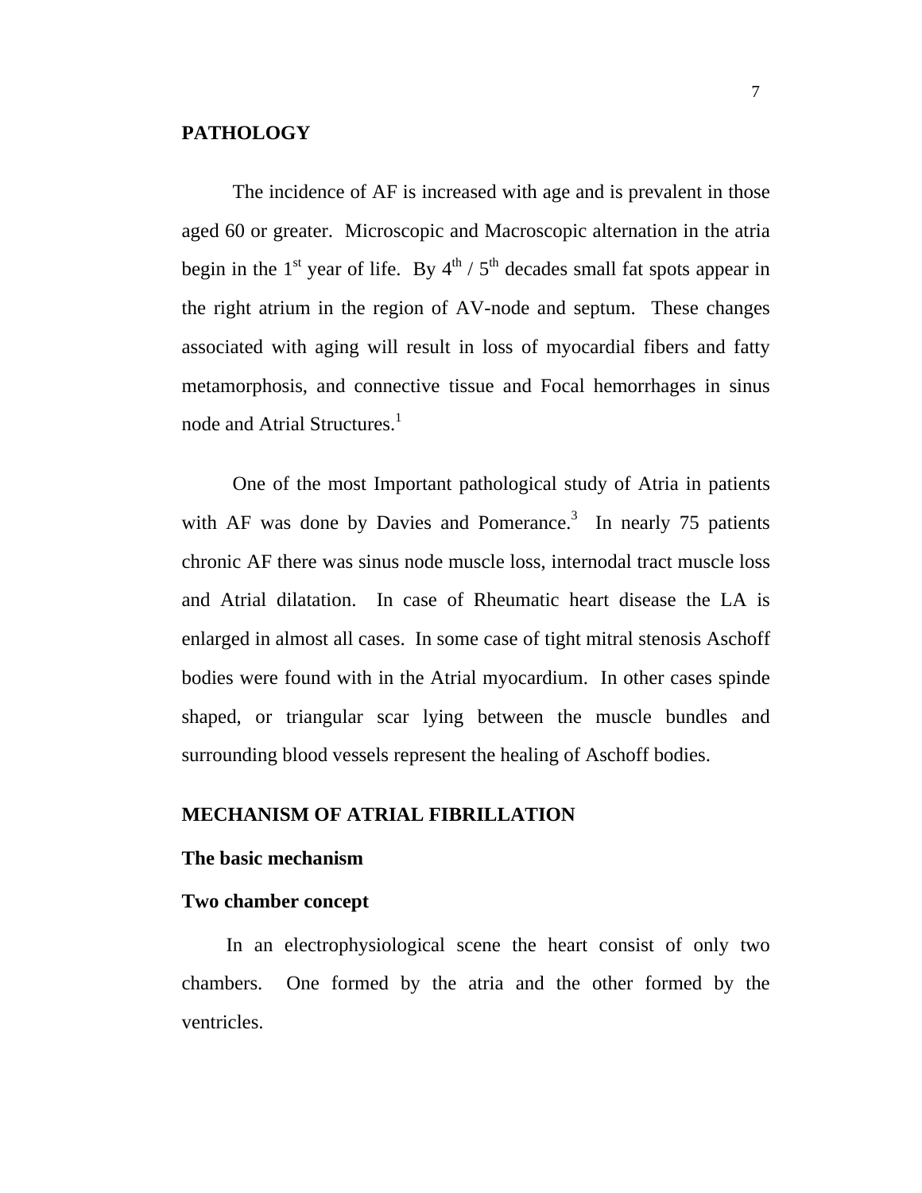## PATHOLOGY

The incidence of AF is increased with age and is prevalent in those aged 60 or greater. Microscopic and Macroscopic alternation in the atria begin in the $1^{st}$ year of life. By $4^{th}$ / $5^{th}$ decades small fat spots appear in the right atrium in the region of AV-node and septum. These changes associated with aging will result in loss of myocardial fibers and fatty metamorphosis, and connective tissue and Focal hemorrhages in sinus node and Atrial Structures.[1]

One of the most Important pathological study of Atria in patients with AF was done by Davies and Pomerance.[3] In nearly 75 patients chronic AF there was sinus node muscle loss, internodal tract muscle loss and Atrial dilatation. In case of Rheumatic heart disease the LA is enlarged in almost all cases. In some case of tight mitral stenosis Aschoff bodies were found with in the Atrial myocardium. In other cases spinde shaped, or triangular scar lying between the muscle bundles and surrounding blood vessels represent the healing of Aschoff bodies.

## MECHANISM OF ATRIAL FIBRILLATION

### The basic mechanism

### Two chamber concept

In an electrophysiological scene the heart consist of only two chambers. One formed by the atria and the other formed by the ventricles.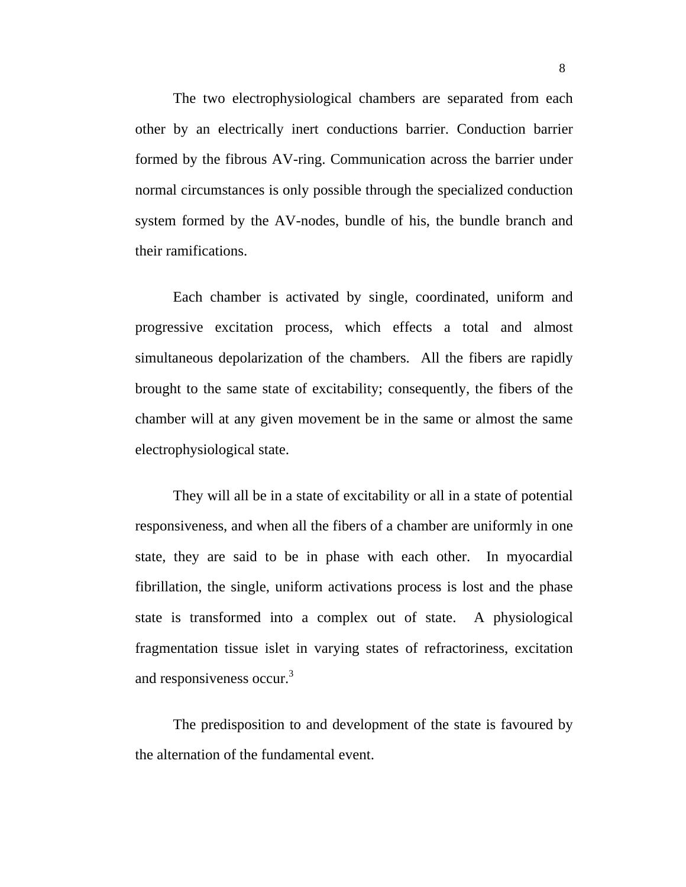The two electrophysiological chambers are separated from each other by an electrically inert conductions barrier. Conduction barrier formed by the fibrous AV-ring. Communication across the barrier under normal circumstances is only possible through the specialized conduction system formed by the AV-nodes, bundle of his, the bundle branch and their ramifications.

Each chamber is activated by single, coordinated, uniform and progressive excitation process, which effects a total and almost simultaneous depolarization of the chambers. All the fibers are rapidly brought to the same state of excitability; consequently, the fibers of the chamber will at any given movement be in the same or almost the same electrophysiological state.

They will all be in a state of excitability or all in a state of potential responsiveness, and when all the fibers of a chamber are uniformly in one state, they are said to be in phase with each other. In myocardial fibrillation, the single, uniform activations process is lost and the phase state is transformed into a complex out of state. A physiological fragmentation tissue islet in varying states of refractoriness, excitation and responsiveness occur.[3]

The predisposition to and development of the state is favoured by the alternation of the fundamental event.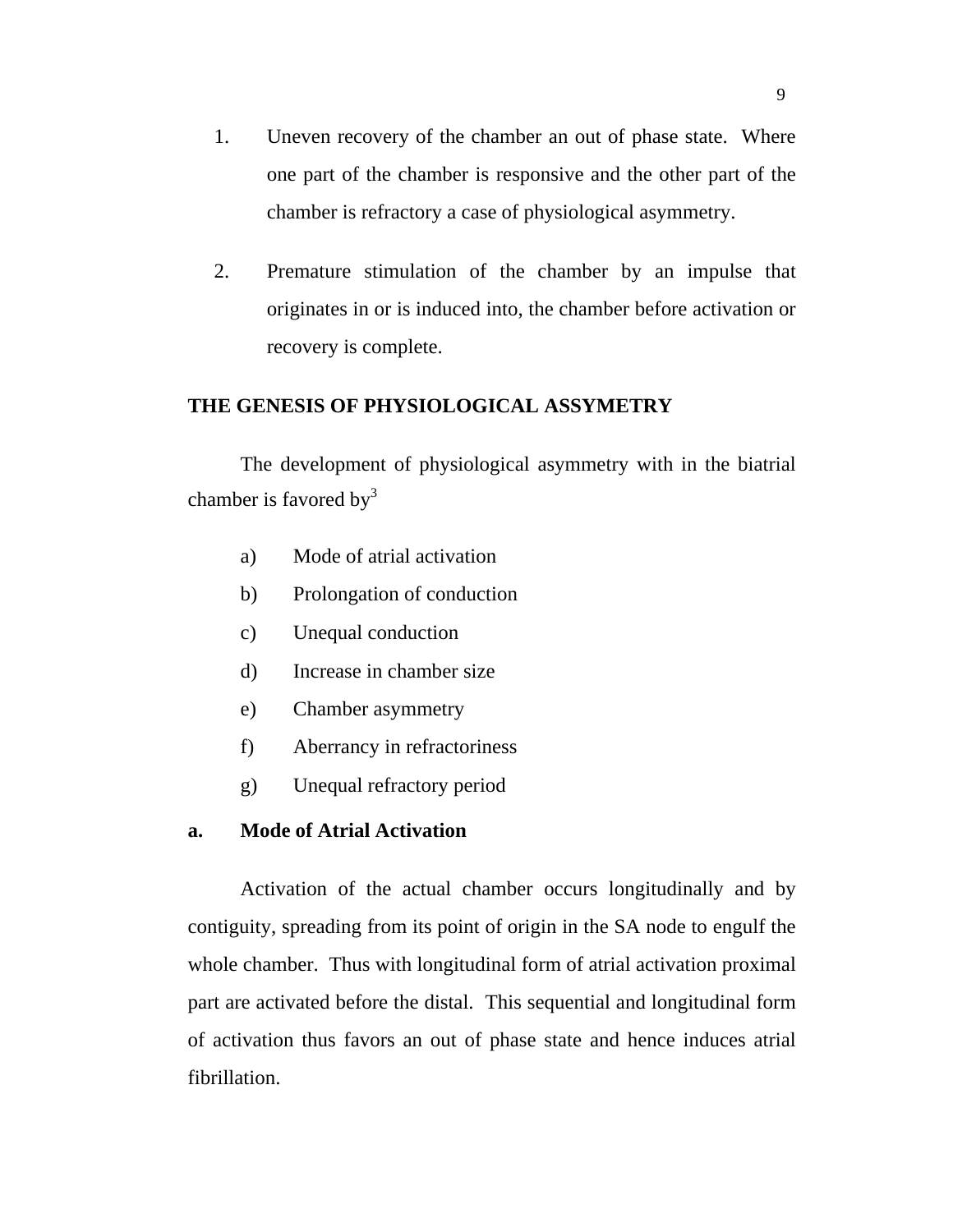1. Uneven recovery of the chamber an out of phase state. Where one part of the chamber is responsive and the other part of the chamber is refractory a case of physiological asymmetry.

2. Premature stimulation of the chamber by an impulse that originates in or is induced into, the chamber before activation or recovery is complete.

## THE GENESIS OF PHYSIOLOGICAL ASSYMETRY

The development of physiological asymmetry with in the biatrial chamber is favored by[3]

a) Mode of atrial activation
b) Prolongation of conduction
c) Unequal conduction
d) Increase in chamber size
e) Chamber asymmetry
f) Aberrancy in refractoriness
g) Unequal refractory period

### a. Mode of Atrial Activation

Activation of the actual chamber occurs longitudinally and by contiguity, spreading from its point of origin in the SA node to engulf the whole chamber. Thus with longitudinal form of atrial activation proximal part are activated before the distal. This sequential and longitudinal form of activation thus favors an out of phase state and hence induces atrial fibrillation.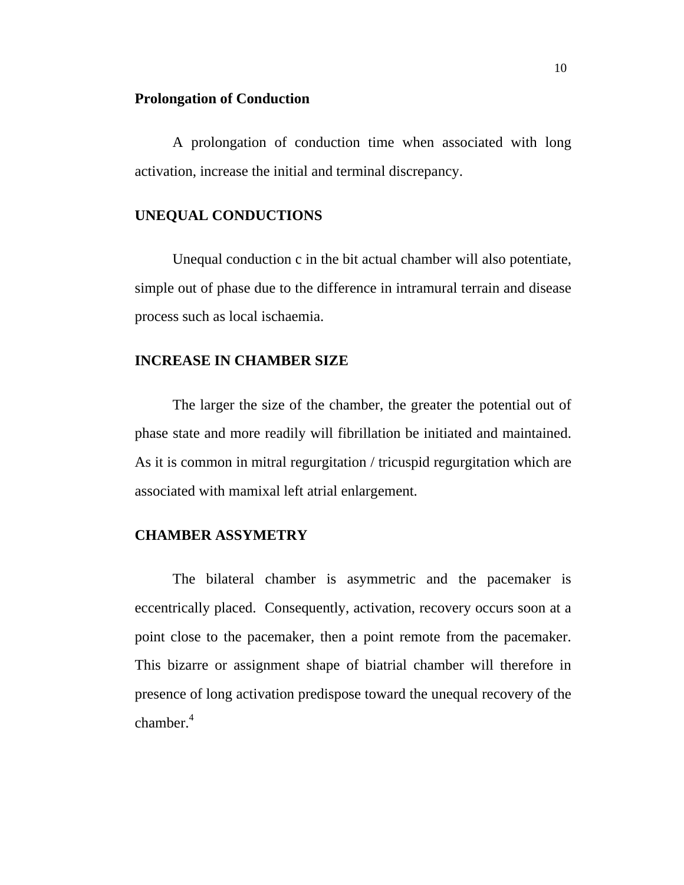**Prolongation of Conduction**

A prolongation of conduction time when associated with long activation, increase the initial and terminal discrepancy.

**UNEQUAL CONDUCTIONS**

Unequal conduction c in the bit actual chamber will also potentiate, simple out of phase due to the difference in intramural terrain and disease process such as local ischaemia.

**INCREASE IN CHAMBER SIZE**

The larger the size of the chamber, the greater the potential out of phase state and more readily will fibrillation be initiated and maintained. As it is common in mitral regurgitation / tricuspid regurgitation which are associated with mamixal left atrial enlargement.

**CHAMBER ASSYMETRY**

The bilateral chamber is asymmetric and the pacemaker is eccentrically placed. Consequently, activation, recovery occurs soon at a point close to the pacemaker, then a point remote from the pacemaker. This bizarre or assignment shape of biatrial chamber will therefore in presence of long activation predispose toward the unequal recovery of the chamber.[4]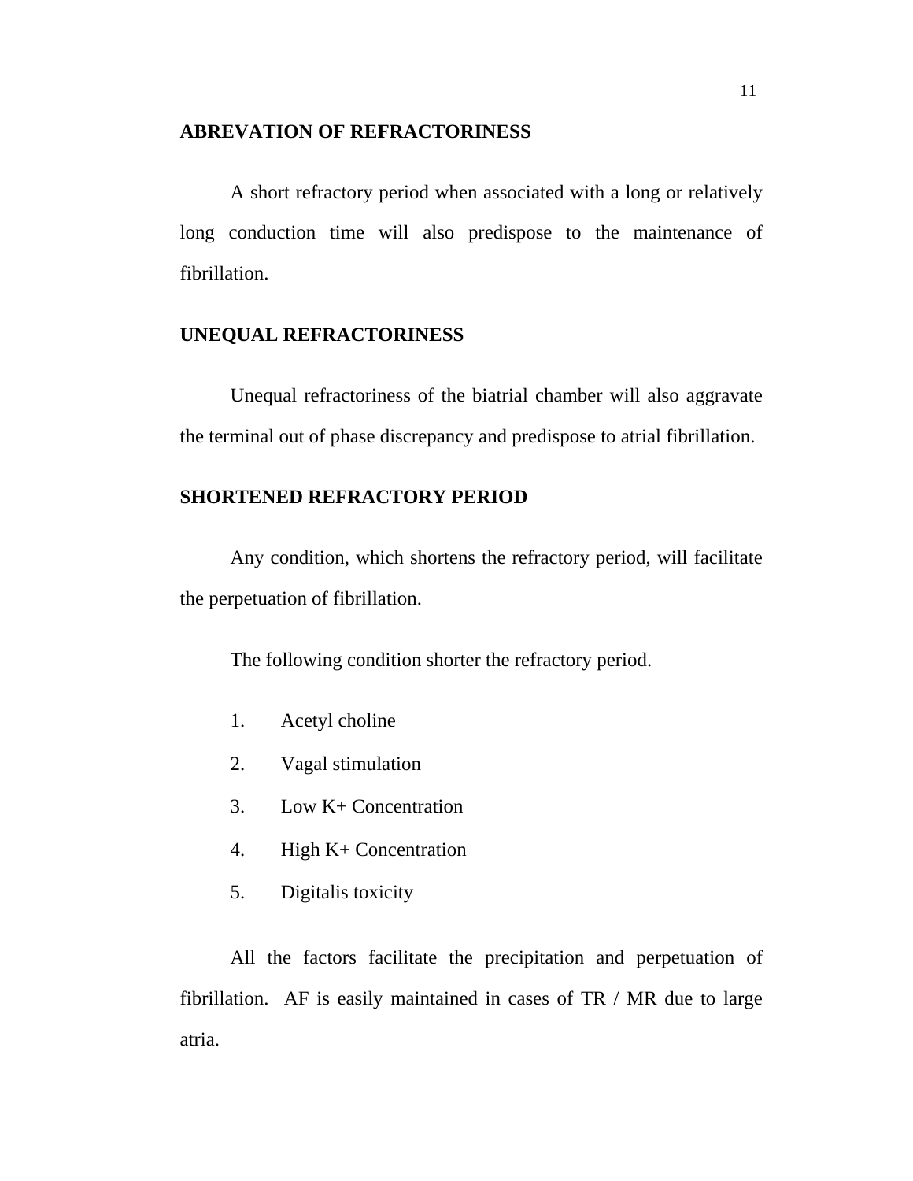## ABREVATION OF REFRACTORINESS

A short refractory period when associated with a long or relatively long conduction time will also predispose to the maintenance of fibrillation.

## UNEQUAL REFRACTORINESS

Unequal refractoriness of the biatrial chamber will also aggravate the terminal out of phase discrepancy and predispose to atrial fibrillation.

## SHORTENED REFRACTORY PERIOD

Any condition, which shortens the refractory period, will facilitate the perpetuation of fibrillation.

The following condition shorter the refractory period.

1. Acetyl choline
2. Vagal stimulation
3. Low K+ Concentration
4. High K+ Concentration
5. Digitalis toxicity

All the factors facilitate the precipitation and perpetuation of fibrillation. AF is easily maintained in cases of TR / MR due to large atria.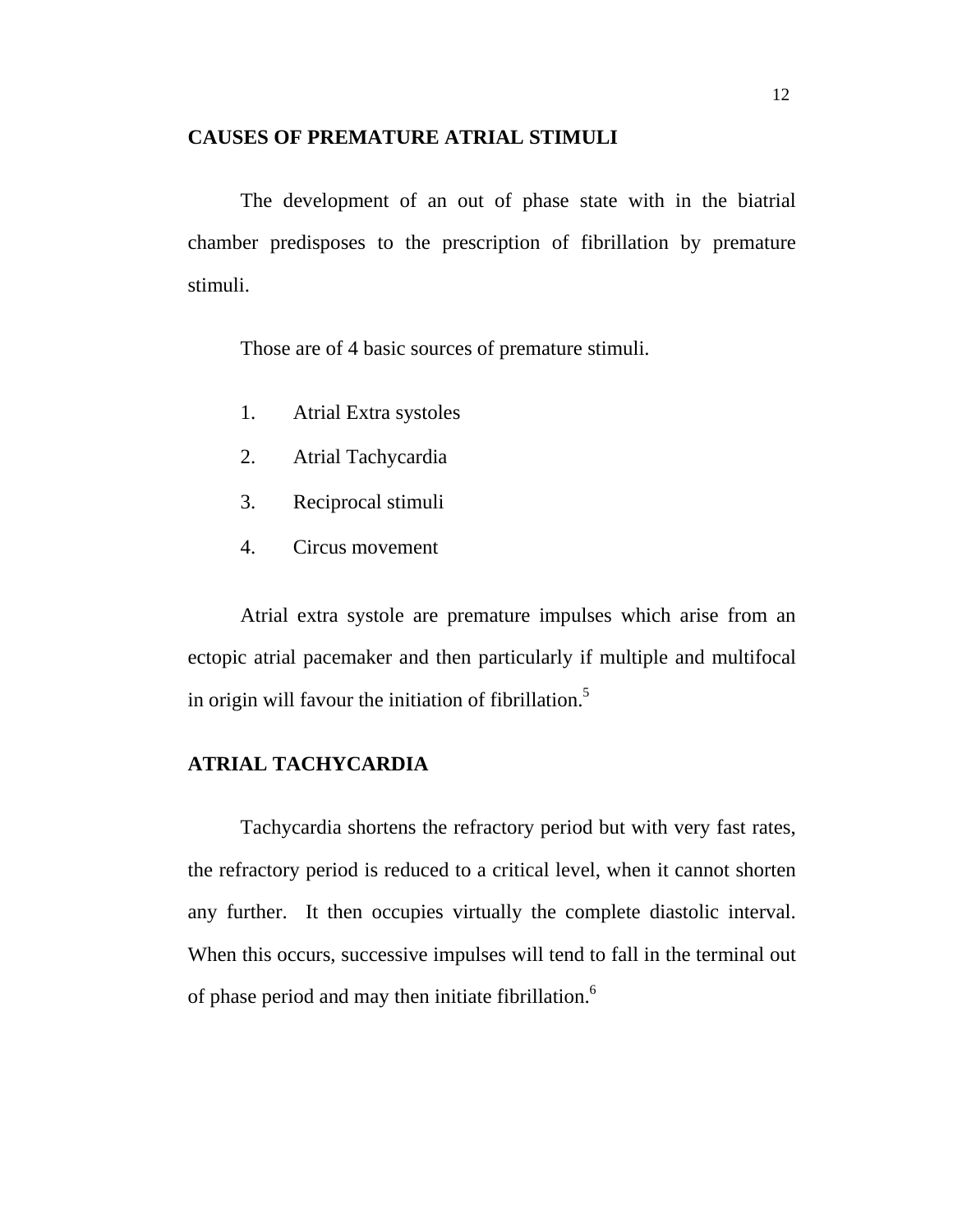## CAUSES OF PREMATURE ATRIAL STIMULI

The development of an out of phase state with in the biatrial chamber predisposes to the prescription of fibrillation by premature stimuli.

Those are of 4 basic sources of premature stimuli.

1. Atrial Extra systoles
2. Atrial Tachycardia
3. Reciprocal stimuli
4. Circus movement

Atrial extra systole are premature impulses which arise from an ectopic atrial pacemaker and then particularly if multiple and multifocal in origin will favour the initiation of fibrillation.[5]

## ATRIAL TACHYCARDIA

Tachycardia shortens the refractory period but with very fast rates, the refractory period is reduced to a critical level, when it cannot shorten any further. It then occupies virtually the complete diastolic interval. When this occurs, successive impulses will tend to fall in the terminal out of phase period and may then initiate fibrillation.[6]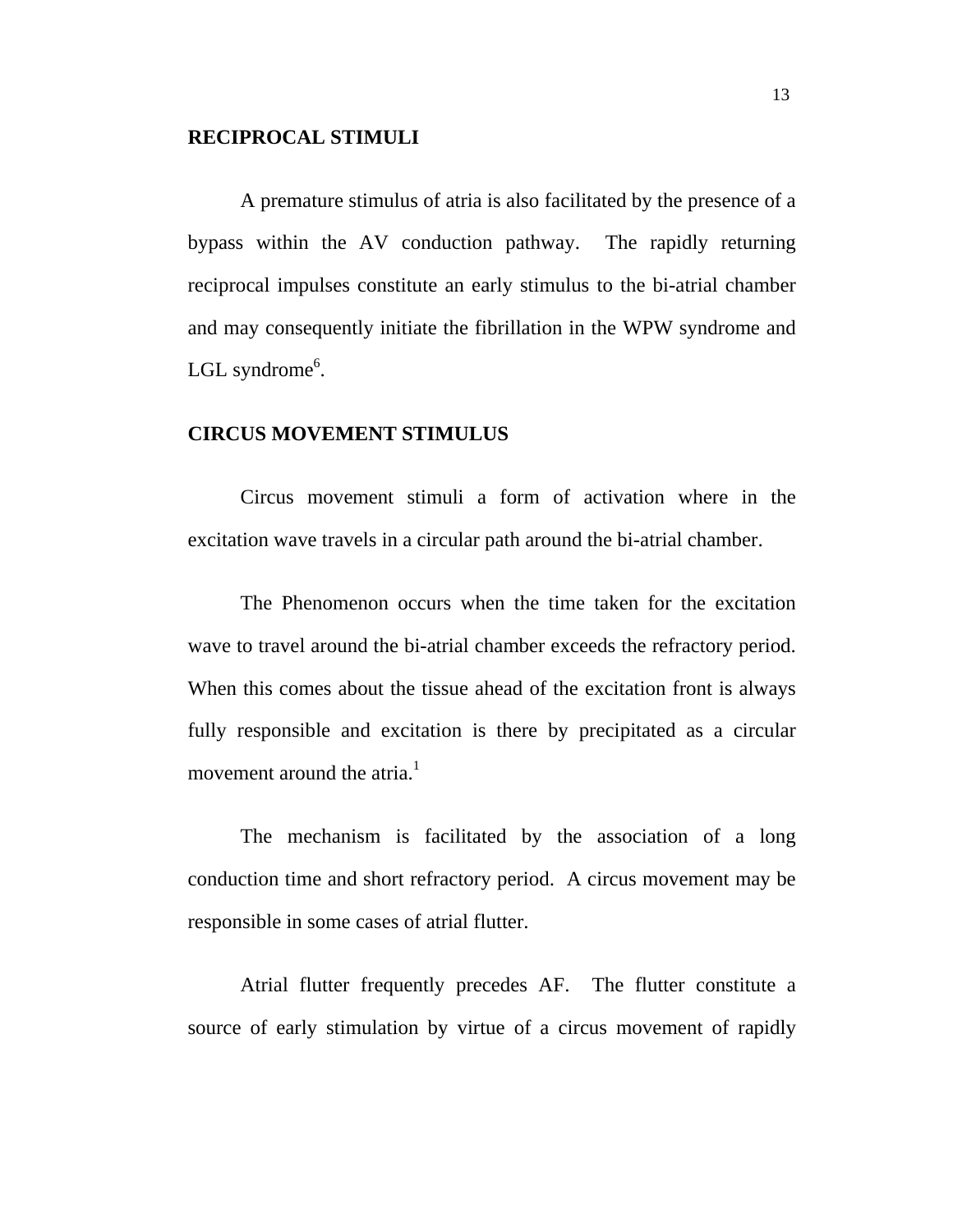## RECIPROCAL STIMULI

A premature stimulus of atria is also facilitated by the presence of a bypass within the AV conduction pathway. The rapidly returning reciprocal impulses constitute an early stimulus to the bi-atrial chamber and may consequently initiate the fibrillation in the WPW syndrome and LGL syndrome[6].

## CIRCUS MOVEMENT STIMULUS

Circus movement stimuli a form of activation where in the excitation wave travels in a circular path around the bi-atrial chamber.

The Phenomenon occurs when the time taken for the excitation wave to travel around the bi-atrial chamber exceeds the refractory period. When this comes about the tissue ahead of the excitation front is always fully responsible and excitation is there by precipitated as a circular movement around the atria.[1]

The mechanism is facilitated by the association of a long conduction time and short refractory period. A circus movement may be responsible in some cases of atrial flutter.

Atrial flutter frequently precedes AF. The flutter constitute a source of early stimulation by virtue of a circus movement of rapidly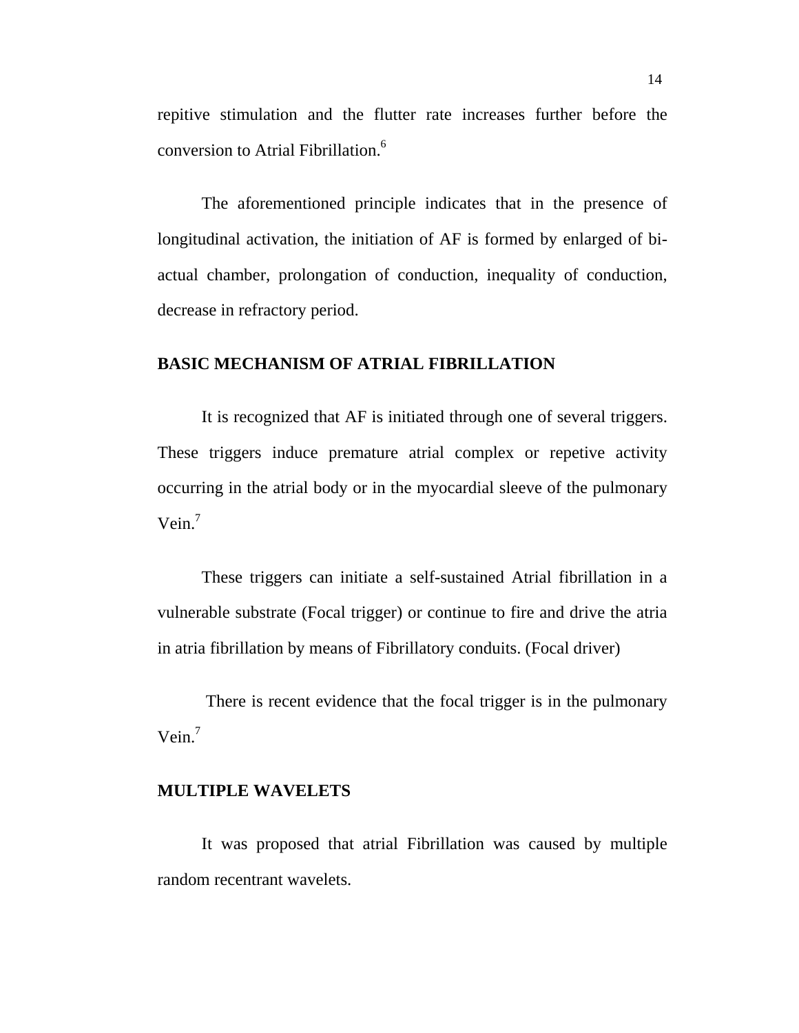repitive stimulation and the flutter rate increases further before the conversion to Atrial Fibrillation.[6]

The aforementioned principle indicates that in the presence of longitudinal activation, the initiation of AF is formed by enlarged of bi-actual chamber, prolongation of conduction, inequality of conduction, decrease in refractory period.

## BASIC MECHANISM OF ATRIAL FIBRILLATION

It is recognized that AF is initiated through one of several triggers. These triggers induce premature atrial complex or repetive activity occurring in the atrial body or in the myocardial sleeve of the pulmonary Vein.[7]

These triggers can initiate a self-sustained Atrial fibrillation in a vulnerable substrate (Focal trigger) or continue to fire and drive the atria in atria fibrillation by means of Fibrillatory conduits. (Focal driver)

There is recent evidence that the focal trigger is in the pulmonary Vein.[7]

## MULTIPLE WAVELETS

It was proposed that atrial Fibrillation was caused by multiple random recentrant wavelets.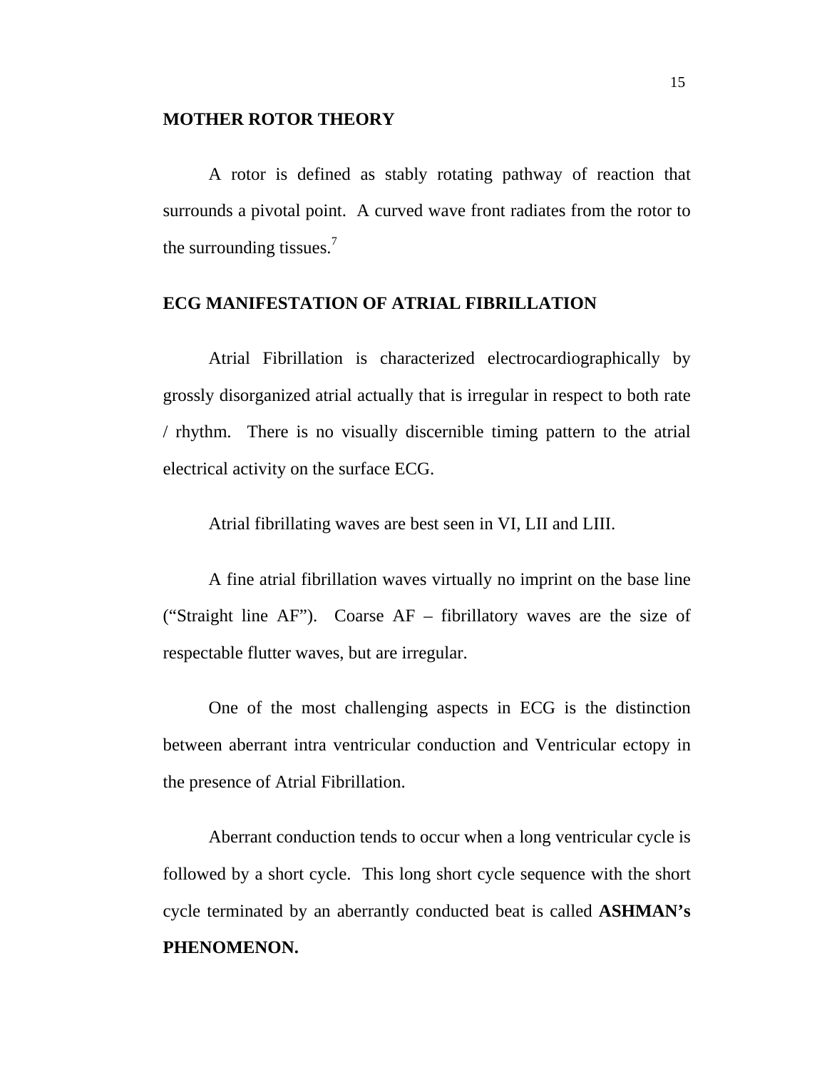## MOTHER ROTOR THEORY

A rotor is defined as stably rotating pathway of reaction that surrounds a pivotal point. A curved wave front radiates from the rotor to the surrounding tissues.[7]

## ECG MANIFESTATION OF ATRIAL FIBRILLATION

Atrial Fibrillation is characterized electrocardiographically by grossly disorganized atrial actually that is irregular in respect to both rate / rhythm. There is no visually discernible timing pattern to the atrial electrical activity on the surface ECG.

Atrial fibrillating waves are best seen in VI, LII and LIII.

A fine atrial fibrillation waves virtually no imprint on the base line ("Straight line AF"). Coarse AF – fibrillatory waves are the size of respectable flutter waves, but are irregular.

One of the most challenging aspects in ECG is the distinction between aberrant intra ventricular conduction and Ventricular ectopy in the presence of Atrial Fibrillation.

Aberrant conduction tends to occur when a long ventricular cycle is followed by a short cycle. This long short cycle sequence with the short cycle terminated by an aberrantly conducted beat is called **ASHMAN's PHENOMENON.**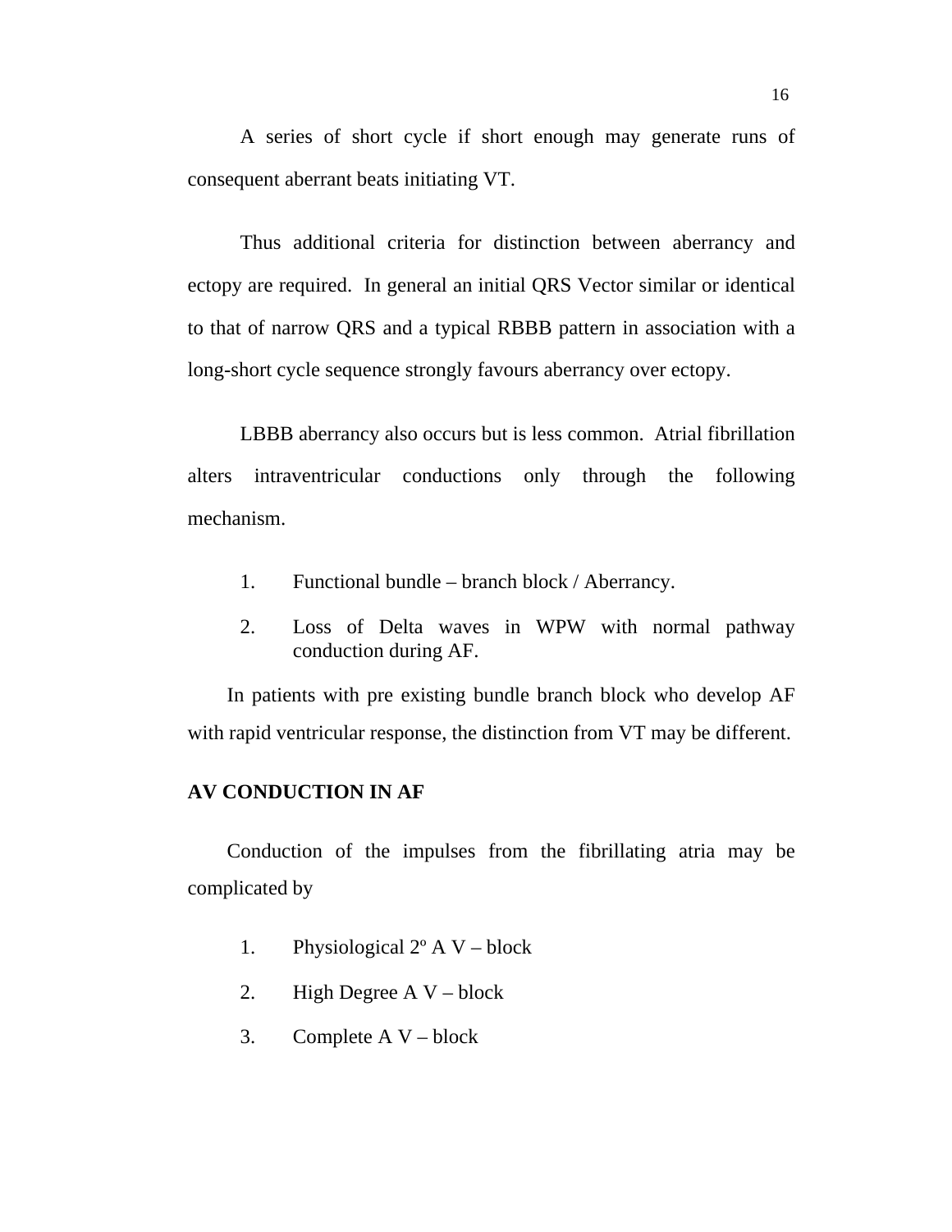A series of short cycle if short enough may generate runs of consequent aberrant beats initiating VT.

Thus additional criteria for distinction between aberrancy and ectopy are required. In general an initial QRS Vector similar or identical to that of narrow QRS and a typical RBBB pattern in association with a long-short cycle sequence strongly favours aberrancy over ectopy.

LBBB aberrancy also occurs but is less common. Atrial fibrillation alters intraventricular conductions only through the following mechanism.

1. Functional bundle – branch block / Aberrancy.
2. Loss of Delta waves in WPW with normal pathway conduction during AF.

In patients with pre existing bundle branch block who develop AF with rapid ventricular response, the distinction from VT may be different.

**AV CONDUCTION IN AF**

Conduction of the impulses from the fibrillating atria may be complicated by

1. Physiological 2º A V – block
2. High Degree A V – block
3. Complete A V – block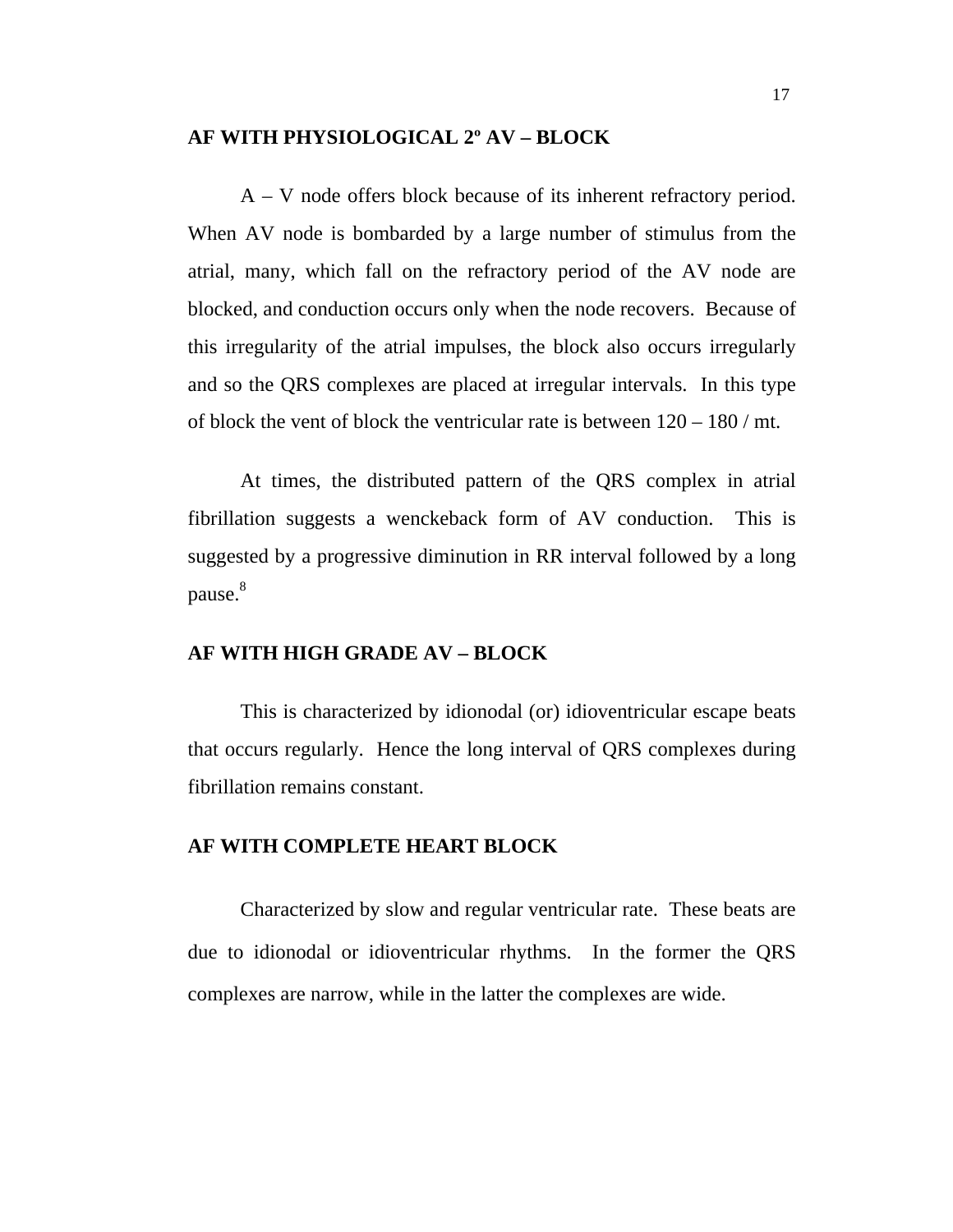## AF WITH PHYSIOLOGICAL 2º AV – BLOCK

A – V node offers block because of its inherent refractory period. When AV node is bombarded by a large number of stimulus from the atrial, many, which fall on the refractory period of the AV node are blocked, and conduction occurs only when the node recovers. Because of this irregularity of the atrial impulses, the block also occurs irregularly and so the QRS complexes are placed at irregular intervals. In this type of block the vent of block the ventricular rate is between 120 – 180 / mt.

At times, the distributed pattern of the QRS complex in atrial fibrillation suggests a wenckeback form of AV conduction. This is suggested by a progressive diminution in RR interval followed by a long pause.[8]

## AF WITH HIGH GRADE AV – BLOCK

This is characterized by idionodal (or) idioventricular escape beats that occurs regularly. Hence the long interval of QRS complexes during fibrillation remains constant.

## AF WITH COMPLETE HEART BLOCK

Characterized by slow and regular ventricular rate. These beats are due to idionodal or idioventricular rhythms. In the former the QRS complexes are narrow, while in the latter the complexes are wide.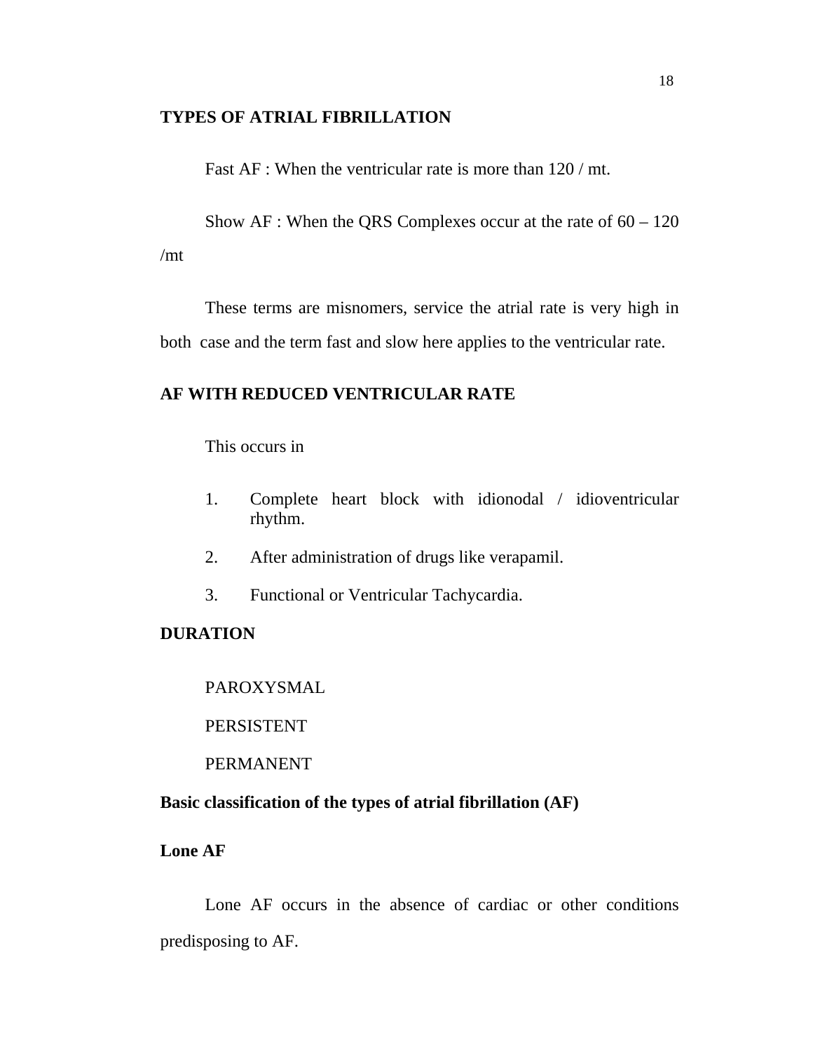## TYPES OF ATRIAL FIBRILLATION

Fast AF : When the ventricular rate is more than 120 / mt.

Show AF : When the QRS Complexes occur at the rate of 60 – 120 /mt

These terms are misnomers, service the atrial rate is very high in both case and the term fast and slow here applies to the ventricular rate.

## AF WITH REDUCED VENTRICULAR RATE

This occurs in

1. Complete heart block with idionodal / idioventricular rhythm.
2. After administration of drugs like verapamil.
3. Functional or Ventricular Tachycardia.

## DURATION

PAROXYSMAL

PERSISTENT

PERMANENT

**Basic classification of the types of atrial fibrillation (AF)**

**Lone AF**

Lone AF occurs in the absence of cardiac or other conditions predisposing to AF.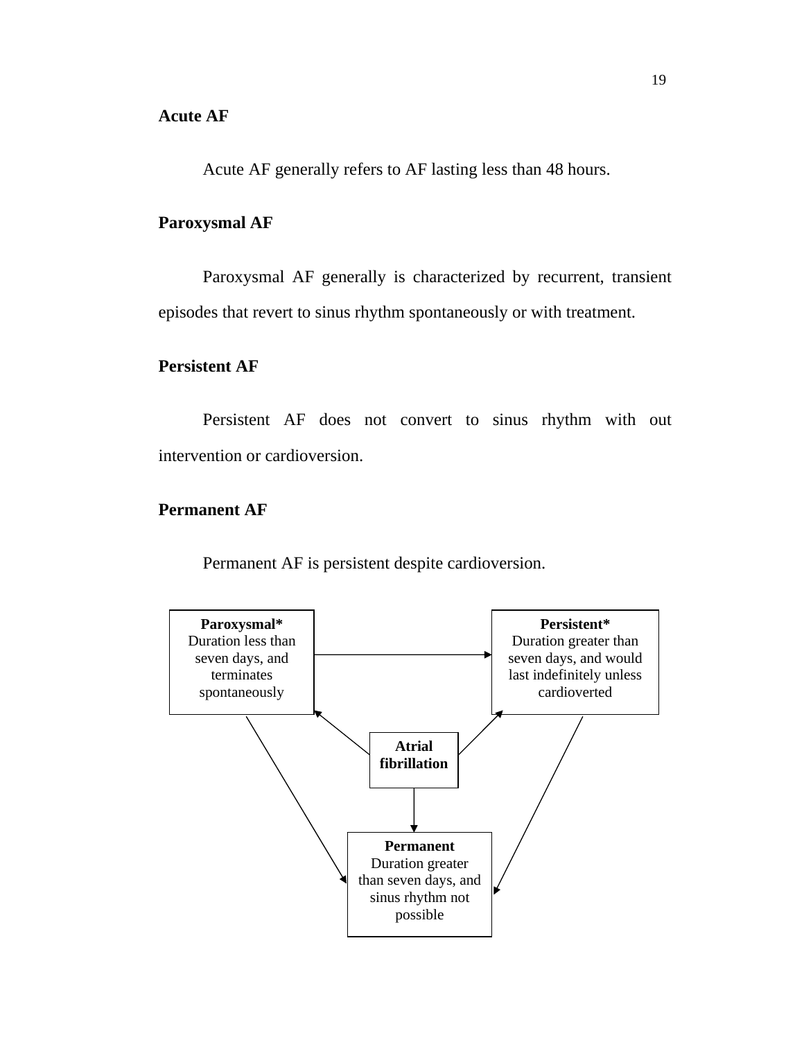**Acute AF**

Acute AF generally refers to AF lasting less than 48 hours.

**Paroxysmal AF**

Paroxysmal AF generally is characterized by recurrent, transient episodes that revert to sinus rhythm spontaneously or with treatment.

**Persistent AF**

Persistent AF does not convert to sinus rhythm with out intervention or cardioversion.

**Permanent AF**

Permanent AF is persistent despite cardioversion.

**Paroxysmal***
Duration less than seven days, and terminates spontaneously

**Persistent***
Duration greater than seven days, and would last indefinitely unless cardioverted

**Atrial fibrillation**

**Permanent**
Duration greater than seven days, and sinus rhythm not possible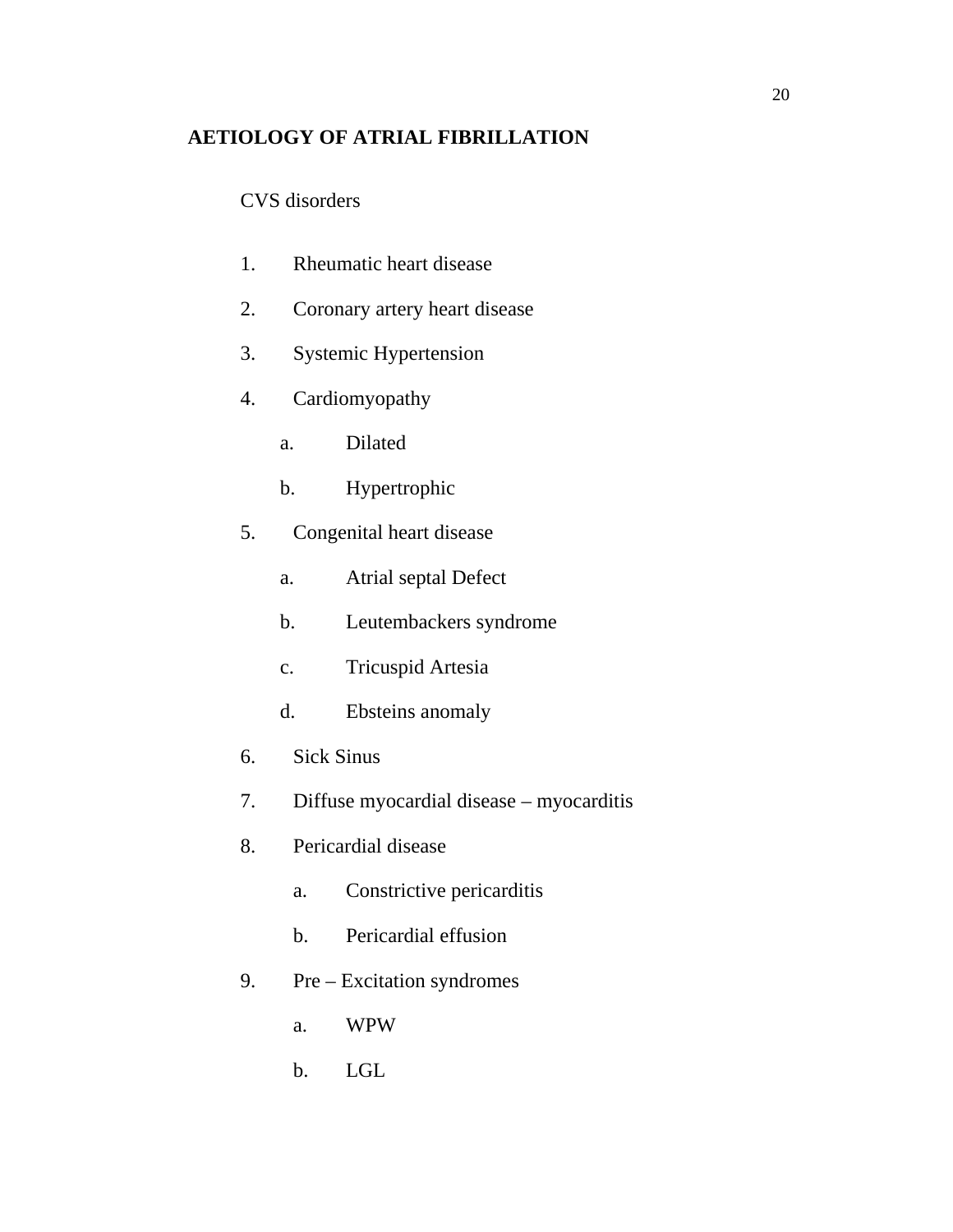## AETIOLOGY OF ATRIAL FIBRILLATION

CVS disorders

1. Rheumatic heart disease
2. Coronary artery heart disease
3. Systemic Hypertension
4. Cardiomyopathy
   a. Dilated
   b. Hypertrophic
5. Congenital heart disease
   a. Atrial septal Defect
   b. Leutembackers syndrome
   c. Tricuspid Artesia
   d. Ebsteins anomaly
6. Sick Sinus
7. Diffuse myocardial disease – myocarditis
8. Pericardial disease
   a. Constrictive pericarditis
   b. Pericardial effusion
9. Pre – Excitation syndromes
   a. WPW
   b. LGL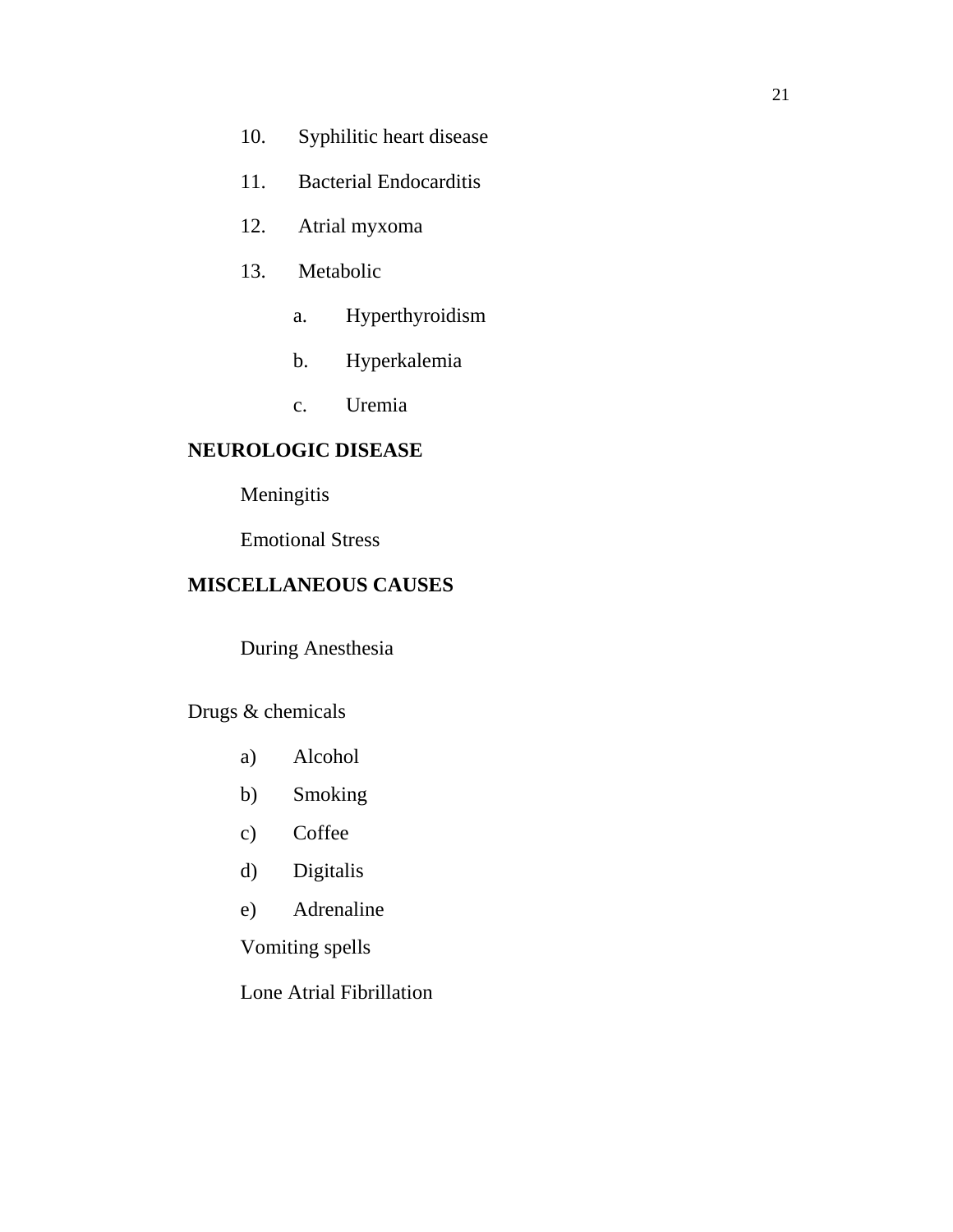10. Syphilitic heart disease
11. Bacterial Endocarditis
12. Atrial myxoma
13. Metabolic
    a. Hyperthyroidism
    b. Hyperkalemia
    c. Uremia

**NEUROLOGIC DISEASE**

Meningitis

Emotional Stress

**MISCELLANEOUS CAUSES**

During Anesthesia

Drugs & chemicals

a) Alcohol
b) Smoking
c) Coffee
d) Digitalis
e) Adrenaline

Vomiting spells

Lone Atrial Fibrillation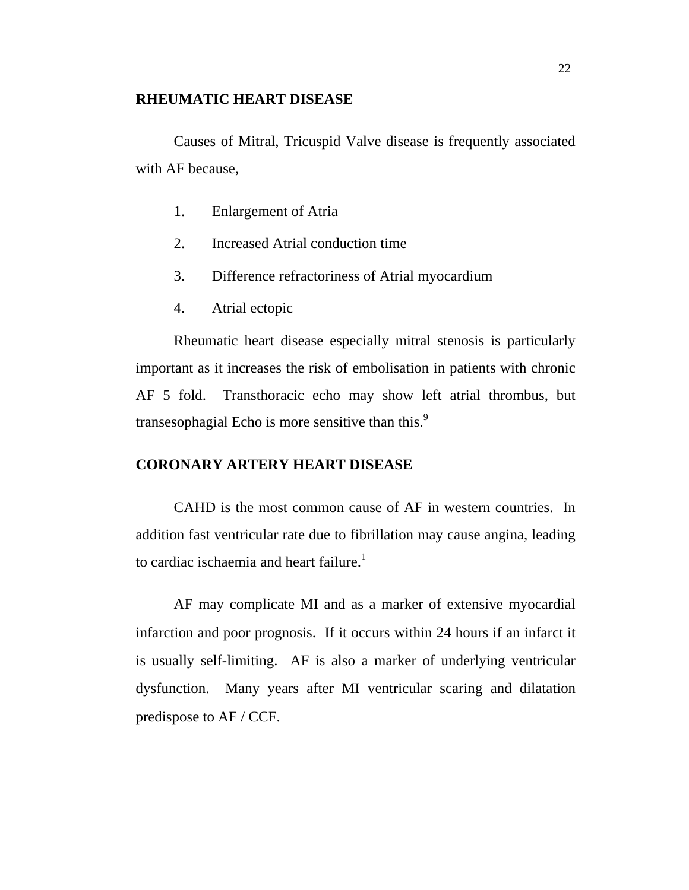## RHEUMATIC HEART DISEASE

Causes of Mitral, Tricuspid Valve disease is frequently associated with AF because,

1. Enlargement of Atria
2. Increased Atrial conduction time
3. Difference refractoriness of Atrial myocardium
4. Atrial ectopic

Rheumatic heart disease especially mitral stenosis is particularly important as it increases the risk of embolisation in patients with chronic AF 5 fold. Transthoracic echo may show left atrial thrombus, but transesophagial Echo is more sensitive than this.[9]

## CORONARY ARTERY HEART DISEASE

CAHD is the most common cause of AF in western countries. In addition fast ventricular rate due to fibrillation may cause angina, leading to cardiac ischaemia and heart failure.[1]

AF may complicate MI and as a marker of extensive myocardial infarction and poor prognosis. If it occurs within 24 hours if an infarct it is usually self-limiting. AF is also a marker of underlying ventricular dysfunction. Many years after MI ventricular scaring and dilatation predispose to AF / CCF.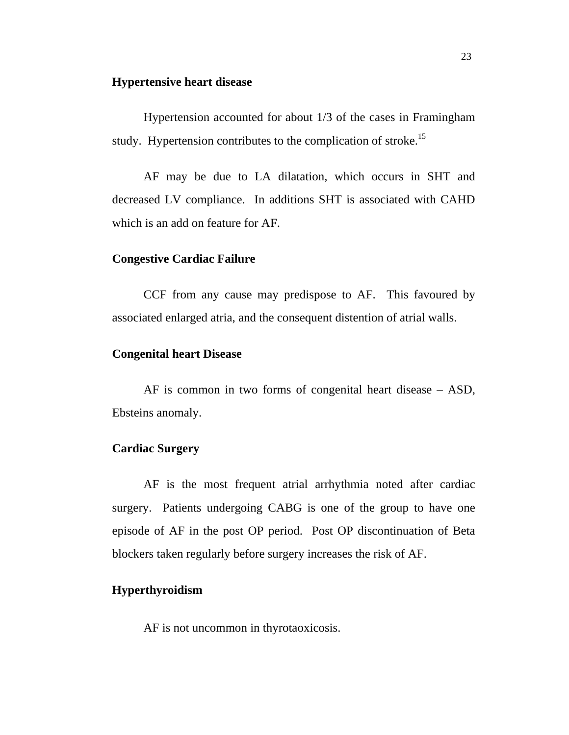**Hypertensive heart disease**

Hypertension accounted for about 1/3 of the cases in Framingham study. Hypertension contributes to the complication of stroke.[15]

AF may be due to LA dilatation, which occurs in SHT and decreased LV compliance. In additions SHT is associated with CAHD which is an add on feature for AF.

**Congestive Cardiac Failure**

CCF from any cause may predispose to AF. This favoured by associated enlarged atria, and the consequent distention of atrial walls.

**Congenital heart Disease**

AF is common in two forms of congenital heart disease – ASD, Ebsteins anomaly.

**Cardiac Surgery**

AF is the most frequent atrial arrhythmia noted after cardiac surgery. Patients undergoing CABG is one of the group to have one episode of AF in the post OP period. Post OP discontinuation of Beta blockers taken regularly before surgery increases the risk of AF.

**Hyperthyroidism**

AF is not uncommon in thyrotaoxicosis.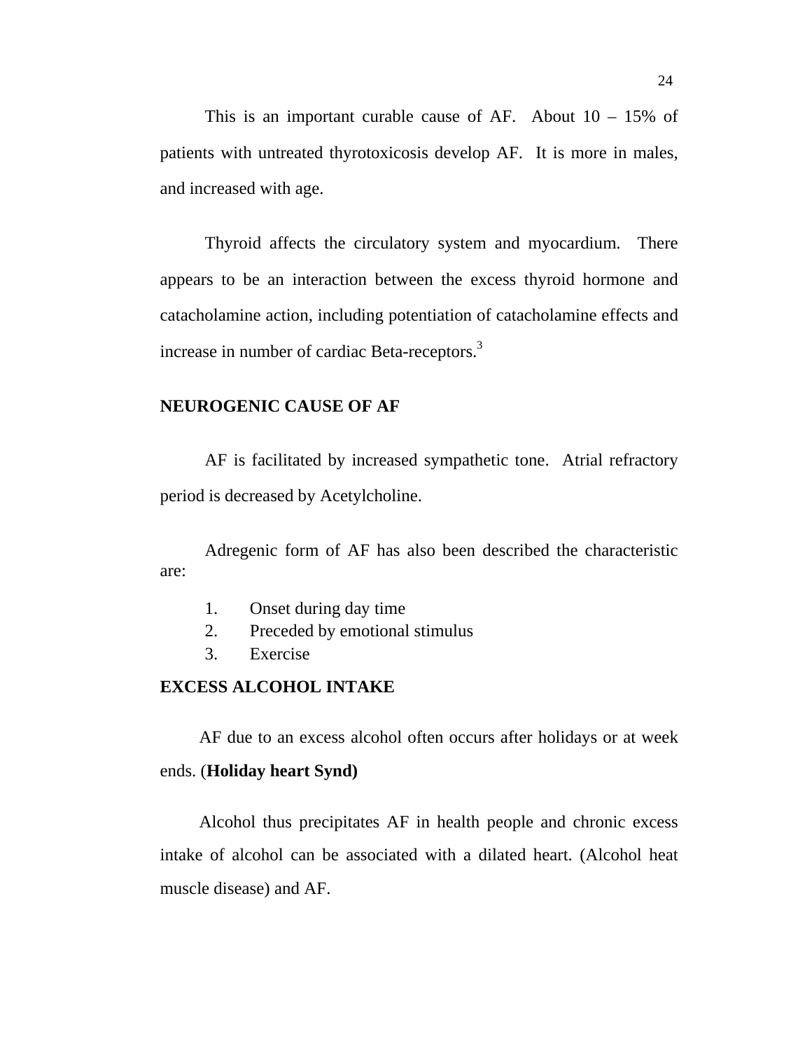This is an important curable cause of AF. About 10 – 15% of patients with untreated thyrotoxicosis develop AF. It is more in males, and increased with age.

Thyroid affects the circulatory system and myocardium. There appears to be an interaction between the excess thyroid hormone and catacholamine action, including potentiation of catacholamine effects and increase in number of cardiac Beta-receptors.[3]

## NEUROGENIC CAUSE OF AF

AF is facilitated by increased sympathetic tone. Atrial refractory period is decreased by Acetylcholine.

Adregenic form of AF has also been described the characteristic are:

1. Onset during day time
2. Preceded by emotional stimulus
3. Exercise

## EXCESS ALCOHOL INTAKE

AF due to an excess alcohol often occurs after holidays or at week ends. (**Holiday heart Synd)**

Alcohol thus precipitates AF in health people and chronic excess intake of alcohol can be associated with a dilated heart. (Alcohol heat muscle disease) and AF.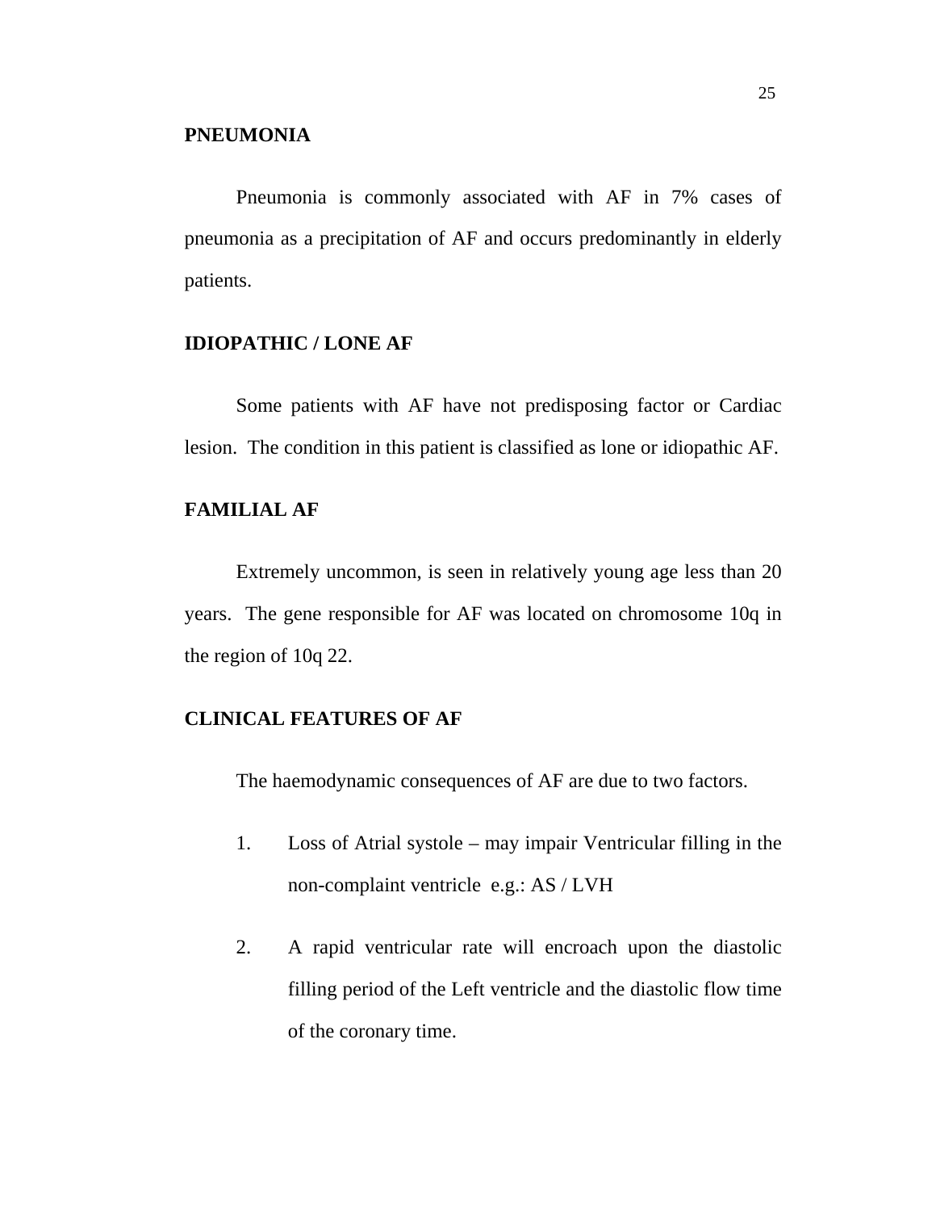**PNEUMONIA**

Pneumonia is commonly associated with AF in 7% cases of pneumonia as a precipitation of AF and occurs predominantly in elderly patients.

**IDIOPATHIC / LONE AF**

Some patients with AF have not predisposing factor or Cardiac lesion. The condition in this patient is classified as lone or idiopathic AF.

**FAMILIAL AF**

Extremely uncommon, is seen in relatively young age less than 20 years. The gene responsible for AF was located on chromosome 10q in the region of 10q 22.

**CLINICAL FEATURES OF AF**

The haemodynamic consequences of AF are due to two factors.

1. Loss of Atrial systole – may impair Ventricular filling in the non-complaint ventricle e.g.: AS / LVH

2. A rapid ventricular rate will encroach upon the diastolic filling period of the Left ventricle and the diastolic flow time of the coronary time.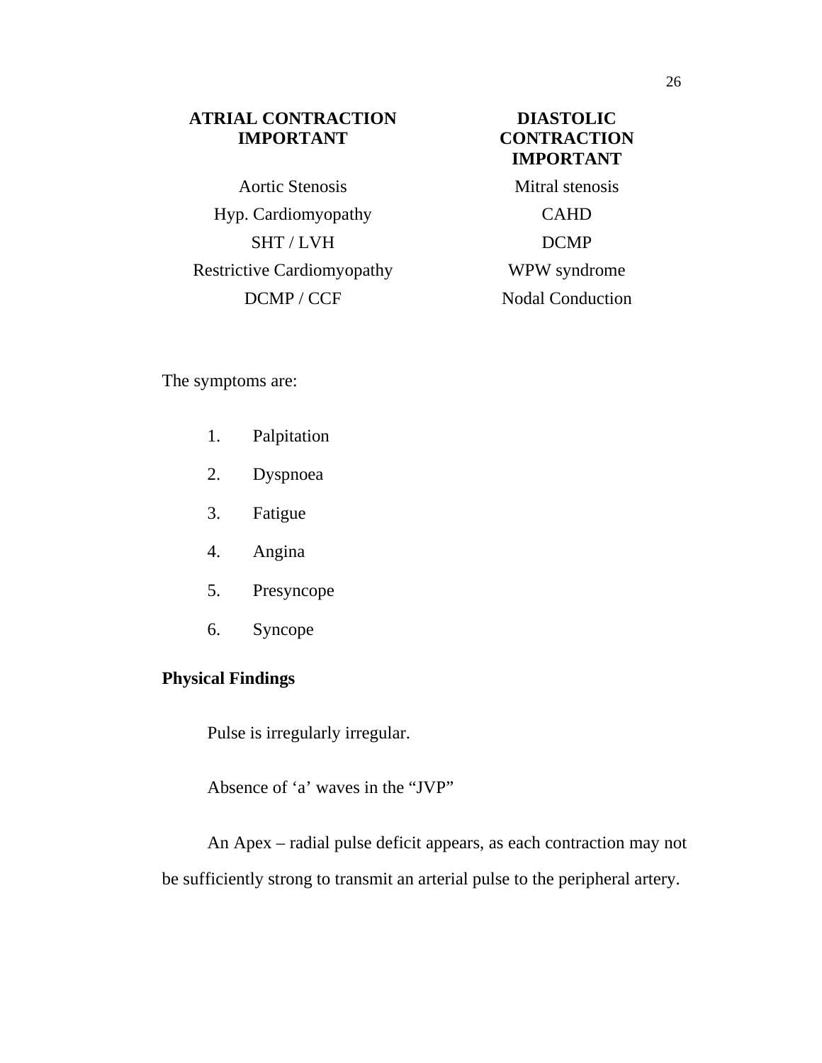| ATRIAL CONTRACTION IMPORTANT | DIASTOLIC CONTRACTION IMPORTANT |
|---|---|
| Aortic Stenosis | Mitral stenosis |
| Hyp. Cardiomyopathy | CAHD |
| SHT / LVH | DCMP |
| Restrictive Cardiomyopathy | WPW syndrome |
| DCMP / CCF | Nodal Conduction |

The symptoms are:

1. Palpitation
2. Dyspnoea
3. Fatigue
4. Angina
5. Presyncope
6. Syncope

**Physical Findings**

Pulse is irregularly irregular.

Absence of ‘a’ waves in the “JVP”

An Apex – radial pulse deficit appears, as each contraction may not be sufficiently strong to transmit an arterial pulse to the peripheral artery.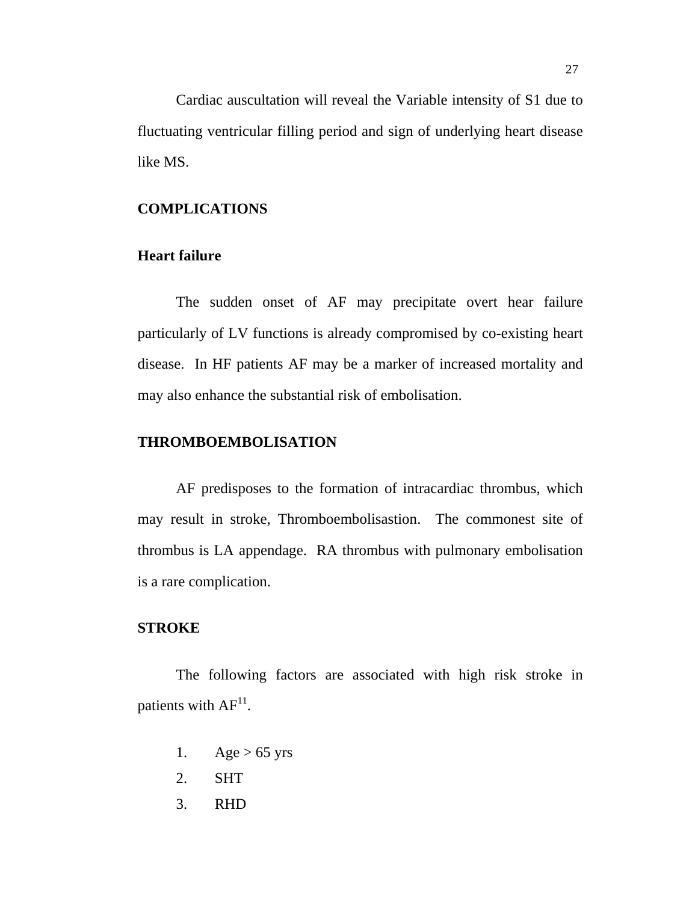Cardiac auscultation will reveal the Variable intensity of S1 due to fluctuating ventricular filling period and sign of underlying heart disease like MS.

## COMPLICATIONS

### Heart failure

The sudden onset of AF may precipitate overt hear failure particularly of LV functions is already compromised by co-existing heart disease. In HF patients AF may be a marker of increased mortality and may also enhance the substantial risk of embolisation.

### THROMBOEMBOLISATION

AF predisposes to the formation of intracardiac thrombus, which may result in stroke, Thromboembolisastion. The commonest site of thrombus is LA appendage. RA thrombus with pulmonary embolisation is a rare complication.

### STROKE

The following factors are associated with high risk stroke in patients with AF[11].

1. Age > 65 yrs
2. SHT
3. RHD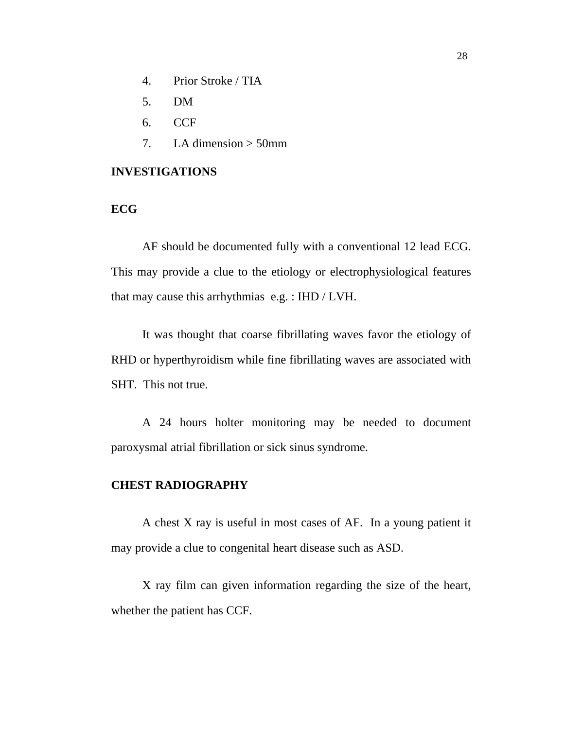4. Prior Stroke / TIA
5. DM
6. CCF
7. LA dimension > 50mm

**INVESTIGATIONS**

**ECG**

AF should be documented fully with a conventional 12 lead ECG. This may provide a clue to the etiology or electrophysiological features that may cause this arrhythmias e.g. : IHD / LVH.

It was thought that coarse fibrillating waves favor the etiology of RHD or hyperthyroidism while fine fibrillating waves are associated with SHT. This not true.

A 24 hours holter monitoring may be needed to document paroxysmal atrial fibrillation or sick sinus syndrome.

**CHEST RADIOGRAPHY**

A chest X ray is useful in most cases of AF. In a young patient it may provide a clue to congenital heart disease such as ASD.

X ray film can given information regarding the size of the heart, whether the patient has CCF.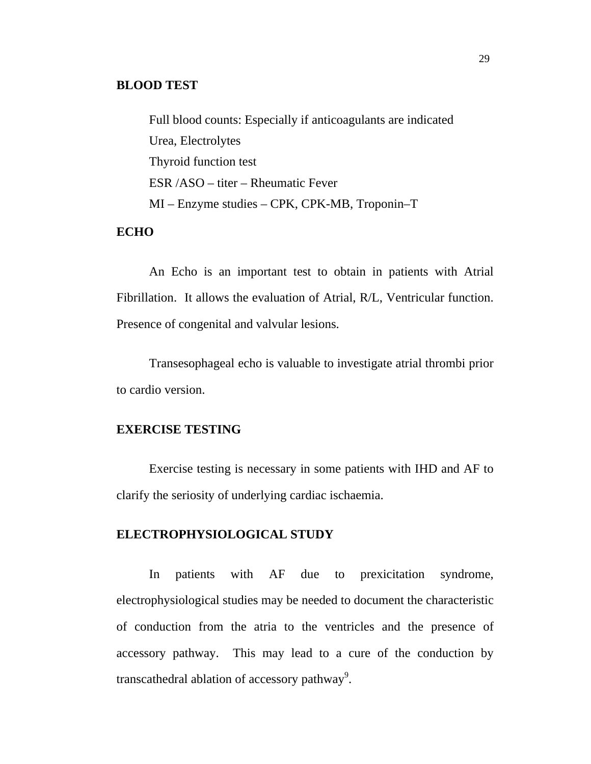**BLOOD TEST**

Full blood counts: Especially if anticoagulants are indicated  
Urea, Electrolytes  
Thyroid function test  
ESR /ASO – titer – Rheumatic Fever  
MI – Enzyme studies – CPK, CPK-MB, Troponin–T

**ECHO**

An Echo is an important test to obtain in patients with Atrial Fibrillation. It allows the evaluation of Atrial, R/L, Ventricular function. Presence of congenital and valvular lesions.

Transesophageal echo is valuable to investigate atrial thrombi prior to cardio version.

**EXERCISE TESTING**

Exercise testing is necessary in some patients with IHD and AF to clarify the seriosity of underlying cardiac ischaemia.

**ELECTROPHYSIOLOGICAL STUDY**

In patients with AF due to prexicitation syndrome, electrophysiological studies may be needed to document the characteristic of conduction from the atria to the ventricles and the presence of accessory pathway. This may lead to a cure of the conduction by transcathedral ablation of accessory pathway[9].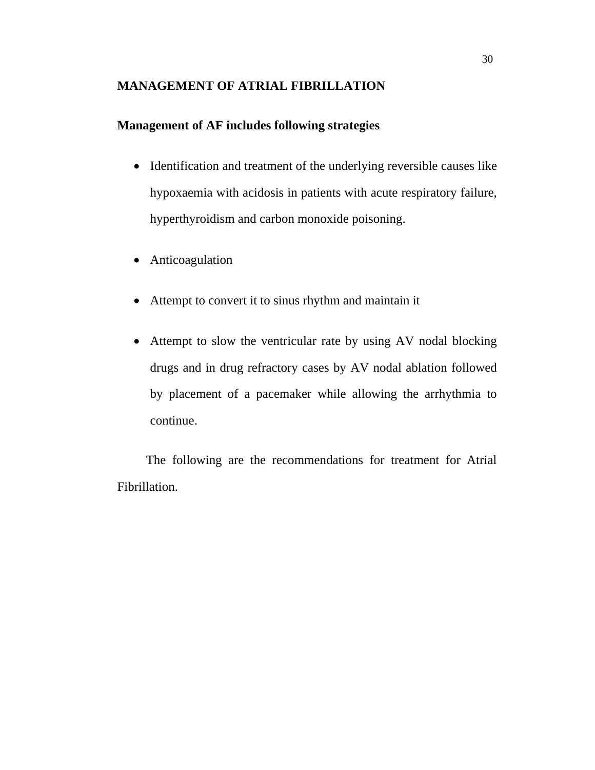## MANAGEMENT OF ATRIAL FIBRILLATION

**Management of AF includes following strategies**

- Identification and treatment of the underlying reversible causes like hypoxaemia with acidosis in patients with acute respiratory failure, hyperthyroidism and carbon monoxide poisoning.
- Anticoagulation
- Attempt to convert it to sinus rhythm and maintain it
- Attempt to slow the ventricular rate by using AV nodal blocking drugs and in drug refractory cases by AV nodal ablation followed by placement of a pacemaker while allowing the arrhythmia to continue.

The following are the recommendations for treatment for Atrial Fibrillation.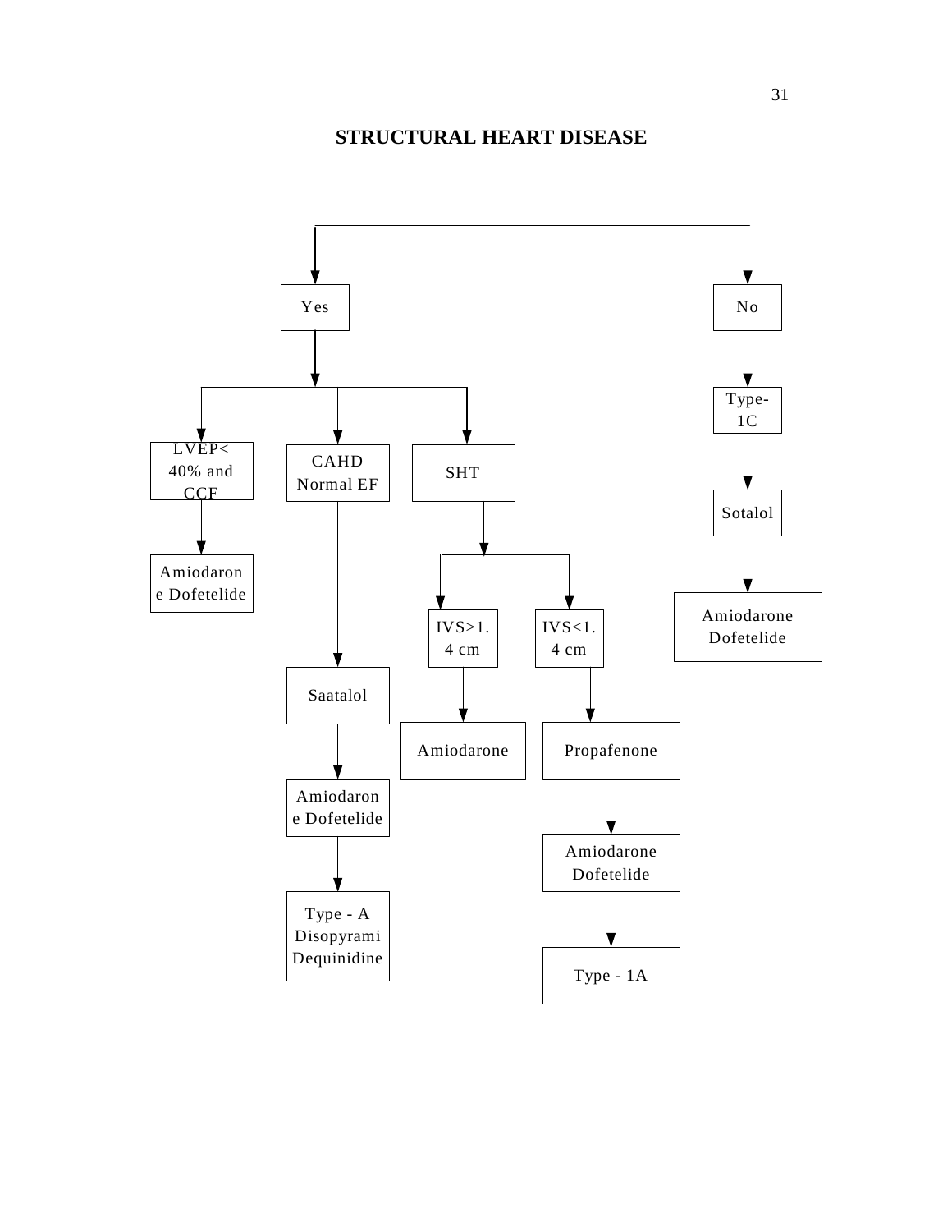## STRUCTURAL HEART DISEASE

- **Yes**
  - LVEP< 40% and CCF
    - Amiodarone Dofetelide
  - CAHD Normal EF
    - Saatalol
      - Amiodarone Dofetelide
        - Type - A Disopyrami Dequinidine
  - SHT
    - IVS>1.4 cm
      - Amiodarone
    - IVS<1.4 cm
      - Propafenone
        - Amiodarone Dofetelide
          - Type - 1A
- **No**
  - Type-1C
    - Sotalol
      - Amiodarone Dofetelide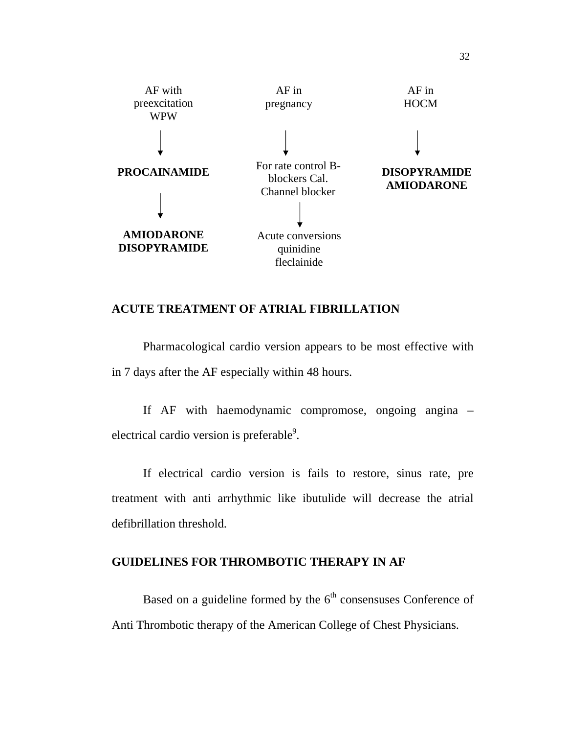AF with preexcitation WPW

↓

**PROCAINAMIDE**

↓

**AMIODARONE DISOPYRAMIDE**

AF in pregnancy

↓

For rate control B-blockers Cal. Channel blocker

↓

Acute conversions quinidine fleclainide

AF in HOCM

↓

**DISOPYRAMIDE AMIODARONE**

## ACUTE TREATMENT OF ATRIAL FIBRILLATION

Pharmacological cardio version appears to be most effective with in 7 days after the AF especially within 48 hours.

If AF with haemodynamic compromose, ongoing angina – electrical cardio version is preferable[9].

If electrical cardio version is fails to restore, sinus rate, pre treatment with anti arrhythmic like ibutulide will decrease the atrial defibrillation threshold.

## GUIDELINES FOR THROMBOTIC THERAPY IN AF

Based on a guideline formed by the 6th consensuses Conference of Anti Thrombotic therapy of the American College of Chest Physicians.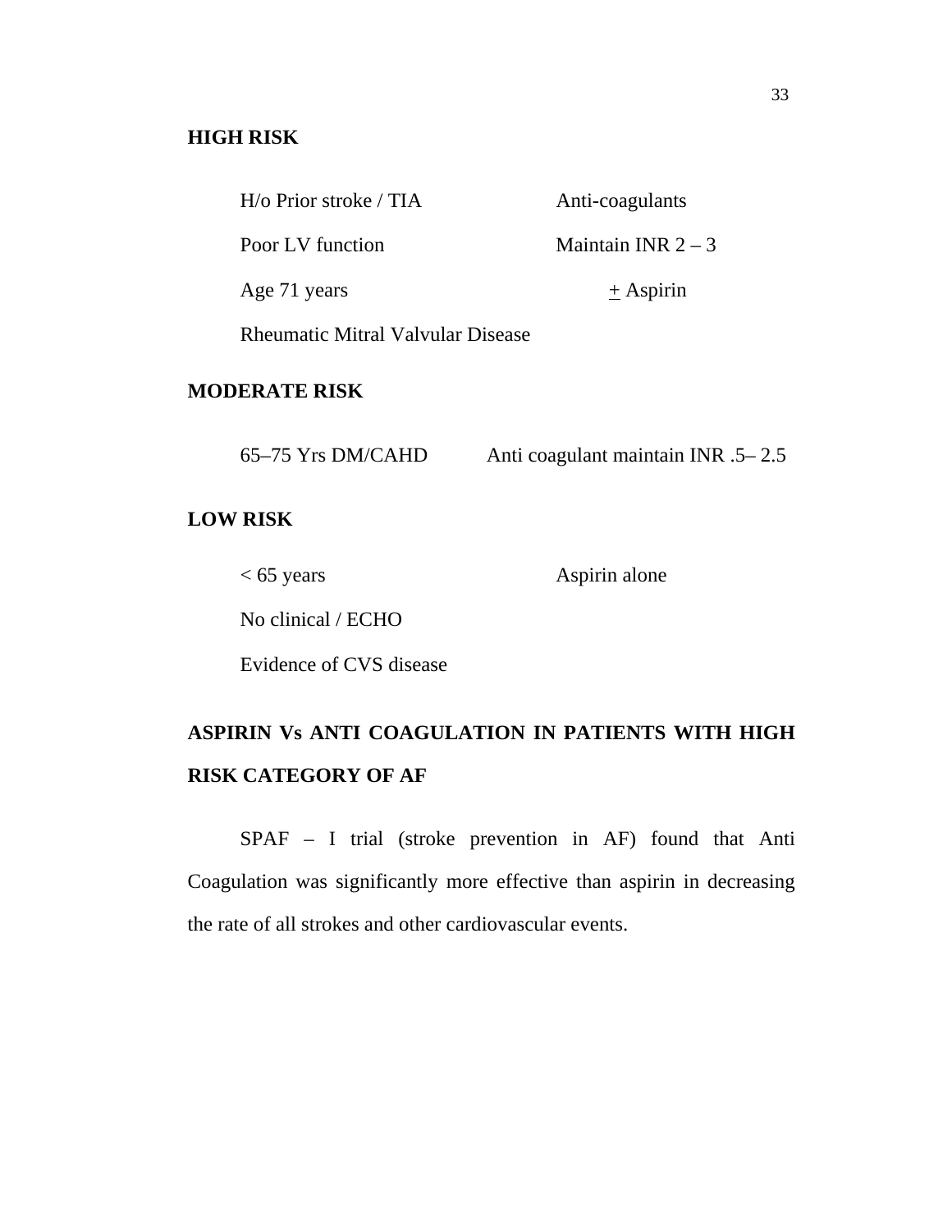**HIGH RISK**

| | |
|---|---|
| H/o Prior stroke / TIA | Anti-coagulants |
| Poor LV function | Maintain INR 2 – 3 |
| Age 71 years | ± Aspirin |
| Rheumatic Mitral Valvular Disease | |

**MODERATE RISK**

| | |
|---|---|
| 65–75 Yrs DM/CAHD | Anti coagulant maintain INR .5– 2.5 |

**LOW RISK**

| | |
|---|---|
| < 65 years | Aspirin alone |
| No clinical / ECHO | |
| Evidence of CVS disease | |

**ASPIRIN Vs ANTI COAGULATION IN PATIENTS WITH HIGH RISK CATEGORY OF AF**

SPAF – I trial (stroke prevention in AF) found that Anti Coagulation was significantly more effective than aspirin in decreasing the rate of all strokes and other cardiovascular events.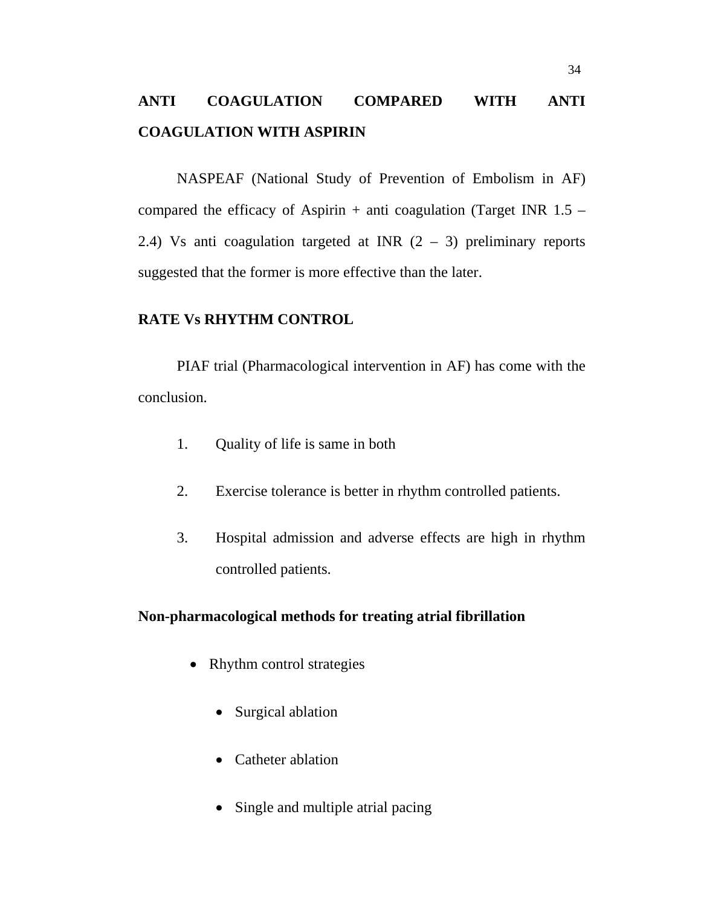## ANTI COAGULATION COMPARED WITH ANTI COAGULATION WITH ASPIRIN

NASPEAF (National Study of Prevention of Embolism in AF) compared the efficacy of Aspirin + anti coagulation (Target INR 1.5 – 2.4) Vs anti coagulation targeted at INR (2 – 3) preliminary reports suggested that the former is more effective than the later.

## RATE Vs RHYTHM CONTROL

PIAF trial (Pharmacological intervention in AF) has come with the conclusion.

1. Quality of life is same in both
2. Exercise tolerance is better in rhythm controlled patients.
3. Hospital admission and adverse effects are high in rhythm controlled patients.

**Non-pharmacological methods for treating atrial fibrillation**

- Rhythm control strategies
  - Surgical ablation
  - Catheter ablation
  - Single and multiple atrial pacing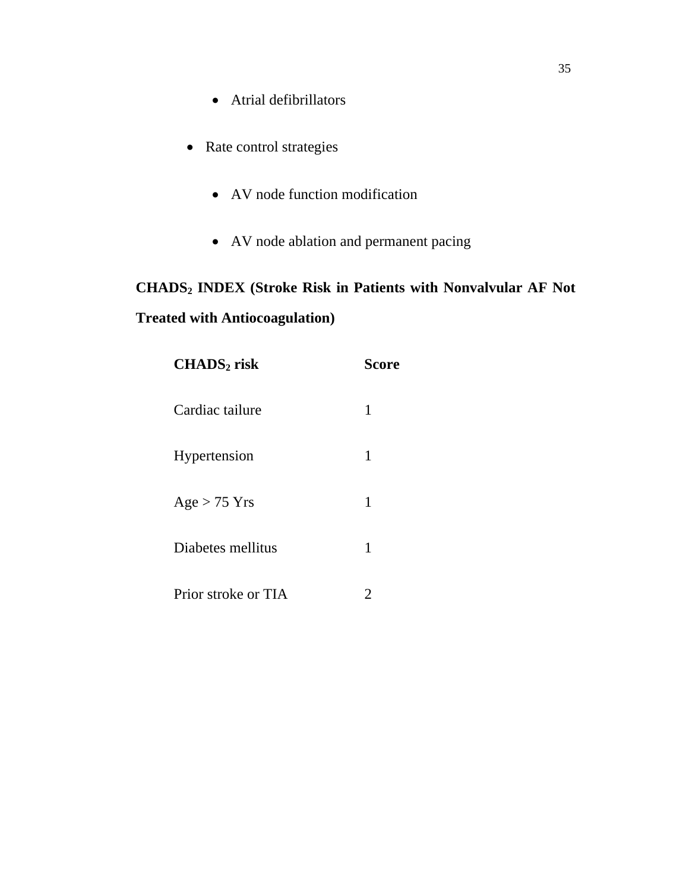- Atrial defibrillators
- Rate control strategies
    - AV node function modification
    - AV node ablation and permanent pacing

**$CHADS_2$ INDEX (Stroke Risk in Patients with Nonvalvular AF Not Treated with Antiocoagulation)**

| **$CHADS_2$ risk** | **Score** |
|---|---|
| Cardiac tailure | 1 |
| Hypertension | 1 |
| Age > 75 Yrs | 1 |
| Diabetes mellitus | 1 |
| Prior stroke or TIA | 2 |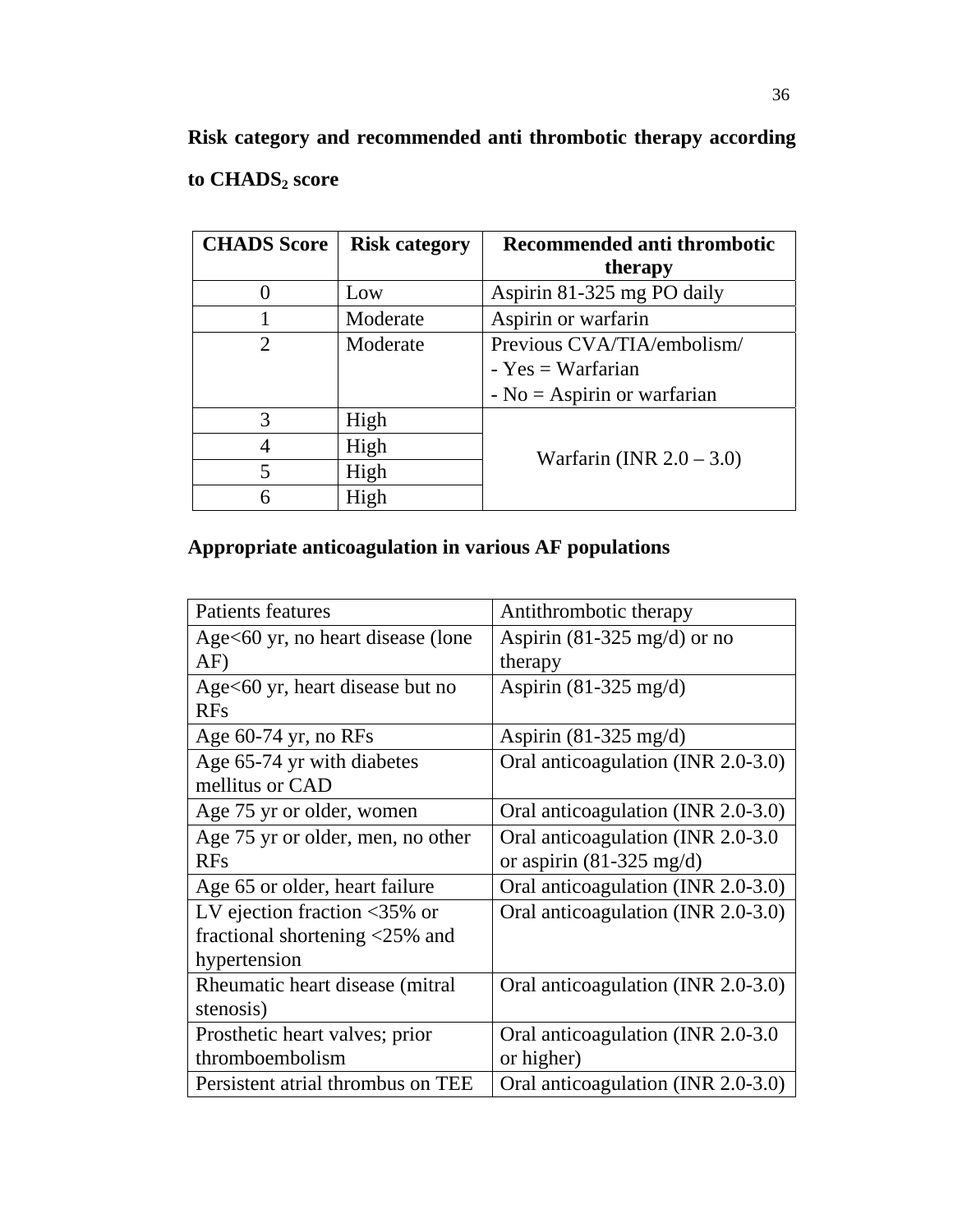**Risk category and recommended anti thrombotic therapy according to $CHADS_2$ score**

| CHADS Score | Risk category | Recommended anti thrombotic therapy |
|---|---|---|
| 0 | Low | Aspirin 81-325 mg PO daily |
| 1 | Moderate | Aspirin or warfarin |
| 2 | Moderate | Previous CVA/TIA/embolism/<br>- Yes = Warfarian<br>- No = Aspirin or warfarian |
| 3 | High | Warfarin (INR 2.0 – 3.0) |
| 4 | High | |
| 5 | High | |
| 6 | High | |

**Appropriate anticoagulation in various AF populations**

| Patients features | Antithrombotic therapy |
|---|---|
| Age<60 yr, no heart disease (lone AF) | Aspirin (81-325 mg/d) or no therapy |
| Age<60 yr, heart disease but no RFs | Aspirin (81-325 mg/d) |
| Age 60-74 yr, no RFs | Aspirin (81-325 mg/d) |
| Age 65-74 yr with diabetes mellitus or CAD | Oral anticoagulation (INR 2.0-3.0) |
| Age 75 yr or older, women | Oral anticoagulation (INR 2.0-3.0) |
| Age 75 yr or older, men, no other RFs | Oral anticoagulation (INR 2.0-3.0 or aspirin (81-325 mg/d) |
| Age 65 or older, heart failure | Oral anticoagulation (INR 2.0-3.0) |
| LV ejection fraction <35% or fractional shortening <25% and hypertension | Oral anticoagulation (INR 2.0-3.0) |
| Rheumatic heart disease (mitral stenosis) | Oral anticoagulation (INR 2.0-3.0) |
| Prosthetic heart valves; prior thromboembolism | Oral anticoagulation (INR 2.0-3.0 or higher) |
| Persistent atrial thrombus on TEE | Oral anticoagulation (INR 2.0-3.0) |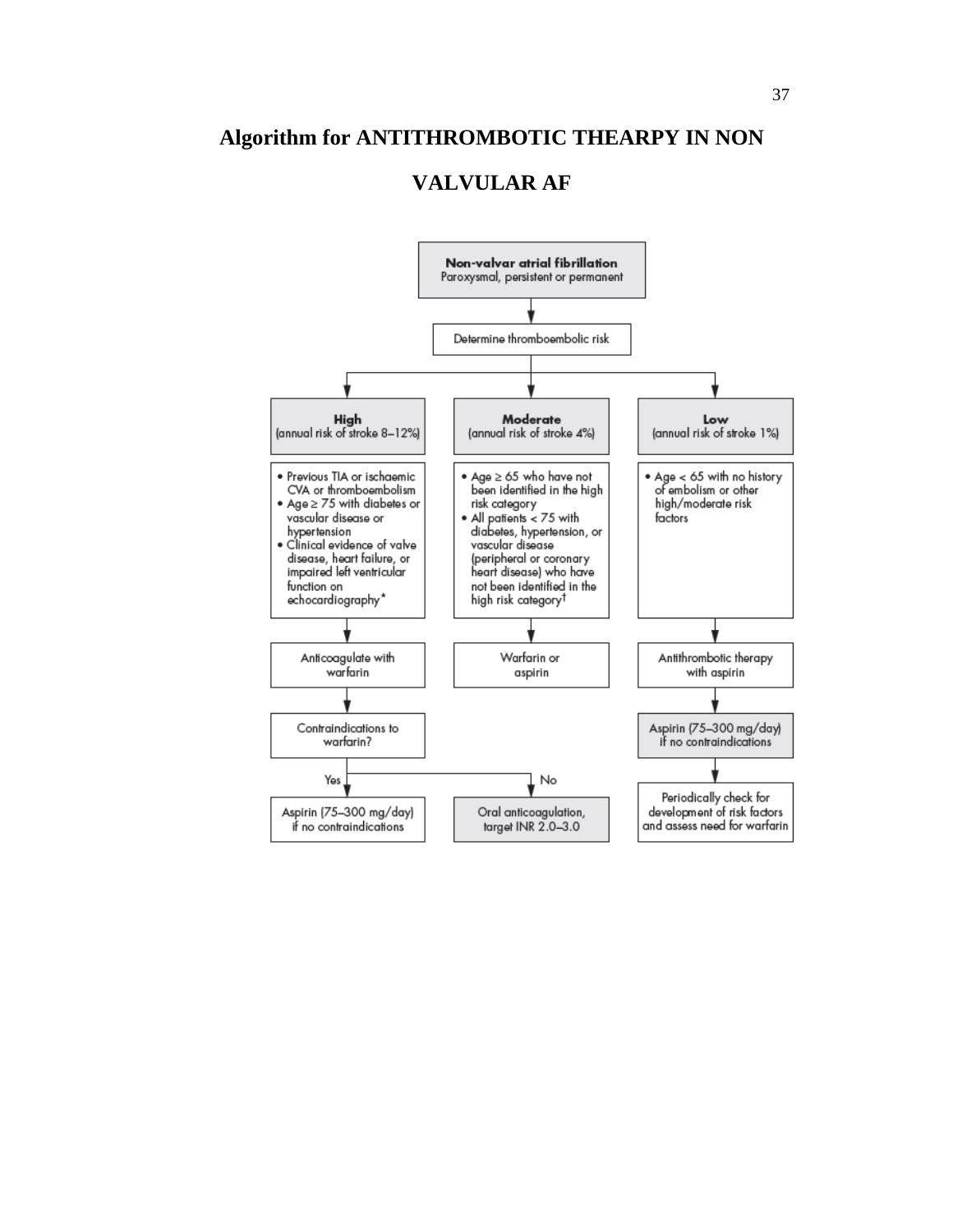# Algorithm for ANTITHROMBOTIC THEARPY IN NON VALVULAR AF

**Non-valvar atrial fibrillation**
Paroxysmal, persistent or permanent

↓

Determine thromboembolic risk

↓

| **High** (annual risk of stroke 8–12%) | **Moderate** (annual risk of stroke 4%) | **Low** (annual risk of stroke 1%) |
|---|---|---|
| • Previous TIA or ischaemic CVA or thromboembolism<br>• Age ≥ 75 with diabetes or vascular disease or hypertension<br>• Clinical evidence of valve disease, heart failure, or impaired left ventricular function on echocardiography* | • Age ≥ 65 who have not been identified in the high risk category<br>• All patients < 75 with diabetes, hypertension, or vascular disease (peripheral or coronary heart disease) who have not been identified in the high risk category† | • Age < 65 with no history of embolism or other high/moderate risk factors |
| Anticoagulate with warfarin | Warfarin or aspirin | Antithrombotic therapy with aspirin |
| Contraindications to warfarin? | | Aspirin (75–300 mg/day) if no contraindications |
| Yes → Aspirin (75–300 mg/day) if no contraindications | No → Oral anticoagulation, target INR 2.0–3.0 | Periodically check for development of risk factors and assess need for warfarin |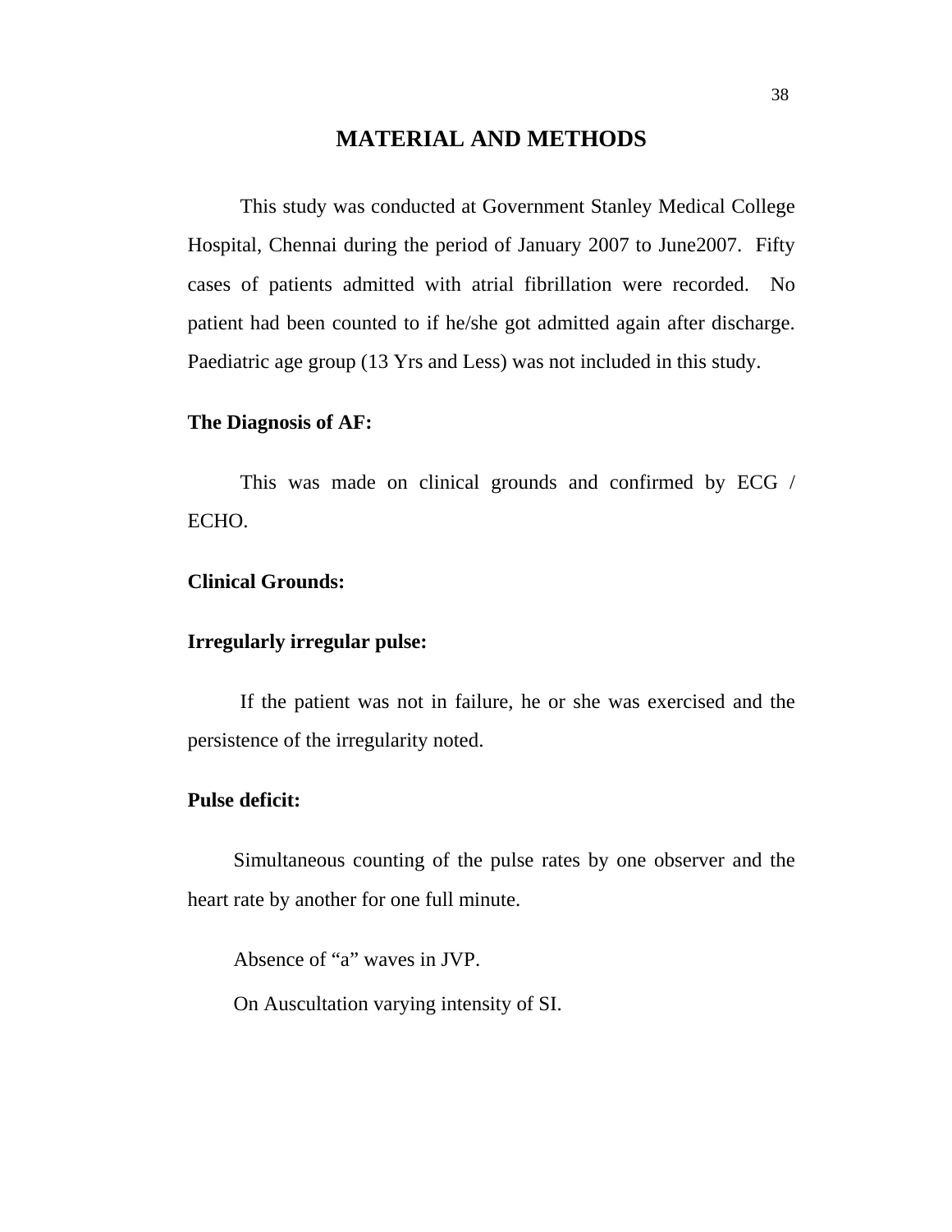# MATERIAL AND METHODS

This study was conducted at Government Stanley Medical College Hospital, Chennai during the period of January 2007 to June2007. Fifty cases of patients admitted with atrial fibrillation were recorded. No patient had been counted to if he/she got admitted again after discharge. Paediatric age group (13 Yrs and Less) was not included in this study.

**The Diagnosis of AF:**

This was made on clinical grounds and confirmed by ECG / ECHO.

**Clinical Grounds:**

**Irregularly irregular pulse:**

If the patient was not in failure, he or she was exercised and the persistence of the irregularity noted.

**Pulse deficit:**

Simultaneous counting of the pulse rates by one observer and the heart rate by another for one full minute.

Absence of "a" waves in JVP.

On Auscultation varying intensity of SI.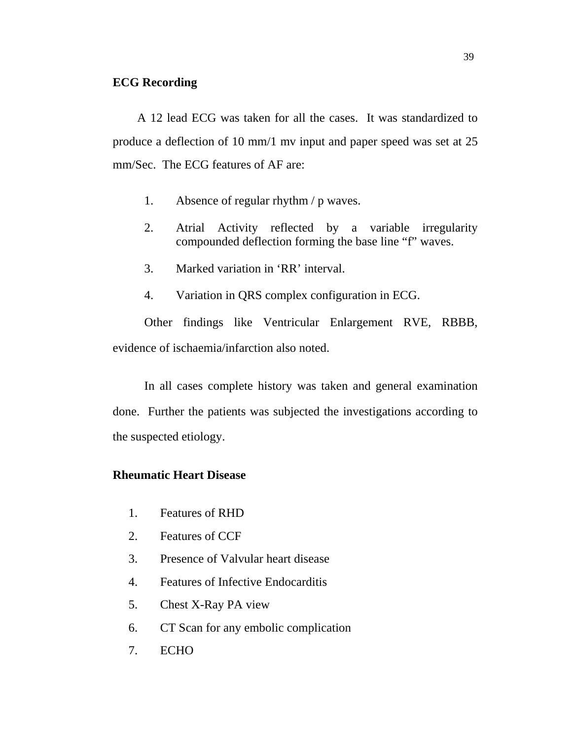**ECG Recording**

A 12 lead ECG was taken for all the cases. It was standardized to produce a deflection of 10 mm/1 mv input and paper speed was set at 25 mm/Sec. The ECG features of AF are:

1. Absence of regular rhythm / p waves.
2. Atrial Activity reflected by a variable irregularity compounded deflection forming the base line “f” waves.
3. Marked variation in ‘RR’ interval.
4. Variation in QRS complex configuration in ECG.

Other findings like Ventricular Enlargement RVE, RBBB, evidence of ischaemia/infarction also noted.

In all cases complete history was taken and general examination done. Further the patients was subjected the investigations according to the suspected etiology.

**Rheumatic Heart Disease**

1. Features of RHD
2. Features of CCF
3. Presence of Valvular heart disease
4. Features of Infective Endocarditis
5. Chest X-Ray PA view
6. CT Scan for any embolic complication
7. ECHO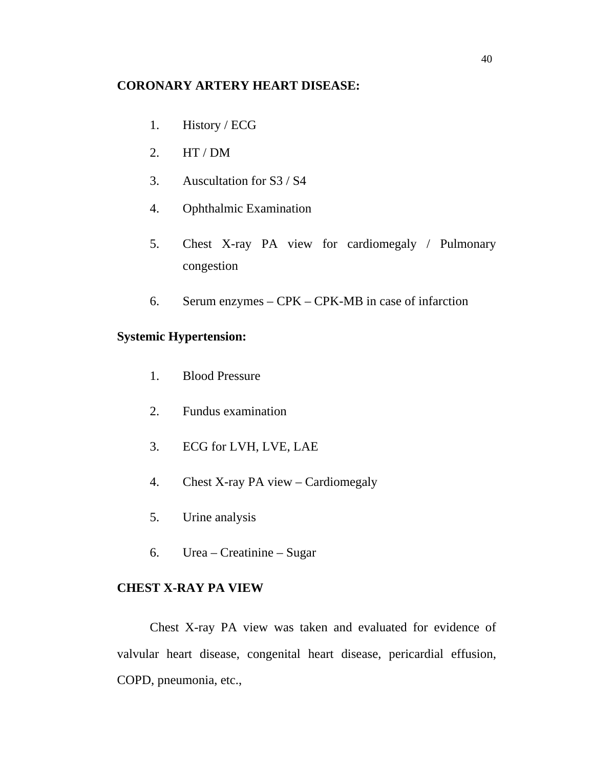**CORONARY ARTERY HEART DISEASE:**

1. History / ECG
2. HT / DM
3. Auscultation for S3 / S4
4. Ophthalmic Examination
5. Chest X-ray PA view for cardiomegaly / Pulmonary congestion
6. Serum enzymes – CPK – CPK-MB in case of infarction

**Systemic Hypertension:**

1. Blood Pressure
2. Fundus examination
3. ECG for LVH, LVE, LAE
4. Chest X-ray PA view – Cardiomegaly
5. Urine analysis
6. Urea – Creatinine – Sugar

**CHEST X-RAY PA VIEW**

Chest X-ray PA view was taken and evaluated for evidence of valvular heart disease, congenital heart disease, pericardial effusion, COPD, pneumonia, etc.,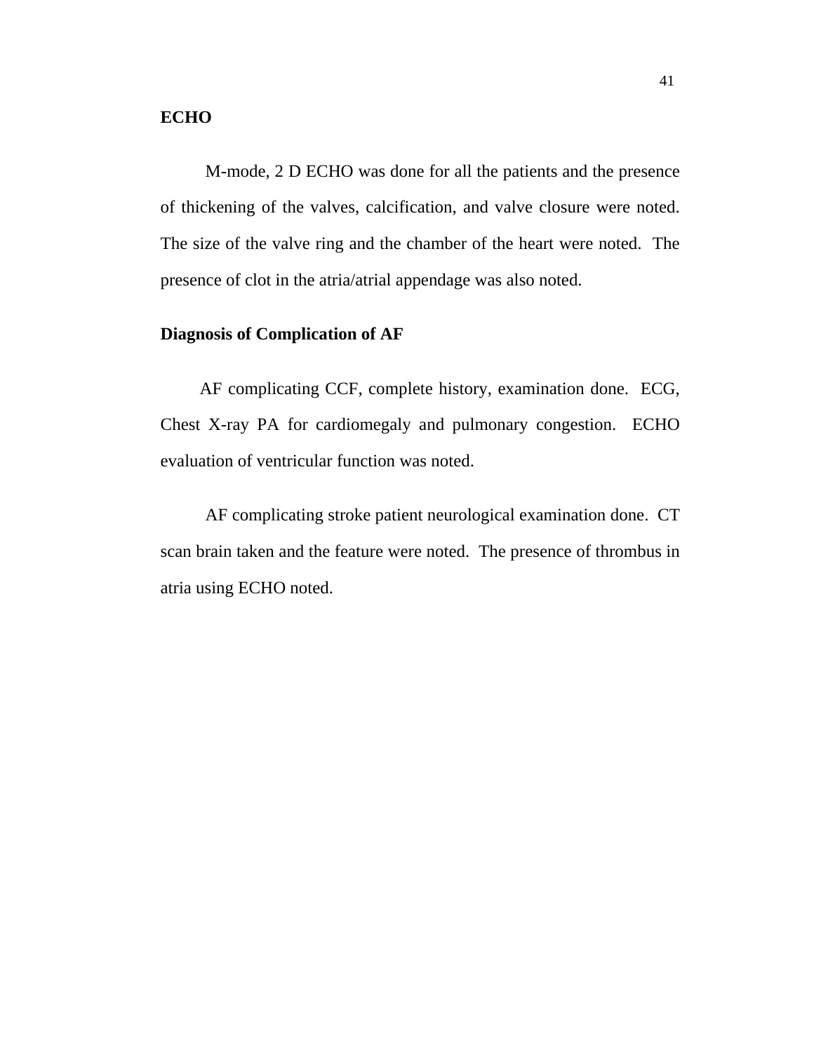**ECHO**

M-mode, 2 D ECHO was done for all the patients and the presence of thickening of the valves, calcification, and valve closure were noted. The size of the valve ring and the chamber of the heart were noted. The presence of clot in the atria/atrial appendage was also noted.

**Diagnosis of Complication of AF**

AF complicating CCF, complete history, examination done. ECG, Chest X-ray PA for cardiomegaly and pulmonary congestion. ECHO evaluation of ventricular function was noted.

AF complicating stroke patient neurological examination done. CT scan brain taken and the feature were noted. The presence of thrombus in atria using ECHO noted.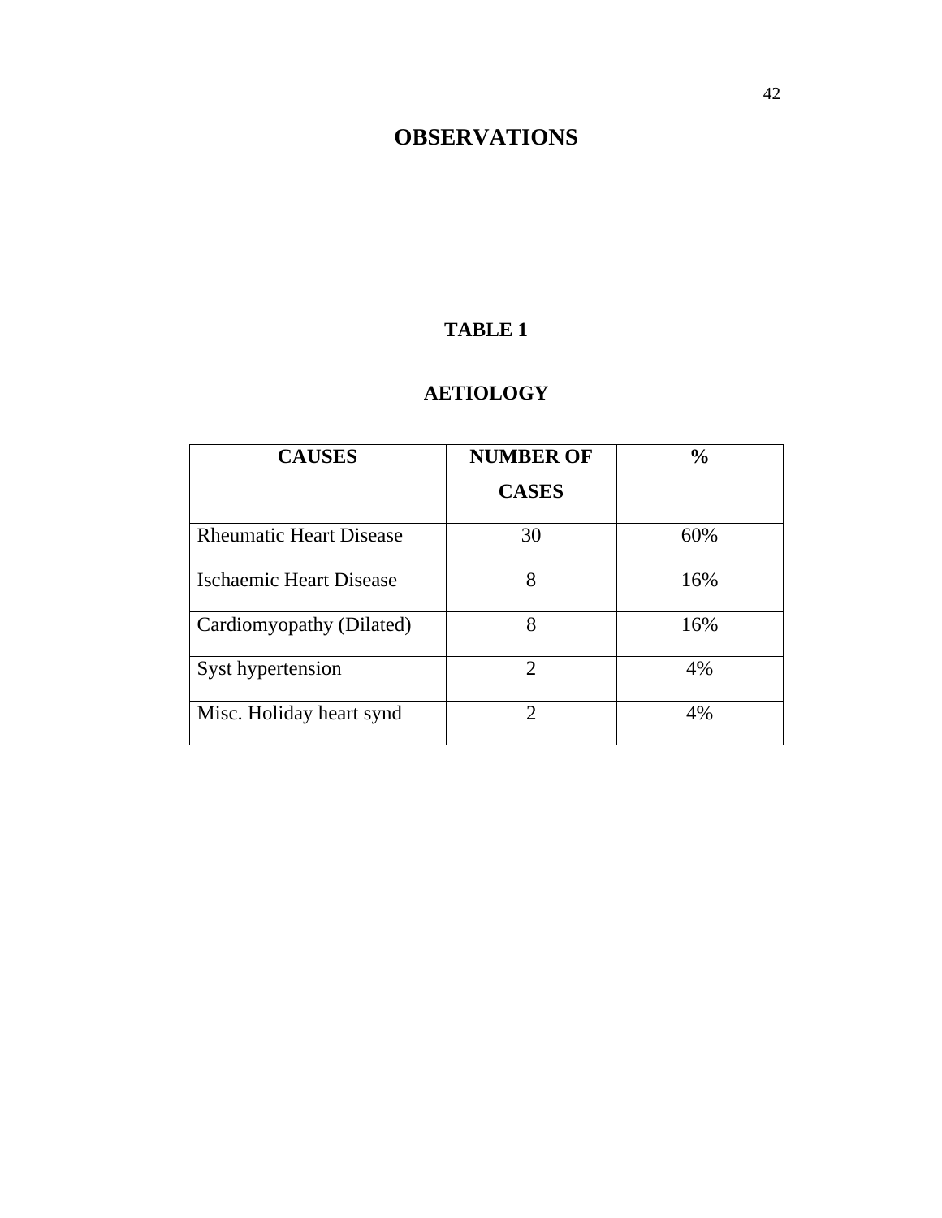# OBSERVATIONS

## TABLE 1

## AETIOLOGY

| CAUSES | NUMBER OF CASES | % |
|---|---|---|
| Rheumatic Heart Disease | 30 | 60% |
| Ischaemic Heart Disease | 8 | 16% |
| Cardiomyopathy (Dilated) | 8 | 16% |
| Syst hypertension | 2 | 4% |
| Misc. Holiday heart synd | 2 | 4% |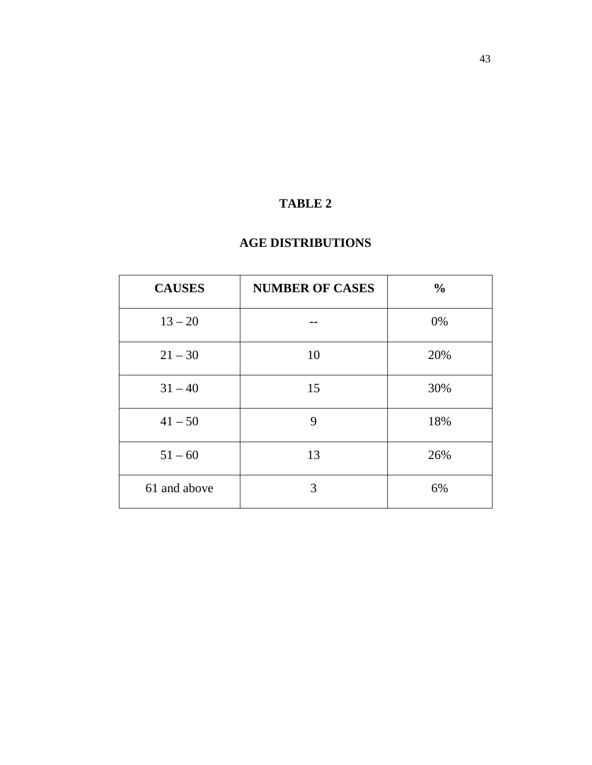**TABLE 2**

**AGE DISTRIBUTIONS**

| CAUSES | NUMBER OF CASES | % |
|---|---|---|
| 13 – 20 | -- | 0% |
| 21 – 30 | 10 | 20% |
| 31 – 40 | 15 | 30% |
| 41 – 50 | 9 | 18% |
| 51 – 60 | 13 | 26% |
| 61 and above | 3 | 6% |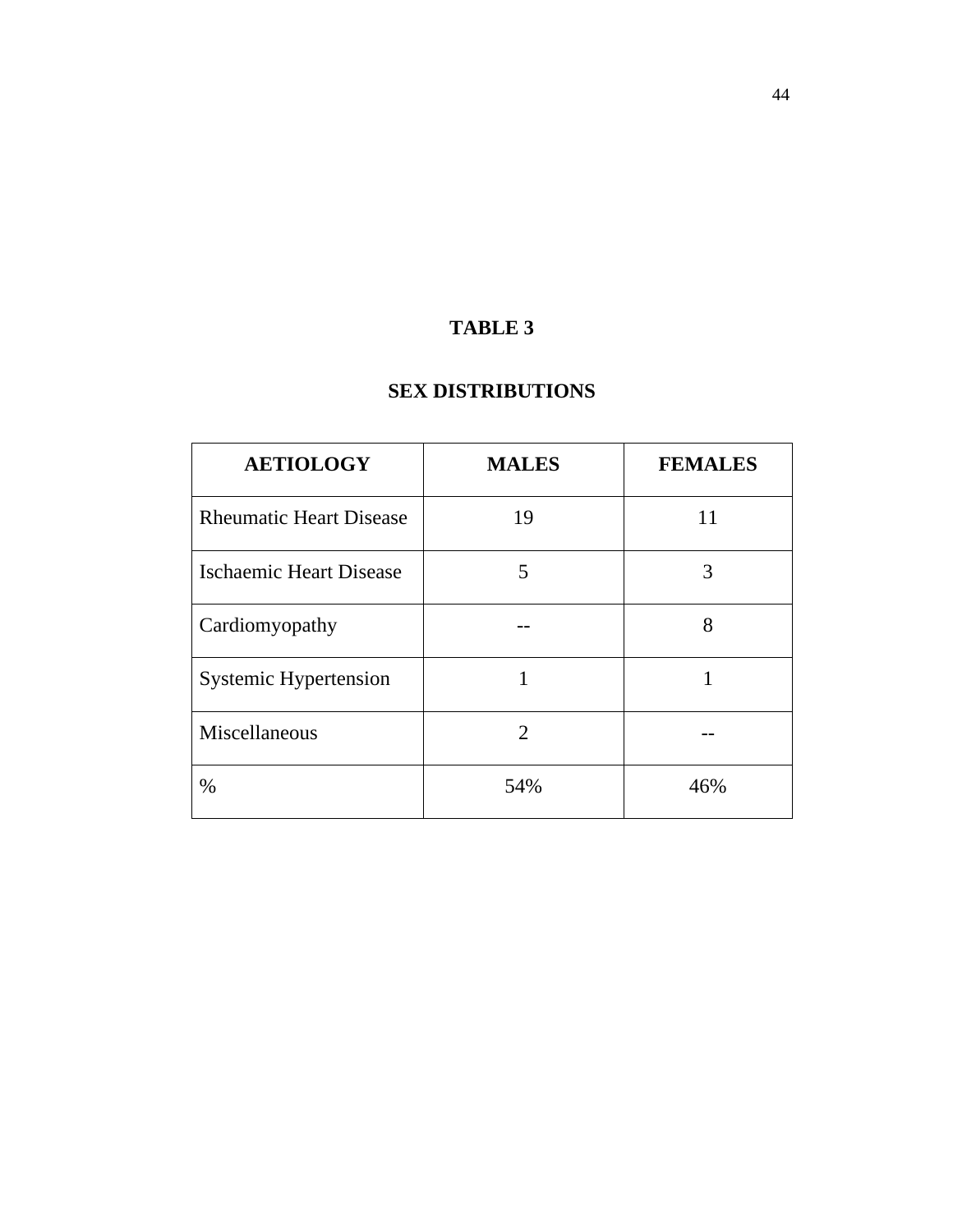**TABLE 3**

**SEX DISTRIBUTIONS**

| AETIOLOGY | MALES | FEMALES |
|---|---|---|
| Rheumatic Heart Disease | 19 | 11 |
| Ischaemic Heart Disease | 5 | 3 |
| Cardiomyopathy | -- | 8 |
| Systemic Hypertension | 1 | 1 |
| Miscellaneous | 2 | -- |
| % | 54% | 46% |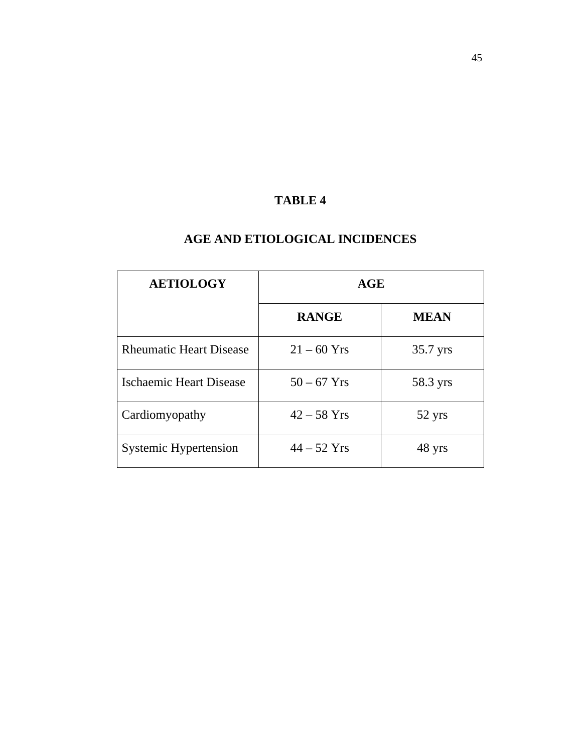**TABLE 4**

**AGE AND ETIOLOGICAL INCIDENCES**

| AETIOLOGY | AGE | |
|---|---|---|
| | **RANGE** | **MEAN** |
| Rheumatic Heart Disease | 21 – 60 Yrs | 35.7 yrs |
| Ischaemic Heart Disease | 50 – 67 Yrs | 58.3 yrs |
| Cardiomyopathy | 42 – 58 Yrs | 52 yrs |
| Systemic Hypertension | 44 – 52 Yrs | 48 yrs |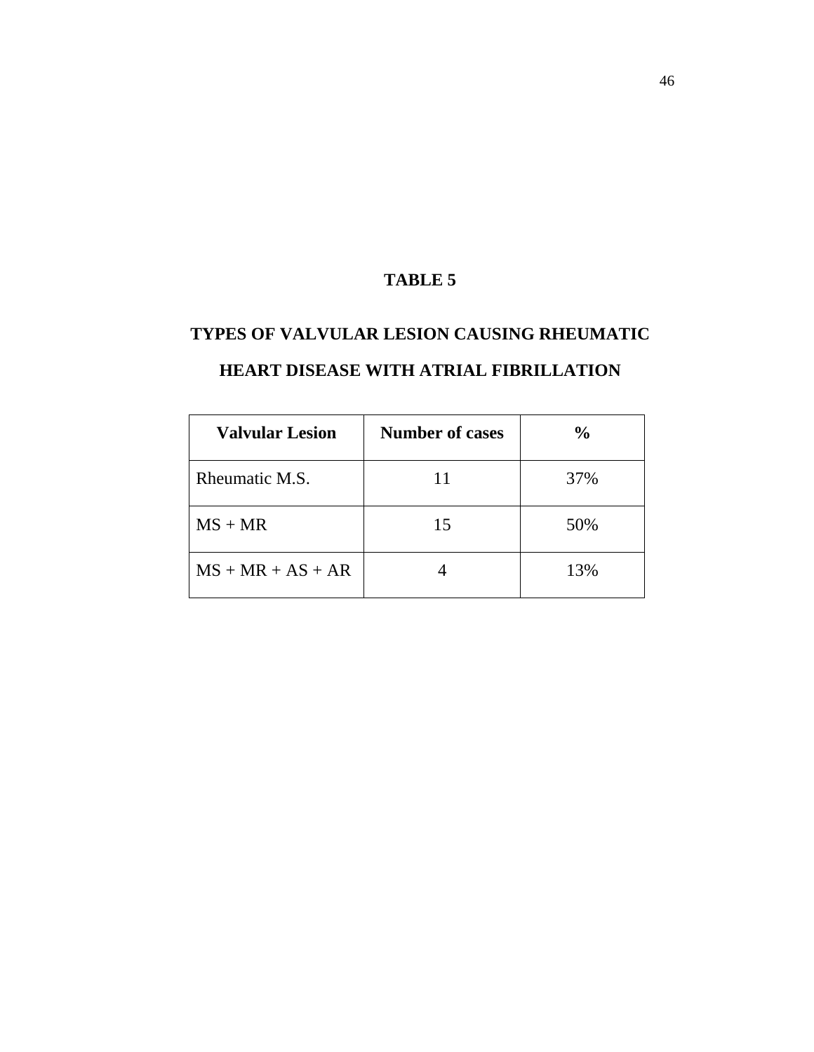# TABLE 5

## TYPES OF VALVULAR LESION CAUSING RHEUMATIC HEART DISEASE WITH ATRIAL FIBRILLATION

| Valvular Lesion | Number of cases | % |
|---|---|---|
| Rheumatic M.S. | 11 | 37% |
| MS + MR | 15 | 50% |
| MS + MR + AS + AR | 4 | 13% |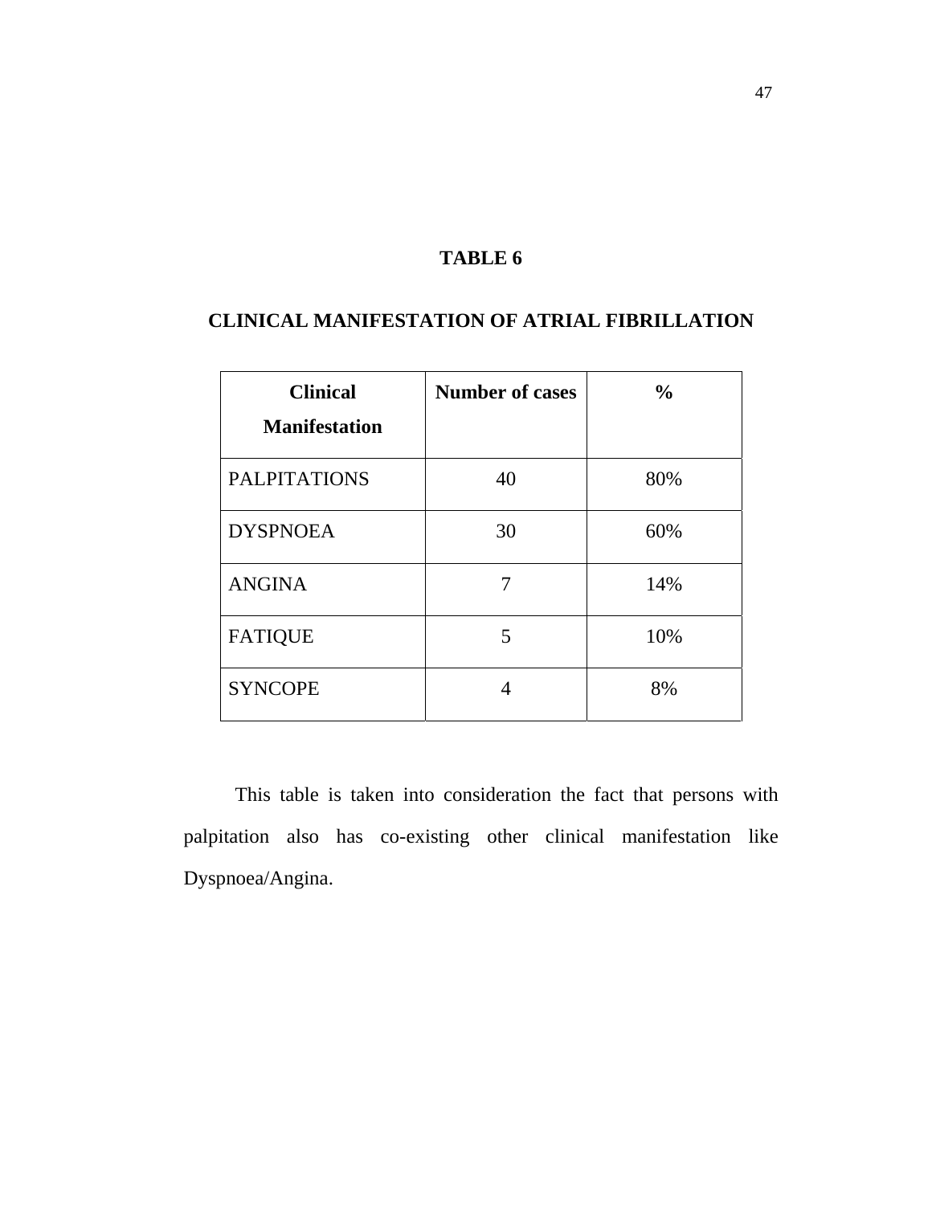## TABLE 6

## CLINICAL MANIFESTATION OF ATRIAL FIBRILLATION

| Clinical Manifestation | Number of cases | % |
|---|---|---|
| PALPITATIONS | 40 | 80% |
| DYSPNOEA | 30 | 60% |
| ANGINA | 7 | 14% |
| FATIQUE | 5 | 10% |
| SYNCOPE | 4 | 8% |

This table is taken into consideration the fact that persons with palpitation also has co-existing other clinical manifestation like Dyspnoea/Angina.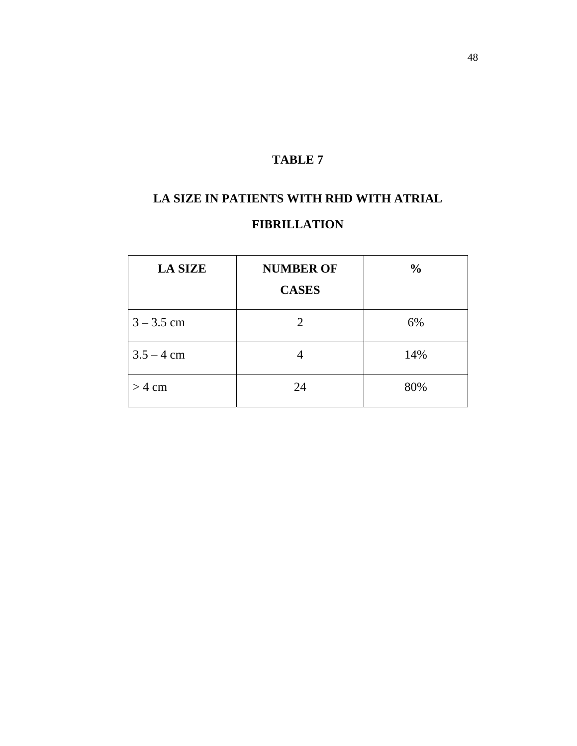## TABLE 7

## LA SIZE IN PATIENTS WITH RHD WITH ATRIAL FIBRILLATION

| LA SIZE | NUMBER OF CASES | % |
|---|---|---|
| 3 – 3.5 cm | 2 | 6% |
| 3.5 – 4 cm | 4 | 14% |
| > 4 cm | 24 | 80% |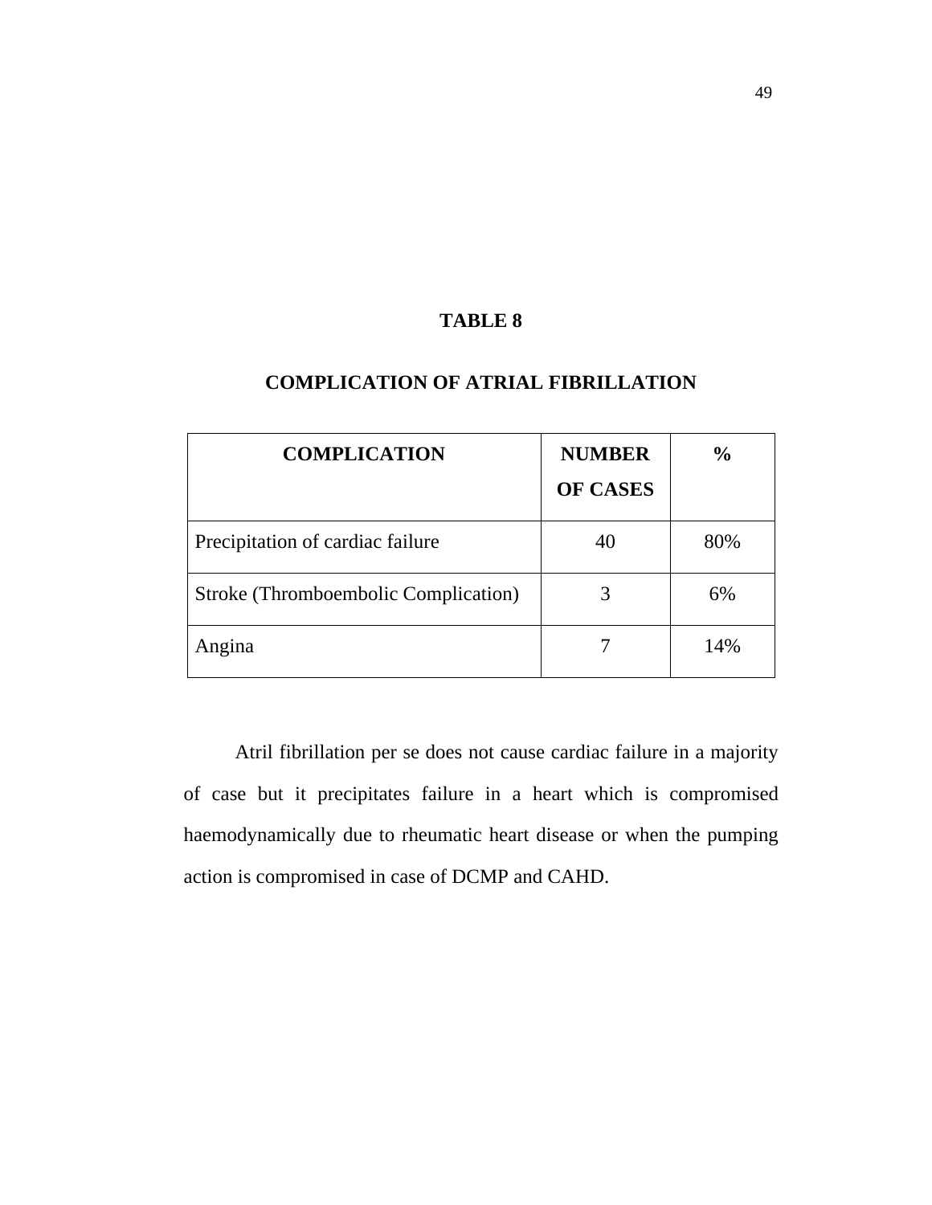## TABLE 8

## COMPLICATION OF ATRIAL FIBRILLATION

| COMPLICATION | NUMBER OF CASES | % |
|---|---|---|
| Precipitation of cardiac failure | 40 | 80% |
| Stroke (Thromboembolic Complication) | 3 | 6% |
| Angina | 7 | 14% |

Atril fibrillation per se does not cause cardiac failure in a majority of case but it precipitates failure in a heart which is compromised haemodynamically due to rheumatic heart disease or when the pumping action is compromised in case of DCMP and CAHD.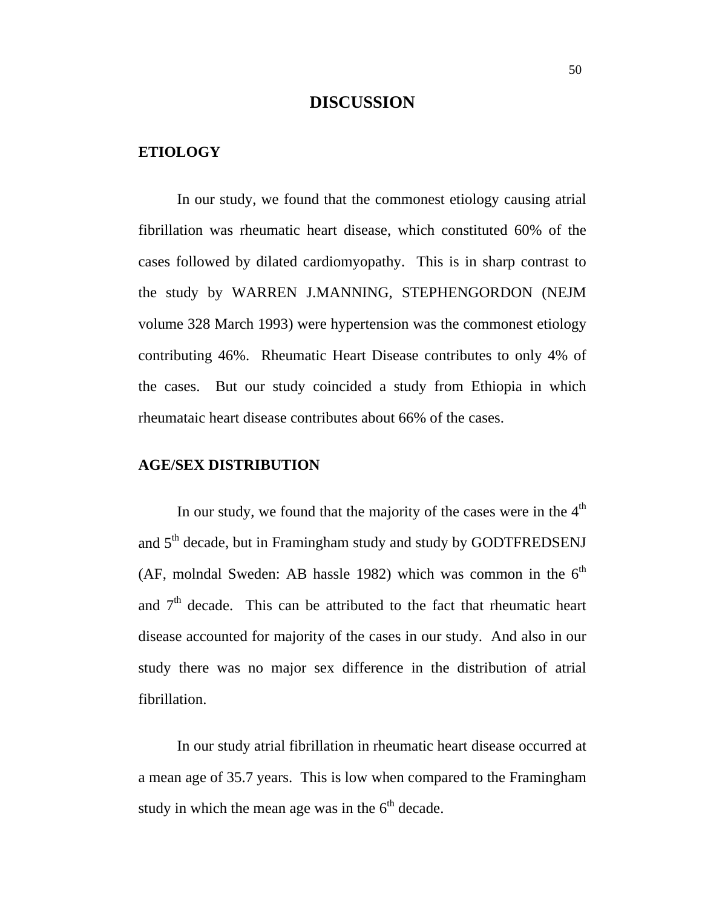# DISCUSSION

## ETIOLOGY

In our study, we found that the commonest etiology causing atrial fibrillation was rheumatic heart disease, which constituted 60% of the cases followed by dilated cardiomyopathy. This is in sharp contrast to the study by WARREN J.MANNING, STEPHENGORDON (NEJM volume 328 March 1993) were hypertension was the commonest etiology contributing 46%. Rheumatic Heart Disease contributes to only 4% of the cases. But our study coincided a study from Ethiopia in which rheumataic heart disease contributes about 66% of the cases.

## AGE/SEX DISTRIBUTION

In our study, we found that the majority of the cases were in the 4th and 5th decade, but in Framingham study and study by GODTFREDSENJ (AF, molndal Sweden: AB hassle 1982) which was common in the 6th and 7th decade. This can be attributed to the fact that rheumatic heart disease accounted for majority of the cases in our study. And also in our study there was no major sex difference in the distribution of atrial fibrillation.

In our study atrial fibrillation in rheumatic heart disease occurred at a mean age of 35.7 years. This is low when compared to the Framingham study in which the mean age was in the 6th decade.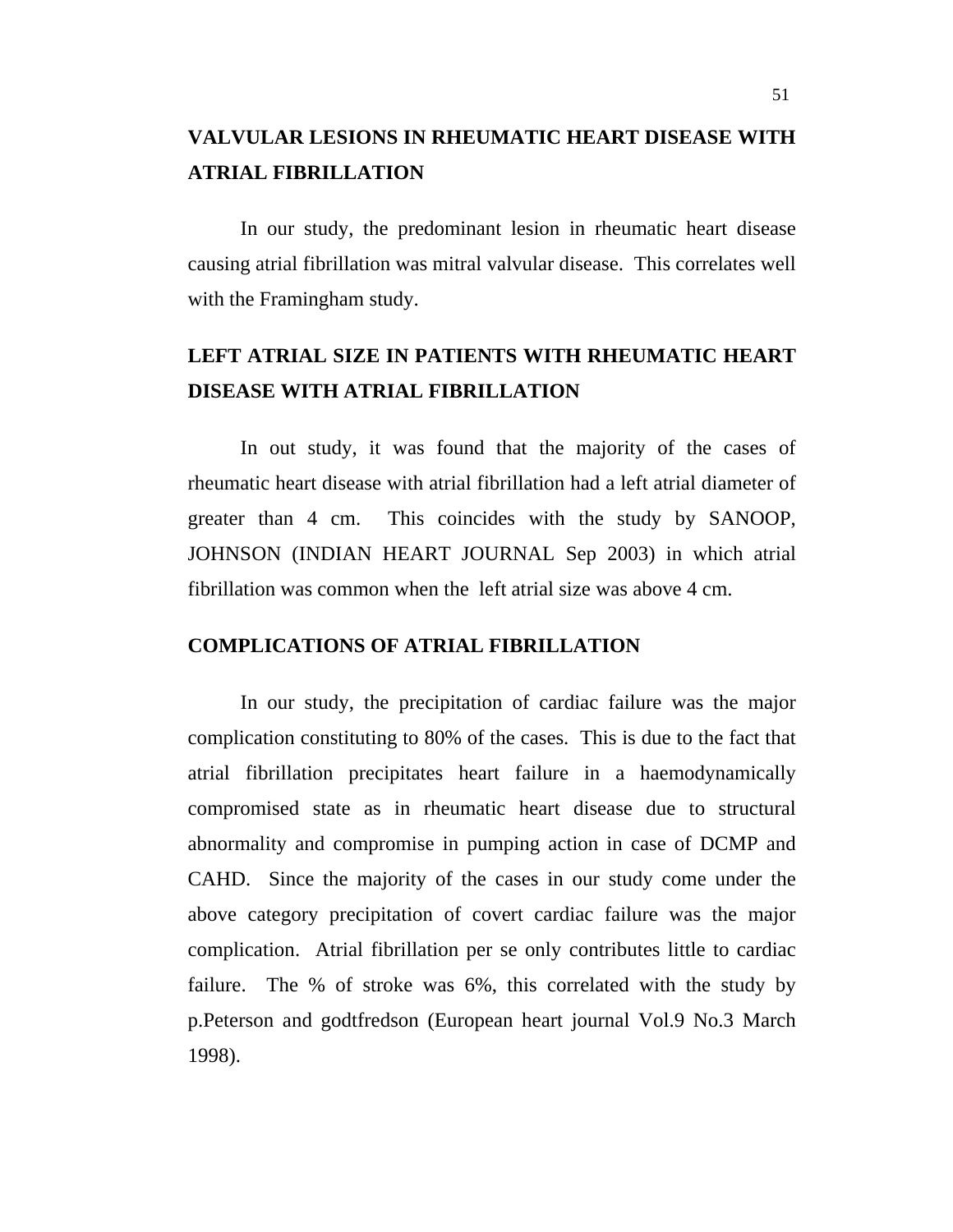## VALVULAR LESIONS IN RHEUMATIC HEART DISEASE WITH ATRIAL FIBRILLATION

In our study, the predominant lesion in rheumatic heart disease causing atrial fibrillation was mitral valvular disease. This correlates well with the Framingham study.

## LEFT ATRIAL SIZE IN PATIENTS WITH RHEUMATIC HEART DISEASE WITH ATRIAL FIBRILLATION

In out study, it was found that the majority of the cases of rheumatic heart disease with atrial fibrillation had a left atrial diameter of greater than 4 cm. This coincides with the study by SANOOP, JOHNSON (INDIAN HEART JOURNAL Sep 2003) in which atrial fibrillation was common when the left atrial size was above 4 cm.

## COMPLICATIONS OF ATRIAL FIBRILLATION

In our study, the precipitation of cardiac failure was the major complication constituting to 80% of the cases. This is due to the fact that atrial fibrillation precipitates heart failure in a haemodynamically compromised state as in rheumatic heart disease due to structural abnormality and compromise in pumping action in case of DCMP and CAHD. Since the majority of the cases in our study come under the above category precipitation of covert cardiac failure was the major complication. Atrial fibrillation per se only contributes little to cardiac failure. The % of stroke was 6%, this correlated with the study by p.Peterson and godtfredson (European heart journal Vol.9 No.3 March 1998).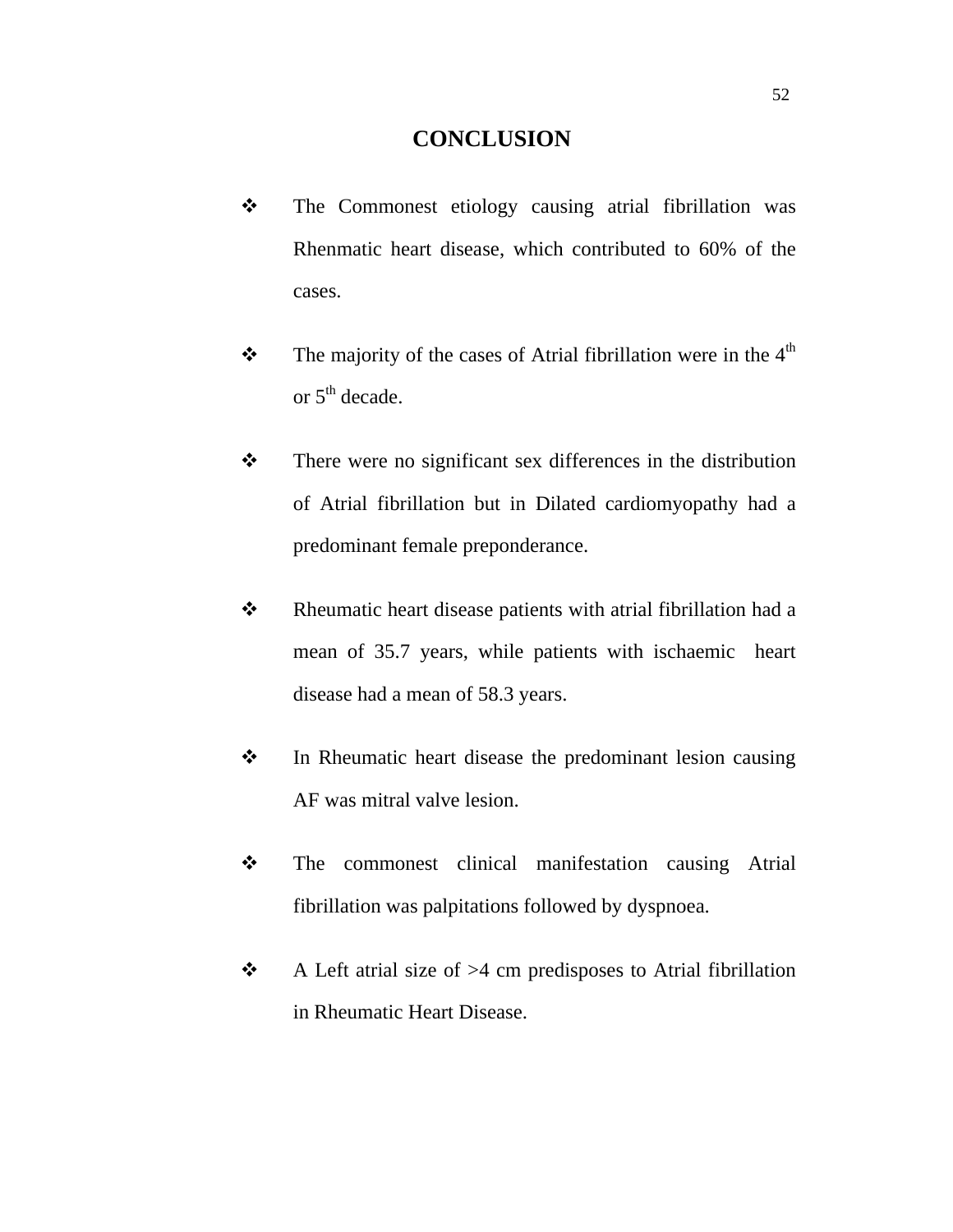# CONCLUSION

- The Commonest etiology causing atrial fibrillation was Rhenmatic heart disease, which contributed to 60% of the cases.
- The majority of the cases of Atrial fibrillation were in the 4th or 5th decade.
- There were no significant sex differences in the distribution of Atrial fibrillation but in Dilated cardiomyopathy had a predominant female preponderance.
- Rheumatic heart disease patients with atrial fibrillation had a mean of 35.7 years, while patients with ischaemic heart disease had a mean of 58.3 years.
- In Rheumatic heart disease the predominant lesion causing AF was mitral valve lesion.
- The commonest clinical manifestation causing Atrial fibrillation was palpitations followed by dyspnoea.
- A Left atrial size of >4 cm predisposes to Atrial fibrillation in Rheumatic Heart Disease.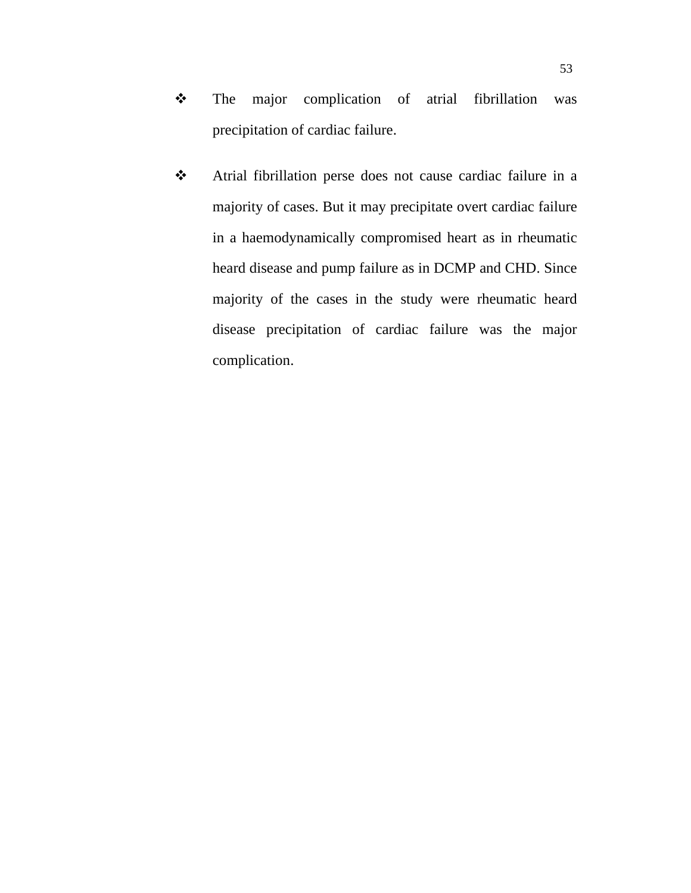- The major complication of atrial fibrillation was precipitation of cardiac failure.

- Atrial fibrillation perse does not cause cardiac failure in a majority of cases. But it may precipitate overt cardiac failure in a haemodynamically compromised heart as in rheumatic heard disease and pump failure as in DCMP and CHD. Since majority of the cases in the study were rheumatic heard disease precipitation of cardiac failure was the major complication.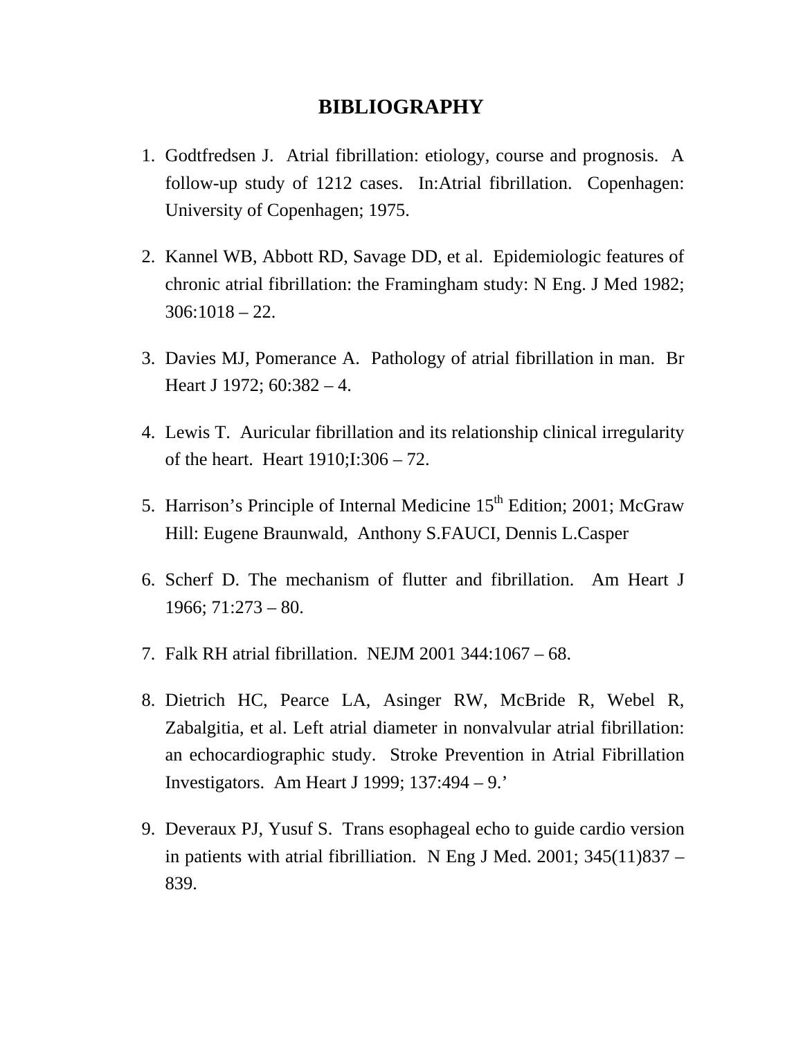# BIBLIOGRAPHY

1. Godtfredsen J. Atrial fibrillation: etiology, course and prognosis. A follow-up study of 1212 cases. In:Atrial fibrillation. Copenhagen: University of Copenhagen; 1975.

2. Kannel WB, Abbott RD, Savage DD, et al. Epidemiologic features of chronic atrial fibrillation: the Framingham study: N Eng. J Med 1982; 306:1018 – 22.

3. Davies MJ, Pomerance A. Pathology of atrial fibrillation in man. Br Heart J 1972; 60:382 – 4.

4. Lewis T. Auricular fibrillation and its relationship clinical irregularity of the heart. Heart 1910;I:306 – 72.

5. Harrison's Principle of Internal Medicine 15th Edition; 2001; McGraw Hill: Eugene Braunwald, Anthony S.FAUCI, Dennis L.Casper

6. Scherf D. The mechanism of flutter and fibrillation. Am Heart J 1966; 71:273 – 80.

7. Falk RH atrial fibrillation. NEJM 2001 344:1067 – 68.

8. Dietrich HC, Pearce LA, Asinger RW, McBride R, Webel R, Zabalgitia, et al. Left atrial diameter in nonvalvular atrial fibrillation: an echocardiographic study. Stroke Prevention in Atrial Fibrillation Investigators. Am Heart J 1999; 137:494 – 9.'

9. Deveraux PJ, Yusuf S. Trans esophageal echo to guide cardio version in patients with atrial fibrilliation. N Eng J Med. 2001; 345(11)837 – 839.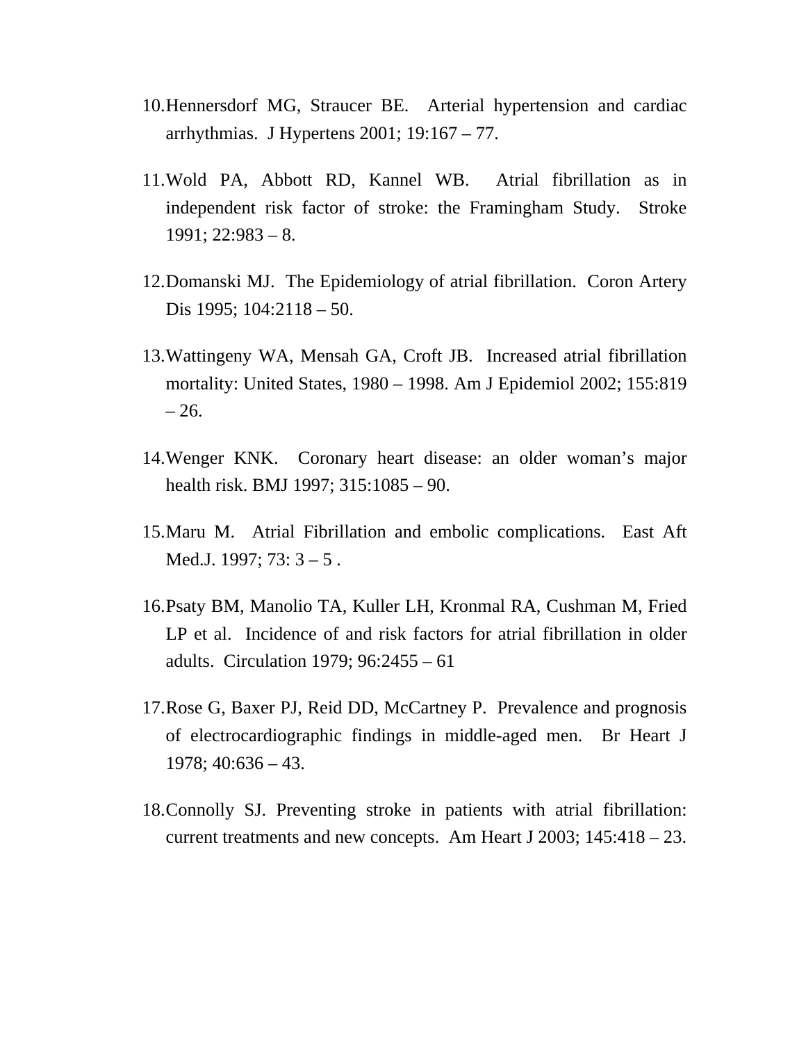10. Hennersdorf MG, Straucer BE. Arterial hypertension and cardiac arrhythmias. J Hypertens 2001; 19:167 – 77.

11. Wold PA, Abbott RD, Kannel WB. Atrial fibrillation as in independent risk factor of stroke: the Framingham Study. Stroke 1991; 22:983 – 8.

12. Domanski MJ. The Epidemiology of atrial fibrillation. Coron Artery Dis 1995; 104:2118 – 50.

13. Wattingeny WA, Mensah GA, Croft JB. Increased atrial fibrillation mortality: United States, 1980 – 1998. Am J Epidemiol 2002; 155:819 – 26.

14. Wenger KNK. Coronary heart disease: an older woman's major health risk. BMJ 1997; 315:1085 – 90.

15. Maru M. Atrial Fibrillation and embolic complications. East Aft Med.J. 1997; 73: 3 – 5 .

16. Psaty BM, Manolio TA, Kuller LH, Kronmal RA, Cushman M, Fried LP et al. Incidence of and risk factors for atrial fibrillation in older adults. Circulation 1979; 96:2455 – 61

17. Rose G, Baxer PJ, Reid DD, McCartney P. Prevalence and prognosis of electrocardiographic findings in middle-aged men. Br Heart J 1978; 40:636 – 43.

18. Connolly SJ. Preventing stroke in patients with atrial fibrillation: current treatments and new concepts. Am Heart J 2003; 145:418 – 23.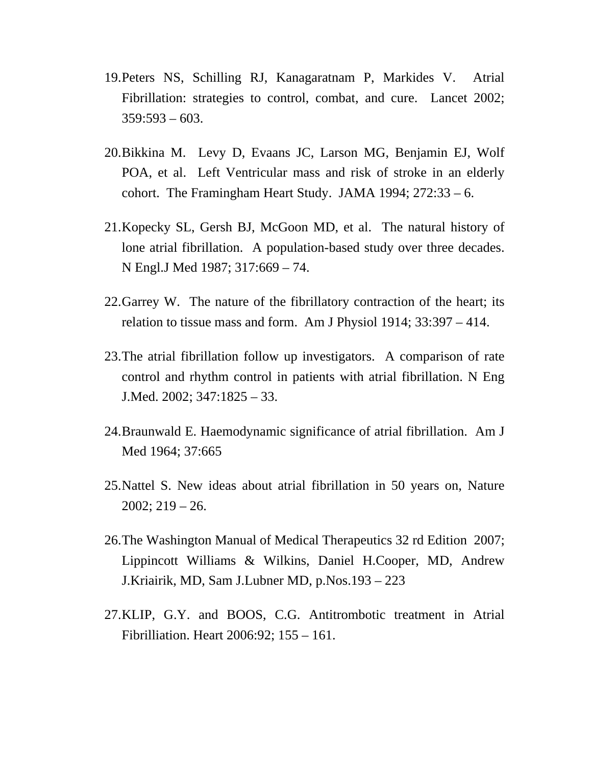19. Peters NS, Schilling RJ, Kanagaratnam P, Markides V. Atrial Fibrillation: strategies to control, combat, and cure. Lancet 2002; 359:593 – 603.

20. Bikkina M. Levy D, Evaans JC, Larson MG, Benjamin EJ, Wolf POA, et al. Left Ventricular mass and risk of stroke in an elderly cohort. The Framingham Heart Study. JAMA 1994; 272:33 – 6.

21. Kopecky SL, Gersh BJ, McGoon MD, et al. The natural history of lone atrial fibrillation. A population-based study over three decades. N Engl.J Med 1987; 317:669 – 74.

22. Garrey W. The nature of the fibrillatory contraction of the heart; its relation to tissue mass and form. Am J Physiol 1914; 33:397 – 414.

23. The atrial fibrillation follow up investigators. A comparison of rate control and rhythm control in patients with atrial fibrillation. N Eng J.Med. 2002; 347:1825 – 33.

24. Braunwald E. Haemodynamic significance of atrial fibrillation. Am J Med 1964; 37:665

25. Nattel S. New ideas about atrial fibrillation in 50 years on, Nature 2002; 219 – 26.

26. The Washington Manual of Medical Therapeutics 32 rd Edition 2007; Lippincott Williams & Wilkins, Daniel H.Cooper, MD, Andrew J.Kriairik, MD, Sam J.Lubner MD, p.Nos.193 – 223

27. KLIP, G.Y. and BOOS, C.G. Antitrombotic treatment in Atrial Fibrilliation. Heart 2006:92; 155 – 161.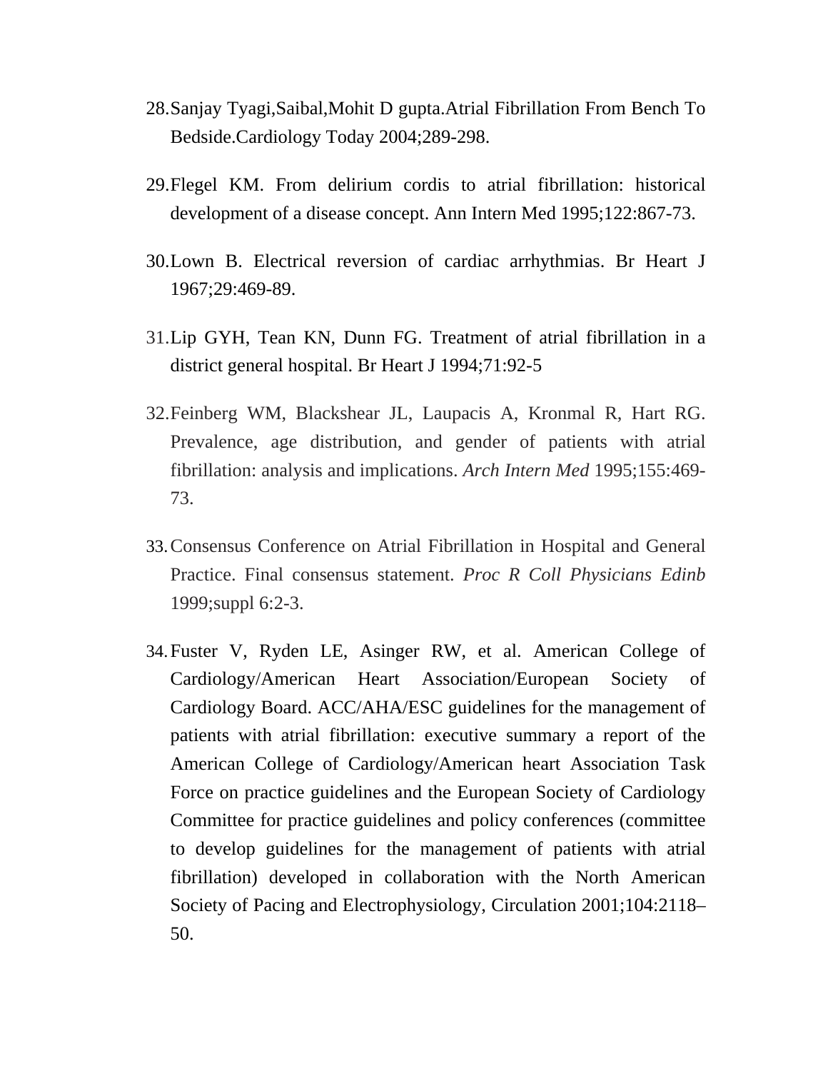28. Sanjay Tyagi,Saibal,Mohit D gupta.Atrial Fibrillation From Bench To Bedside.Cardiology Today 2004;289-298.

29. Flegel KM. From delirium cordis to atrial fibrillation: historical development of a disease concept. Ann Intern Med 1995;122:867-73.

30. Lown B. Electrical reversion of cardiac arrhythmias. Br Heart J 1967;29:469-89.

31. Lip GYH, Tean KN, Dunn FG. Treatment of atrial fibrillation in a district general hospital. Br Heart J 1994;71:92-5

32. Feinberg WM, Blackshear JL, Laupacis A, Kronmal R, Hart RG. Prevalence, age distribution, and gender of patients with atrial fibrillation: analysis and implications. *Arch Intern Med* 1995;155:469-73.

33. Consensus Conference on Atrial Fibrillation in Hospital and General Practice. Final consensus statement. *Proc R Coll Physicians Edinb* 1999;suppl 6:2-3.

34. Fuster V, Ryden LE, Asinger RW, et al. American College of Cardiology/American Heart Association/European Society of Cardiology Board. ACC/AHA/ESC guidelines for the management of patients with atrial fibrillation: executive summary a report of the American College of Cardiology/American heart Association Task Force on practice guidelines and the European Society of Cardiology Committee for practice guidelines and policy conferences (committee to develop guidelines for the management of patients with atrial fibrillation) developed in collaboration with the North American Society of Pacing and Electrophysiology, Circulation 2001;104:2118–50.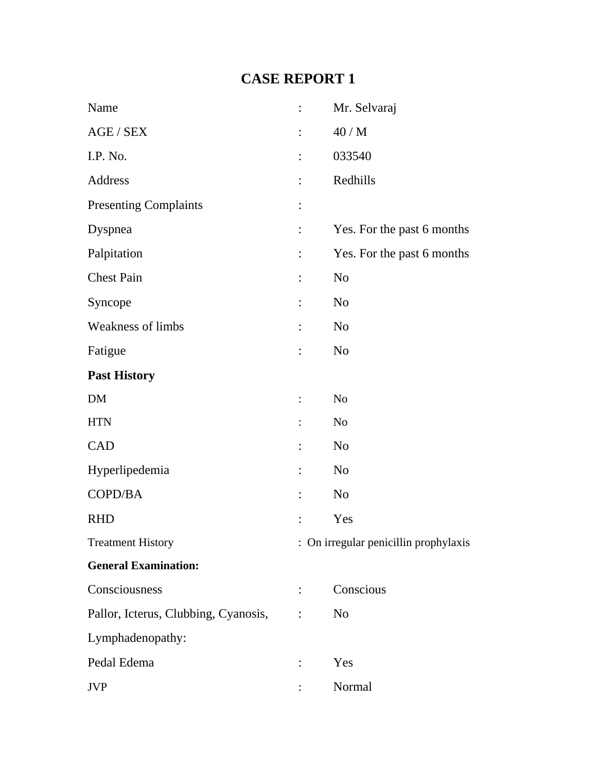# CASE REPORT 1

| | | |
|---|---|---|
| Name | : | Mr. Selvaraj |
| AGE / SEX | : | 40 / M |
| I.P. No. | : | 033540 |
| Address | : | Redhills |
| Presenting Complaints | : | |
| Dyspnea | : | Yes. For the past 6 months |
| Palpitation | : | Yes. For the past 6 months |
| Chest Pain | : | No |
| Syncope | : | No |
| Weakness of limbs | : | No |
| Fatigue | : | No |

**Past History**

| | | |
|---|---|---|
| DM | : | No |
| HTN | : | No |
| CAD | : | No |
| Hyperlipedemia | : | No |
| COPD/BA | : | No |
| RHD | : | Yes |
| Treatment History | : | On irregular penicillin prophylaxis |

**General Examination:**

| | | |
|---|---|---|
| Consciousness | : | Conscious |
| Pallor, Icterus, Clubbing, Cyanosis, Lymphadenopathy: | : | No |
| Pedal Edema | : | Yes |
| JVP | : | Normal |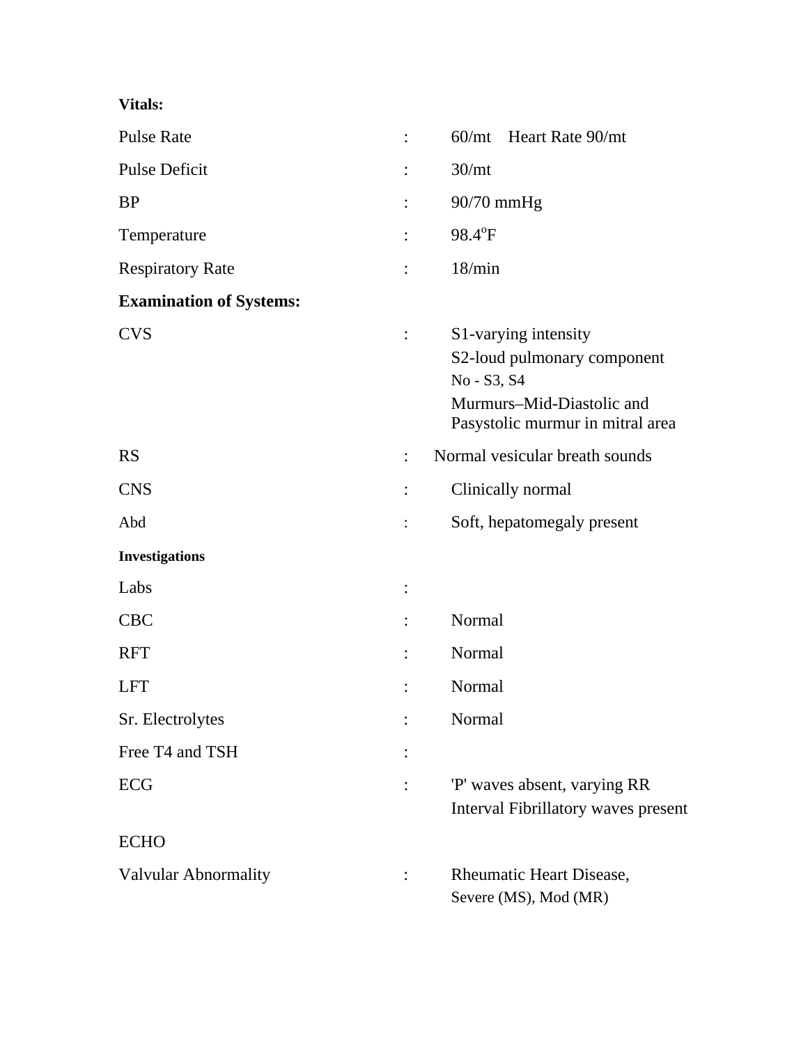**Vitals:**

| | | |
|---|---|---|
| Pulse Rate | : | 60/mt Heart Rate 90/mt |
| Pulse Deficit | : | 30/mt |
| BP | : | 90/70 mmHg |
| Temperature | : | 98.4°F |
| Respiratory Rate | : | 18/min |

**Examination of Systems:**

| | | |
|---|---|---|
| CVS | : | S1-varying intensity<br>S2-loud pulmonary component<br>No - S3, S4<br>Murmurs–Mid-Diastolic and Pasystolic murmur in mitral area |
| RS | : | Normal vesicular breath sounds |
| CNS | : | Clinically normal |
| Abd | : | Soft, hepatomegaly present |

**Investigations**

| | | |
|---|---|---|
| Labs | : | |
| CBC | : | Normal |
| RFT | : | Normal |
| LFT | : | Normal |
| Sr. Electrolytes | : | Normal |
| Free T4 and TSH | : | |
| ECG | : | 'P' waves absent, varying RR Interval Fibrillatory waves present |

ECHO

| | | |
|---|---|---|
| Valvular Abnormality | : | Rheumatic Heart Disease,<br>Severe (MS), Mod (MR) |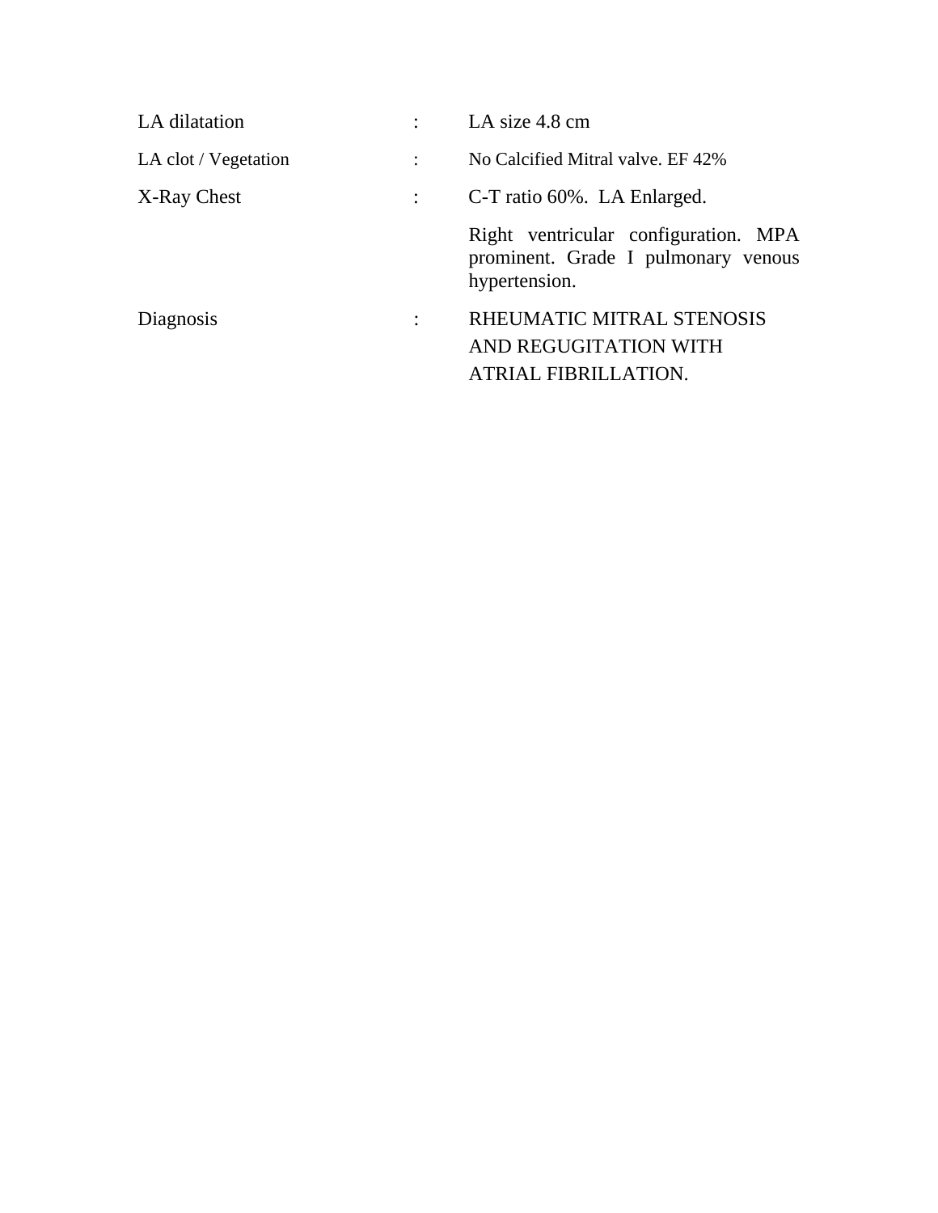| | | |
|---|---|---|
| LA dilatation | : | LA size 4.8 cm |
| LA clot / Vegetation | : | No Calcified Mitral valve. EF 42% |
| X-Ray Chest | : | C-T ratio 60%. LA Enlarged. |
| | | Right ventricular configuration. MPA prominent. Grade I pulmonary venous hypertension. |
| Diagnosis | : | RHEUMATIC MITRAL STENOSIS AND REGUGITATION WITH ATRIAL FIBRILLATION. |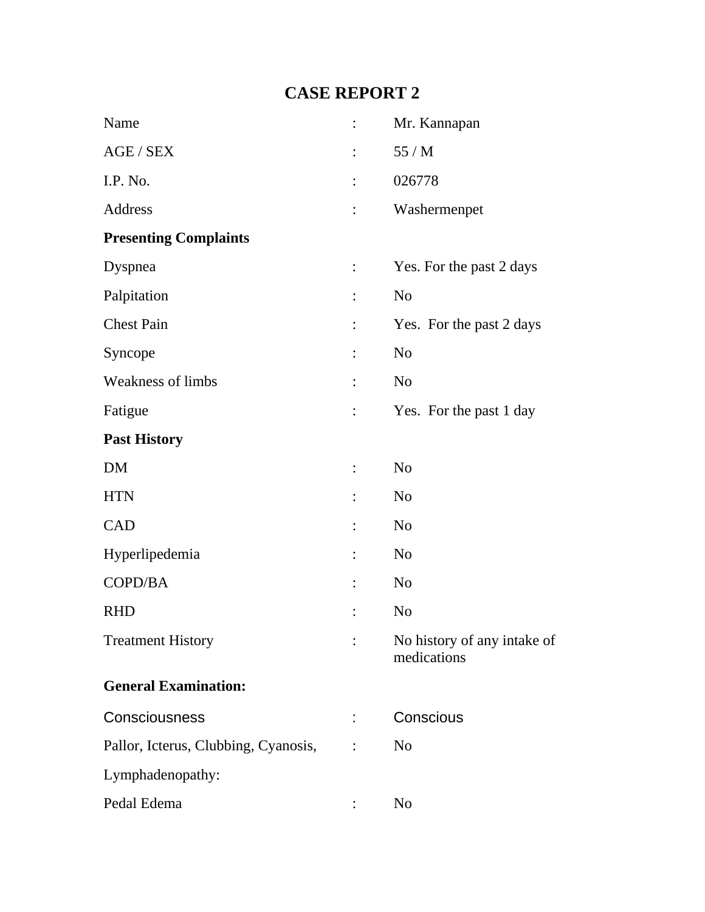# CASE REPORT 2

| | | |
|---|---|---|
| Name | : | Mr. Kannapan |
| AGE / SEX | : | 55 / M |
| I.P. No. | : | 026778 |
| Address | : | Washermenpet |

**Presenting Complaints**

| | | |
|---|---|---|
| Dyspnea | : | Yes. For the past 2 days |
| Palpitation | : | No |
| Chest Pain | : | Yes. For the past 2 days |
| Syncope | : | No |
| Weakness of limbs | : | No |
| Fatigue | : | Yes. For the past 1 day |

**Past History**

| | | |
|---|---|---|
| DM | : | No |
| HTN | : | No |
| CAD | : | No |
| Hyperlipedemia | : | No |
| COPD/BA | : | No |
| RHD | : | No |
| Treatment History | : | No history of any intake of medications |

**General Examination:**

| | | |
|---|---|---|
| Consciousness | : | Conscious |
| Pallor, Icterus, Clubbing, Cyanosis, Lymphadenopathy: | : | No |
| Pedal Edema | : | No |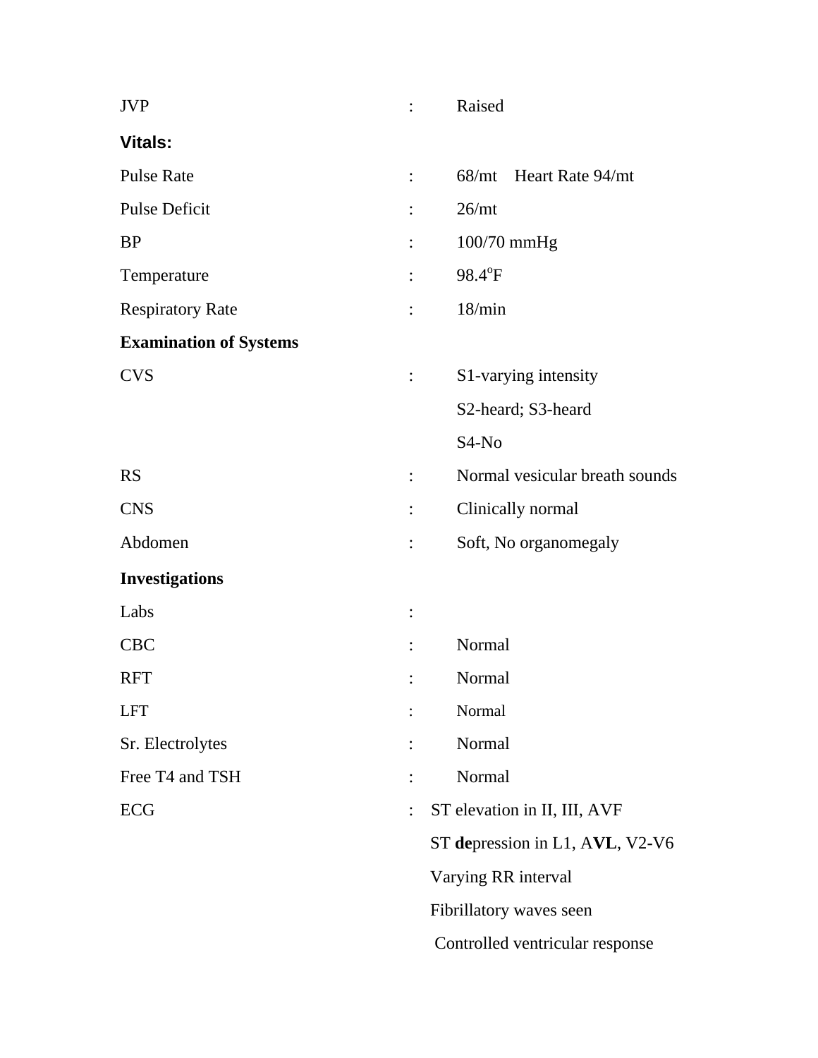JVP : Raised

**Vitals:**

Pulse Rate : 68/mt Heart Rate 94/mt

Pulse Deficit : 26/mt

BP : 100/70 mmHg

Temperature : 98.4°F

Respiratory Rate : 18/min

**Examination of Systems**

CVS : S1-varying intensity

S2-heard; S3-heard

S4-No

RS : Normal vesicular breath sounds

CNS : Clinically normal

Abdomen : Soft, No organomegaly

**Investigations**

Labs :

CBC : Normal

RFT : Normal

LFT : Normal

Sr. Electrolytes : Normal

Free T4 and TSH : Normal

ECG : ST elevation in II, III, AVF

ST **de**pression in L1, A**VL**, V2-V6

Varying RR interval

Fibrillatory waves seen

Controlled ventricular response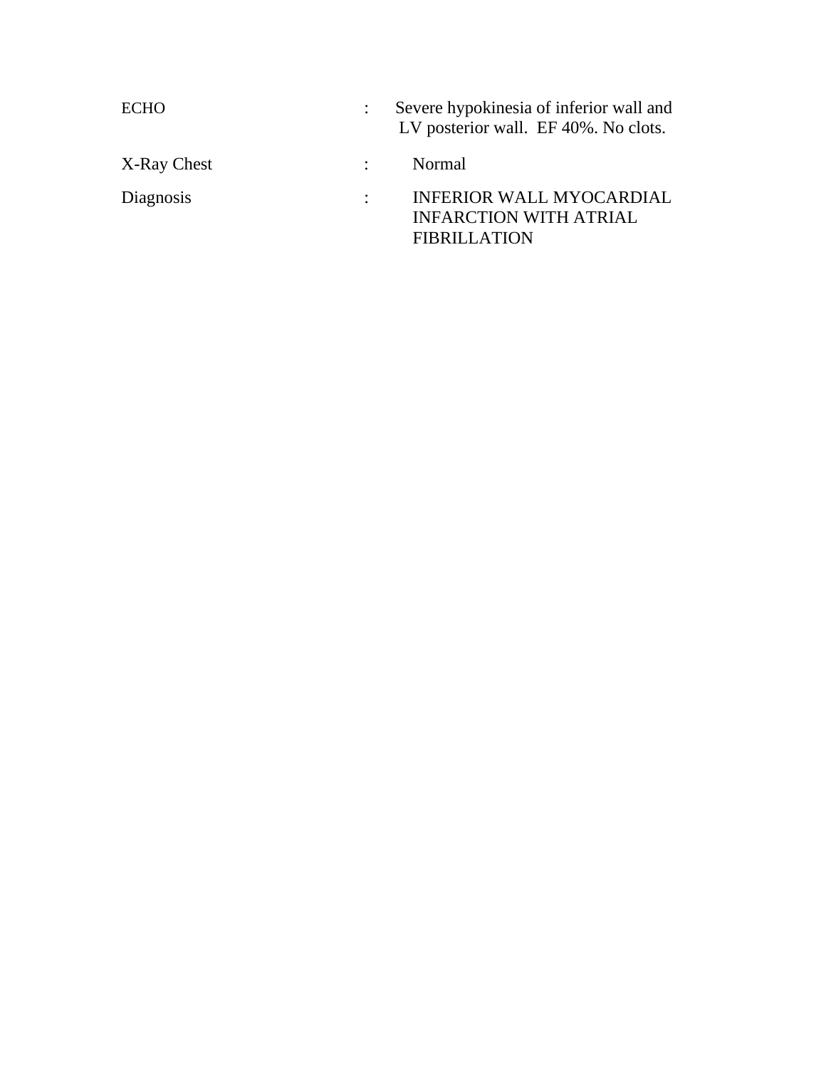| | | |
|---|---|---|
| ECHO | : | Severe hypokinesia of inferior wall and LV posterior wall. EF 40%. No clots. |
| X-Ray Chest | : | Normal |
| Diagnosis | : | INFERIOR WALL MYOCARDIAL INFARCTION WITH ATRIAL FIBRILLATION |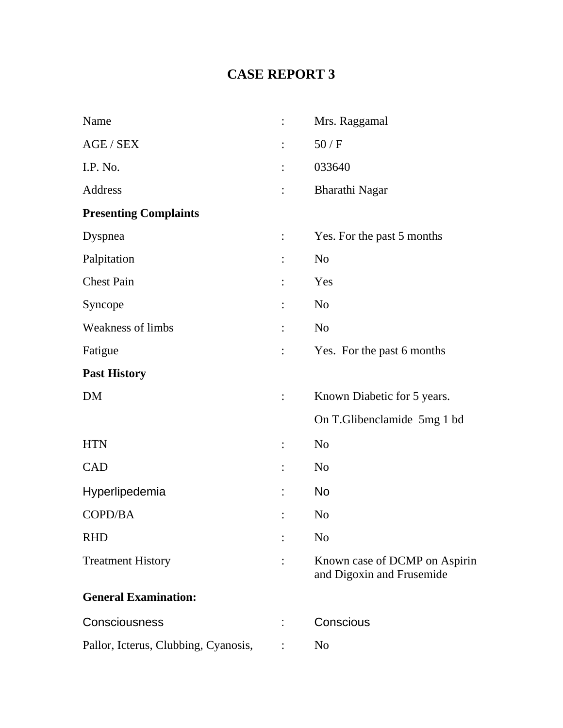# CASE REPORT 3

| | | |
|---|---|---|
| Name | : | Mrs. Raggamal |
| AGE / SEX | : | 50 / F |
| I.P. No. | : | 033640 |
| Address | : | Bharathi Nagar |

**Presenting Complaints**

| | | |
|---|---|---|
| Dyspnea | : | Yes. For the past 5 months |
| Palpitation | : | No |
| Chest Pain | : | Yes |
| Syncope | : | No |
| Weakness of limbs | : | No |
| Fatigue | : | Yes. For the past 6 months |

**Past History**

| | | |
|---|---|---|
| DM | : | Known Diabetic for 5 years. On T.Glibenclamide 5mg 1 bd |
| HTN | : | No |
| CAD | : | No |
| Hyperlipedemia | : | No |
| COPD/BA | : | No |
| RHD | : | No |
| Treatment History | : | Known case of DCMP on Aspirin and Digoxin and Frusemide |

**General Examination:**

| | | |
|---|---|---|
| Consciousness | : | Conscious |
| Pallor, Icterus, Clubbing, Cyanosis, | : | No |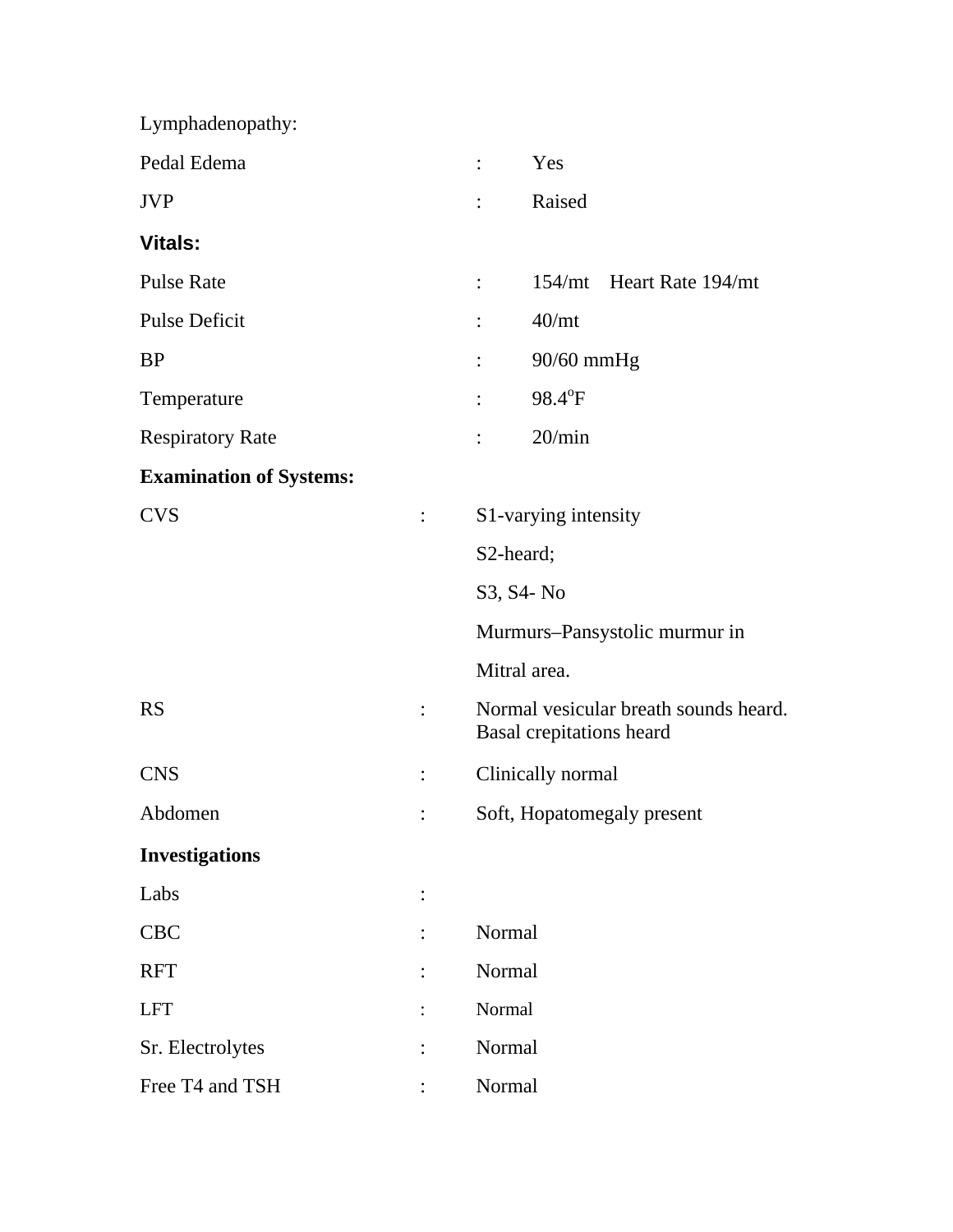Lymphadenopathy:

Pedal Edema : Yes

JVP : Raised

**Vitals:**

Pulse Rate : 154/mt Heart Rate 194/mt

Pulse Deficit : 40/mt

BP : 90/60 mmHg

Temperature : 98.4$^o$F

Respiratory Rate : 20/min

**Examination of Systems:**

CVS : S1-varying intensity

S2-heard;

S3, S4- No

Murmurs–Pansystolic murmur in

Mitral area.

RS : Normal vesicular breath sounds heard. Basal crepitations heard

CNS : Clinically normal

Abdomen : Soft, Hopatomegaly present

**Investigations**

Labs :

CBC : Normal

RFT : Normal

LFT : Normal

Sr. Electrolytes : Normal

Free T4 and TSH : Normal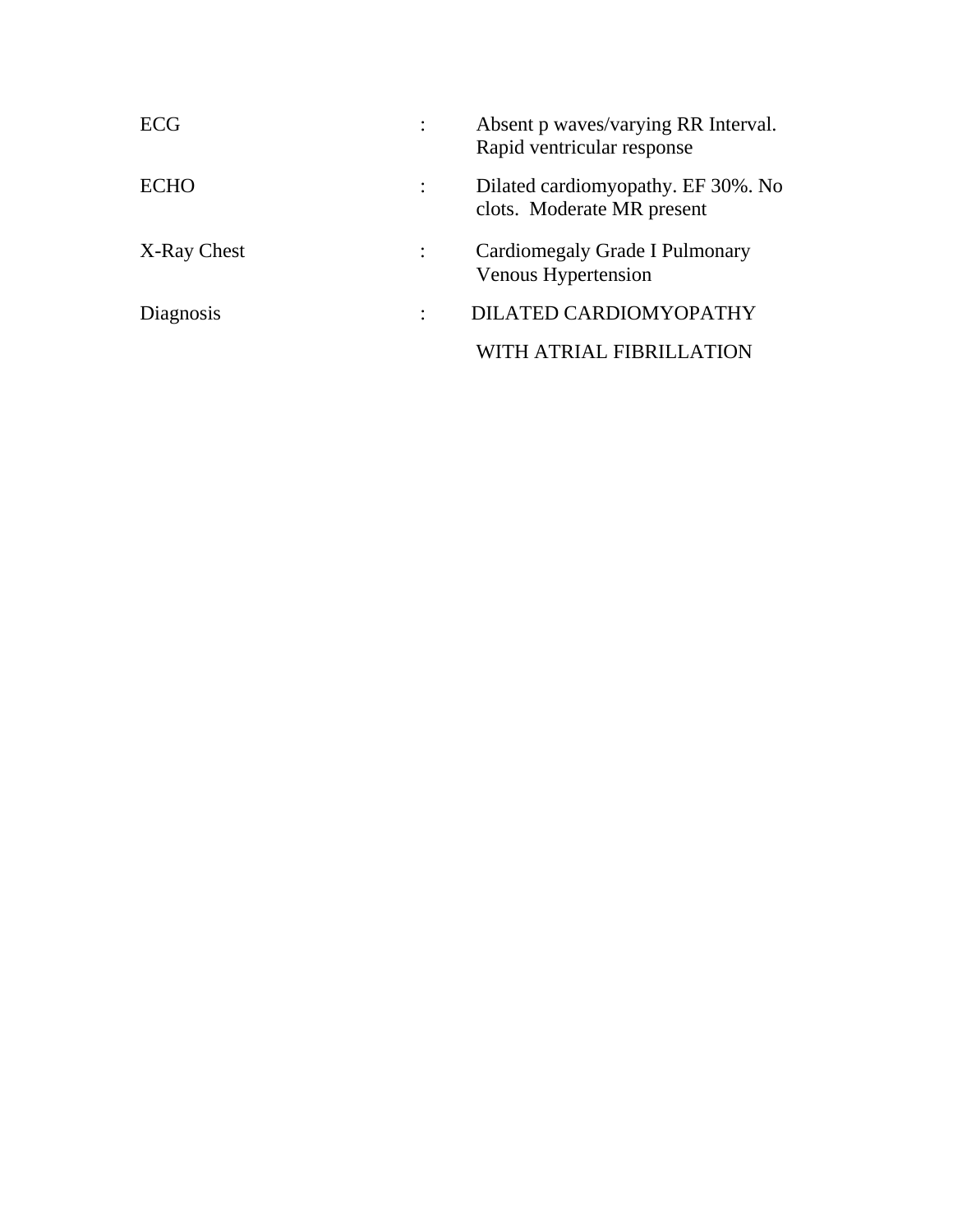| | | |
|---|---|---|
| ECG | : | Absent p waves/varying RR Interval. Rapid ventricular response |
| ECHO | : | Dilated cardiomyopathy. EF 30%. No clots. Moderate MR present |
| X-Ray Chest | : | Cardiomegaly Grade I Pulmonary Venous Hypertension |
| Diagnosis | : | DILATED CARDIOMYOPATHY WITH ATRIAL FIBRILLATION |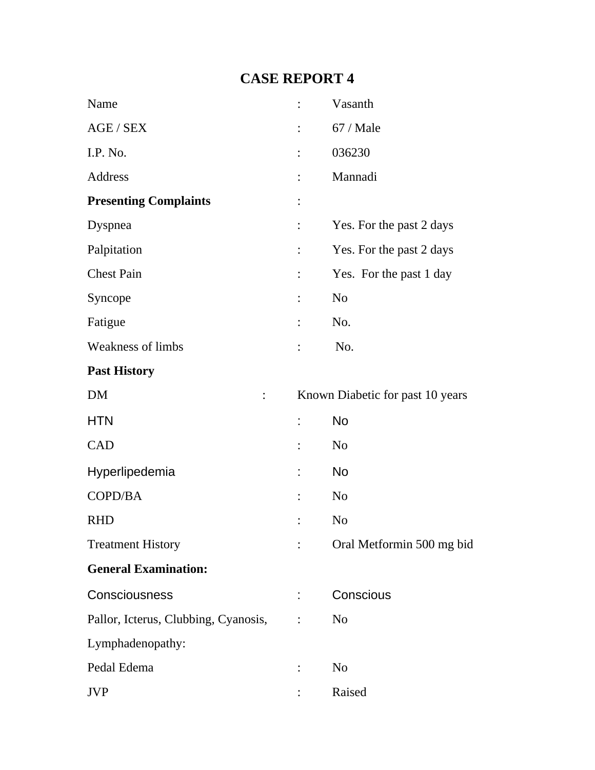# CASE REPORT 4

| | | |
|---|---|---|
| Name | : | Vasanth |
| AGE / SEX | : | 67 / Male |
| I.P. No. | : | 036230 |
| Address | : | Mannadi |
| **Presenting Complaints** | : | |
| Dyspnea | : | Yes. For the past 2 days |
| Palpitation | : | Yes. For the past 2 days |
| Chest Pain | : | Yes. For the past 1 day |
| Syncope | : | No |
| Fatigue | : | No. |
| Weakness of limbs | : | No. |
| **Past History** | | |
| DM | : | Known Diabetic for past 10 years |
| HTN | : | No |
| CAD | : | No |
| Hyperlipedemia | : | No |
| COPD/BA | : | No |
| RHD | : | No |
| Treatment History | : | Oral Metformin 500 mg bid |
| **General Examination:** | | |
| Consciousness | : | Conscious |
| Pallor, Icterus, Clubbing, Cyanosis, Lymphadenopathy: | : | No |
| Pedal Edema | : | No |
| JVP | : | Raised |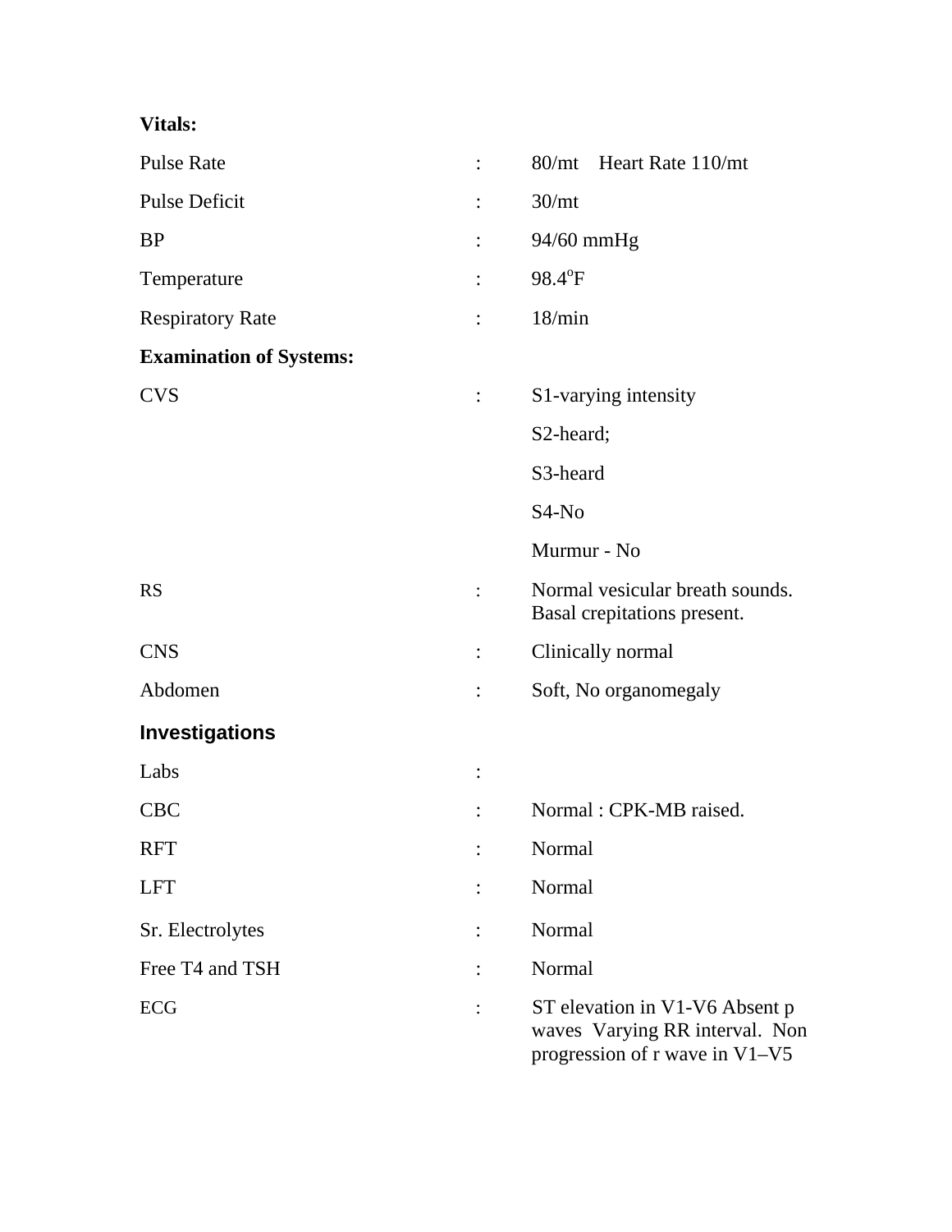**Vitals:**

| | | |
|---|---|---|
| Pulse Rate | : | 80/mt Heart Rate 110/mt |
| Pulse Deficit | : | 30/mt |
| BP | : | 94/60 mmHg |
| Temperature | : | 98.4°F |
| Respiratory Rate | : | 18/min |

**Examination of Systems:**

| | | |
|---|---|---|
| CVS | : | S1-varying intensity |
| | | S2-heard; |
| | | S3-heard |
| | | S4-No |
| | | Murmur - No |
| RS | : | Normal vesicular breath sounds. Basal crepitations present. |
| CNS | : | Clinically normal |
| Abdomen | : | Soft, No organomegaly |

**Investigations**

| | | |
|---|---|---|
| Labs | : | |
| CBC | : | Normal : CPK-MB raised. |
| RFT | : | Normal |
| LFT | : | Normal |
| Sr. Electrolytes | : | Normal |
| Free T4 and TSH | : | Normal |
| ECG | : | ST elevation in V1-V6 Absent p waves Varying RR interval. Non progression of r wave in V1–V5 |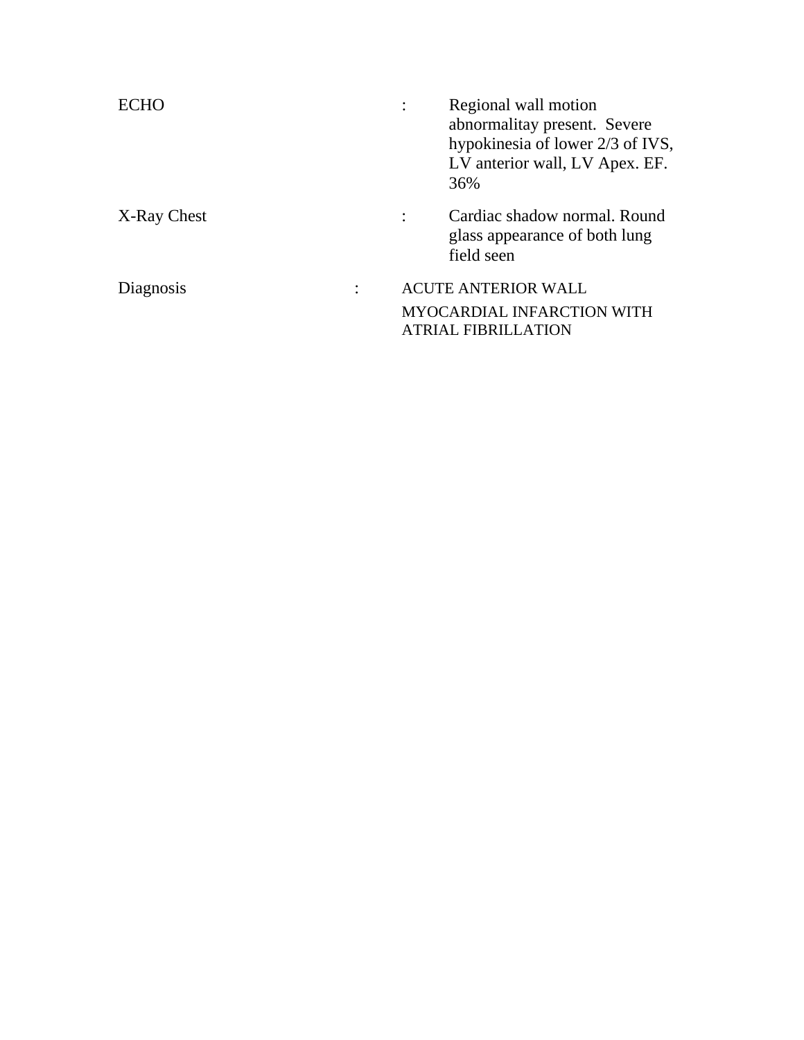| | | |
|---|---|---|
| ECHO | : | Regional wall motion abnormalitay present. Severe hypokinesia of lower 2/3 of IVS, LV anterior wall, LV Apex. EF. 36% |
| X-Ray Chest | : | Cardiac shadow normal. Round glass appearance of both lung field seen |
| Diagnosis | : | ACUTE ANTERIOR WALL MYOCARDIAL INFARCTION WITH ATRIAL FIBRILLATION |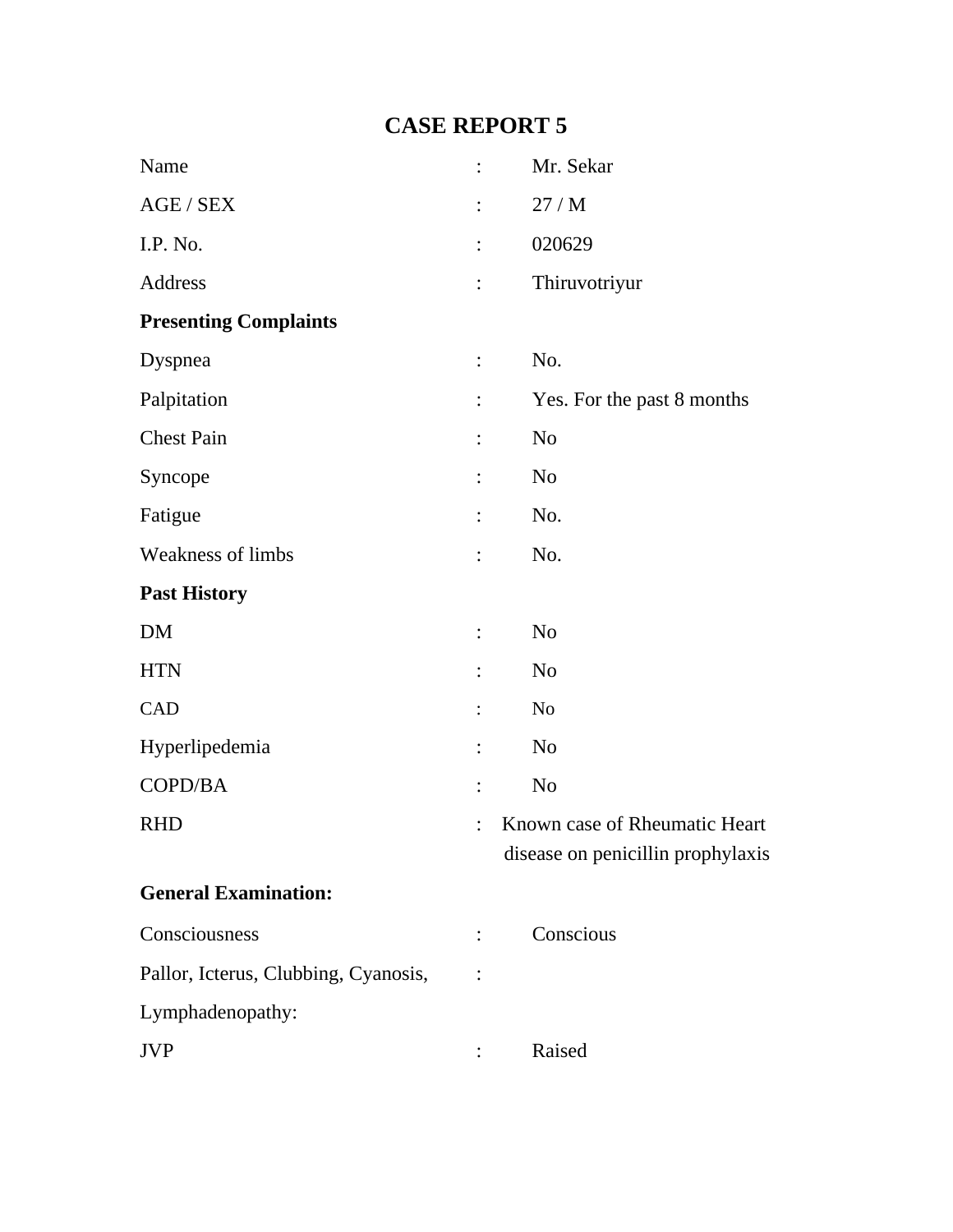# CASE REPORT 5

| | | |
|---|---|---|
| Name | : | Mr. Sekar |
| AGE / SEX | : | 27 / M |
| I.P. No. | : | 020629 |
| Address | : | Thiruvotriyur |

**Presenting Complaints**

| | | |
|---|---|---|
| Dyspnea | : | No. |
| Palpitation | : | Yes. For the past 8 months |
| Chest Pain | : | No |
| Syncope | : | No |
| Fatigue | : | No. |
| Weakness of limbs | : | No. |

**Past History**

| | | |
|---|---|---|
| DM | : | No |
| HTN | : | No |
| CAD | : | No |
| Hyperlipedemia | : | No |
| COPD/BA | : | No |
| RHD | : | Known case of Rheumatic Heart disease on penicillin prophylaxis |

**General Examination:**

| | | |
|---|---|---|
| Consciousness | : | Conscious |
| Pallor, Icterus, Clubbing, Cyanosis, Lymphadenopathy: | : | |
| JVP | : | Raised |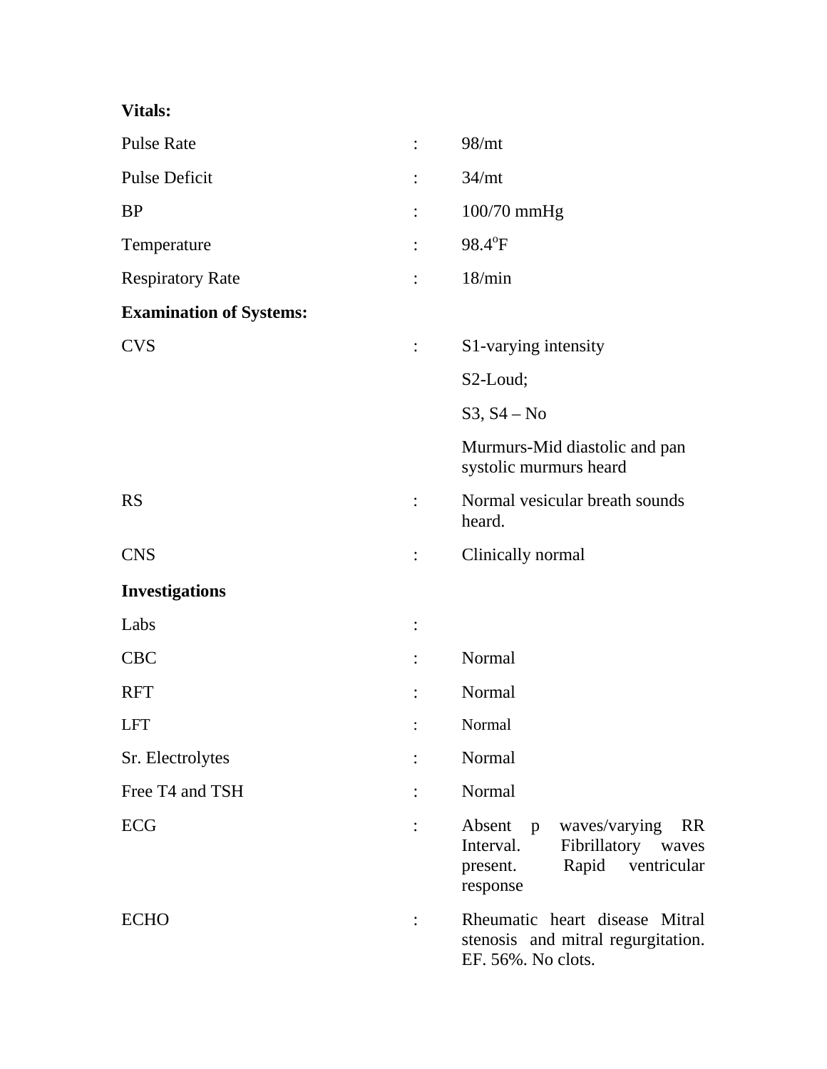**Vitals:**

| | | |
|---|---|---|
| Pulse Rate | : | 98/mt |
| Pulse Deficit | : | 34/mt |
| BP | : | 100/70 mmHg |
| Temperature | : | 98.4$^{o}$F |
| Respiratory Rate | : | 18/min |

**Examination of Systems:**

| | | |
|---|---|---|
| CVS | : | S1-varying intensity<br>S2-Loud;<br>S3, S4 – No<br>Murmurs-Mid diastolic and pan systolic murmurs heard |
| RS | : | Normal vesicular breath sounds heard. |
| CNS | : | Clinically normal |

**Investigations**

| | | |
|---|---|---|
| Labs | : | |
| CBC | : | Normal |
| RFT | : | Normal |
| LFT | : | Normal |
| Sr. Electrolytes | : | Normal |
| Free T4 and TSH | : | Normal |
| ECG | : | Absent p waves/varying RR Interval. Fibrillatory waves present. Rapid ventricular response |
| ECHO | : | Rheumatic heart disease Mitral stenosis and mitral regurgitation. EF. 56%. No clots. |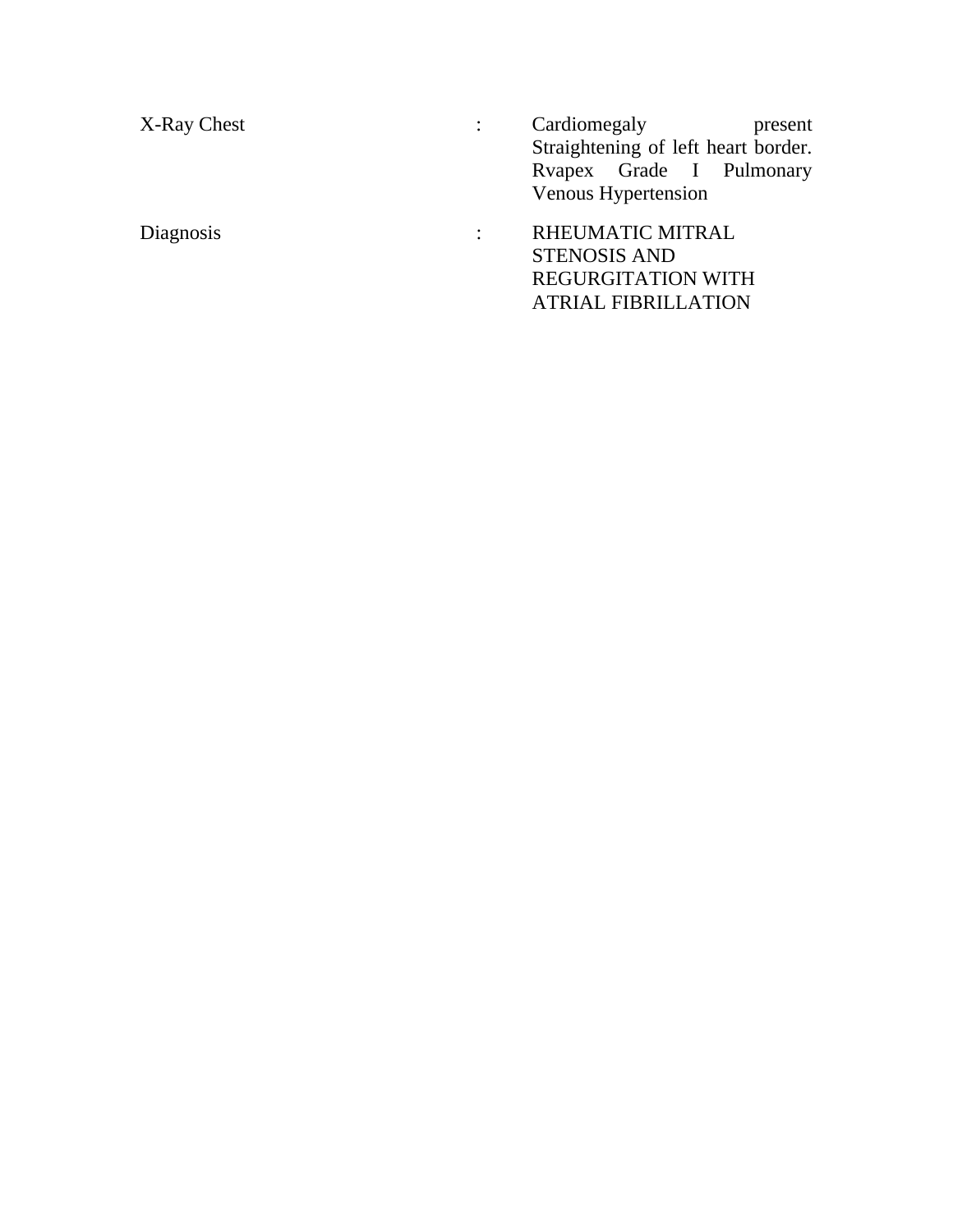| | | |
|---|---|---|
| X-Ray Chest | : | Cardiomegaly present Straightening of left heart border. Rvapex Grade I Pulmonary Venous Hypertension |
| Diagnosis | : | RHEUMATIC MITRAL STENOSIS AND REGURGITATION WITH ATRIAL FIBRILLATION |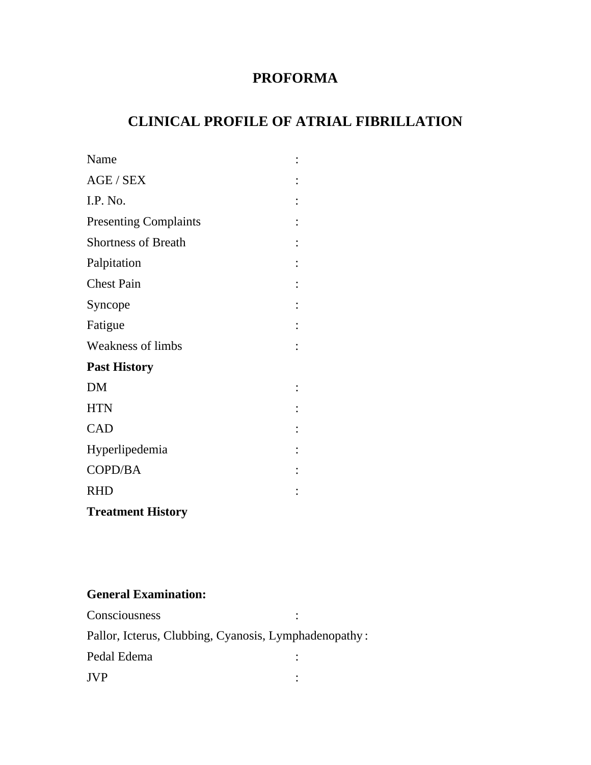# PROFORMA

## CLINICAL PROFILE OF ATRIAL FIBRILLATION

Name :

AGE / SEX :

I.P. No. :

Presenting Complaints :

Shortness of Breath :

Palpitation :

Chest Pain :

Syncope :

Fatigue :

Weakness of limbs :

**Past History**

DM :

HTN :

CAD :

Hyperlipedemia :

COPD/BA :

RHD :

**Treatment History**

**General Examination:**

Consciousness :

Pallor, Icterus, Clubbing, Cyanosis, Lymphadenopathy :

Pedal Edema :

JVP :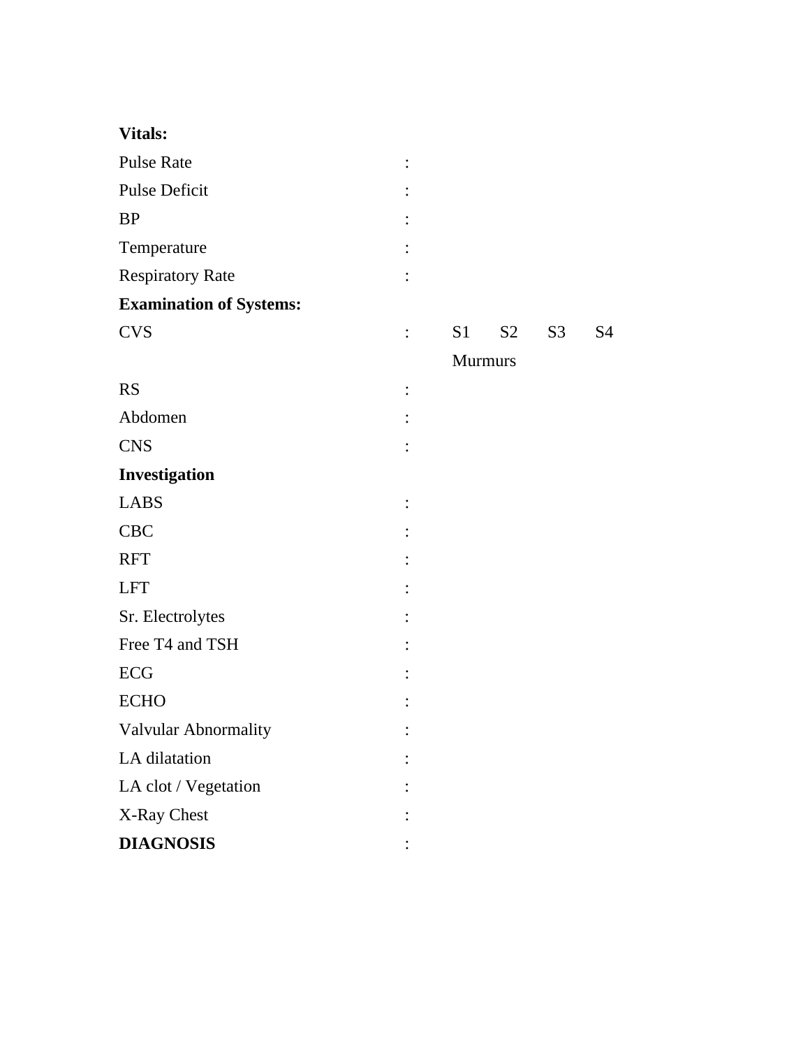**Vitals:**

Pulse Rate :

Pulse Deficit :

BP :

Temperature :

Respiratory Rate :

**Examination of Systems:**

CVS : S1 S2 S3 S4

Murmurs

RS :

Abdomen :

CNS :

**Investigation**

LABS :

CBC :

RFT :

LFT :

Sr. Electrolytes :

Free T4 and TSH :

ECG :

ECHO :

Valvular Abnormality :

LA dilatation :

LA clot / Vegetation :

X-Ray Chest :

**DIAGNOSIS** :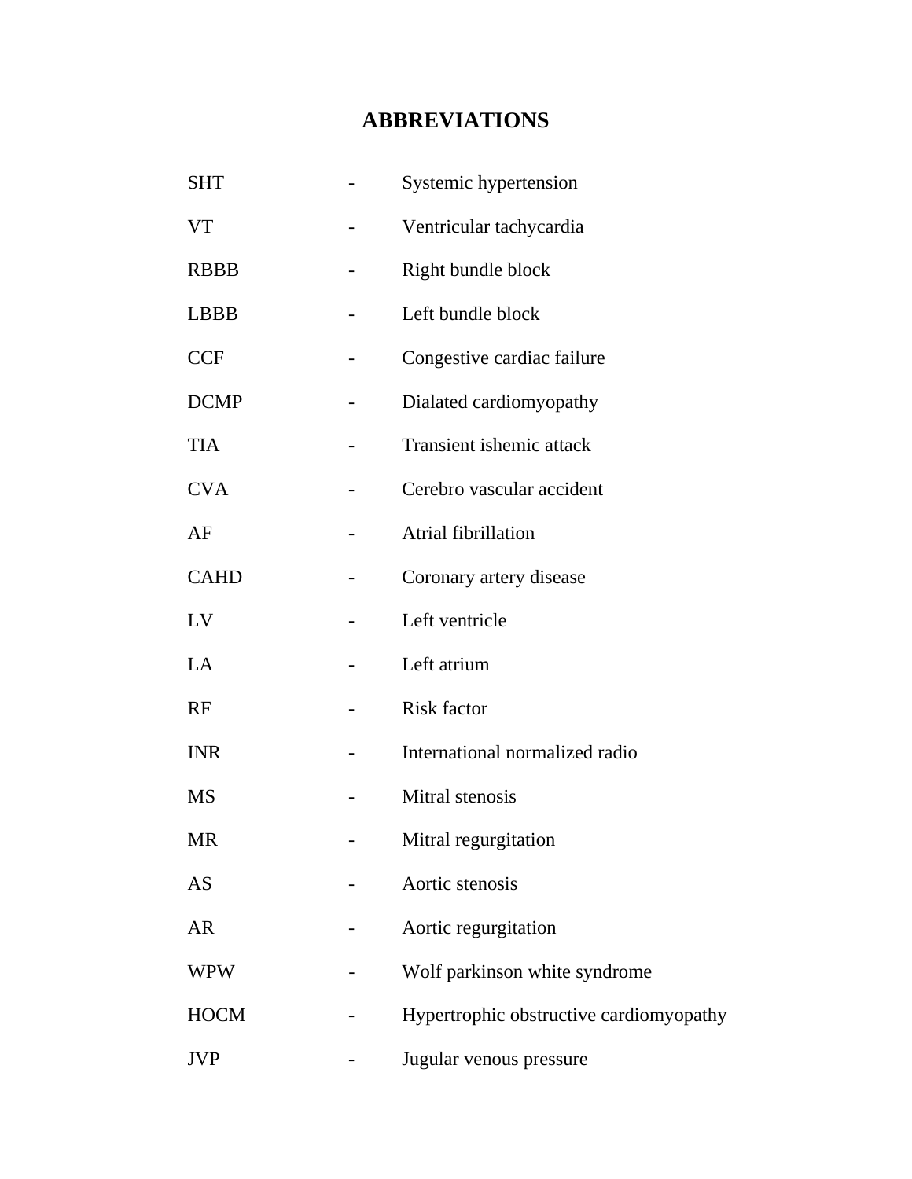# ABBREVIATIONS

| | | |
|---|---|---|
| SHT | - | Systemic hypertension |
| VT | - | Ventricular tachycardia |
| RBBB | - | Right bundle block |
| LBBB | - | Left bundle block |
| CCF | - | Congestive cardiac failure |
| DCMP | - | Dialated cardiomyopathy |
| TIA | - | Transient ishemic attack |
| CVA | - | Cerebro vascular accident |
| AF | - | Atrial fibrillation |
| CAHD | - | Coronary artery disease |
| LV | - | Left ventricle |
| LA | - | Left atrium |
| RF | - | Risk factor |
| INR | - | International normalized radio |
| MS | - | Mitral stenosis |
| MR | - | Mitral regurgitation |
| AS | - | Aortic stenosis |
| AR | - | Aortic regurgitation |
| WPW | - | Wolf parkinson white syndrome |
| HOCM | - | Hypertrophic obstructive cardiomyopathy |
| JVP | - | Jugular venous pressure |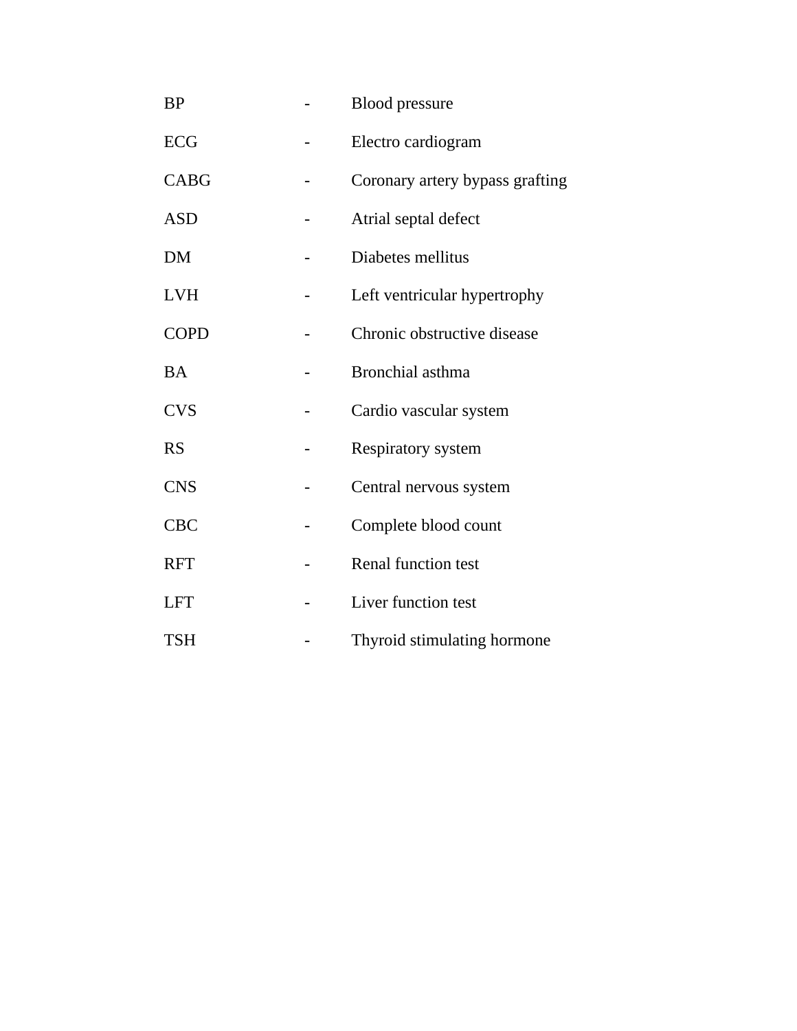| | | |
|---|---|---|
| BP | - | Blood pressure |
| ECG | - | Electro cardiogram |
| CABG | - | Coronary artery bypass grafting |
| ASD | - | Atrial septal defect |
| DM | - | Diabetes mellitus |
| LVH | - | Left ventricular hypertrophy |
| COPD | - | Chronic obstructive disease |
| BA | - | Bronchial asthma |
| CVS | - | Cardio vascular system |
| RS | - | Respiratory system |
| CNS | - | Central nervous system |
| CBC | - | Complete blood count |
| RFT | - | Renal function test |
| LFT | - | Liver function test |
| TSH | - | Thyroid stimulating hormone |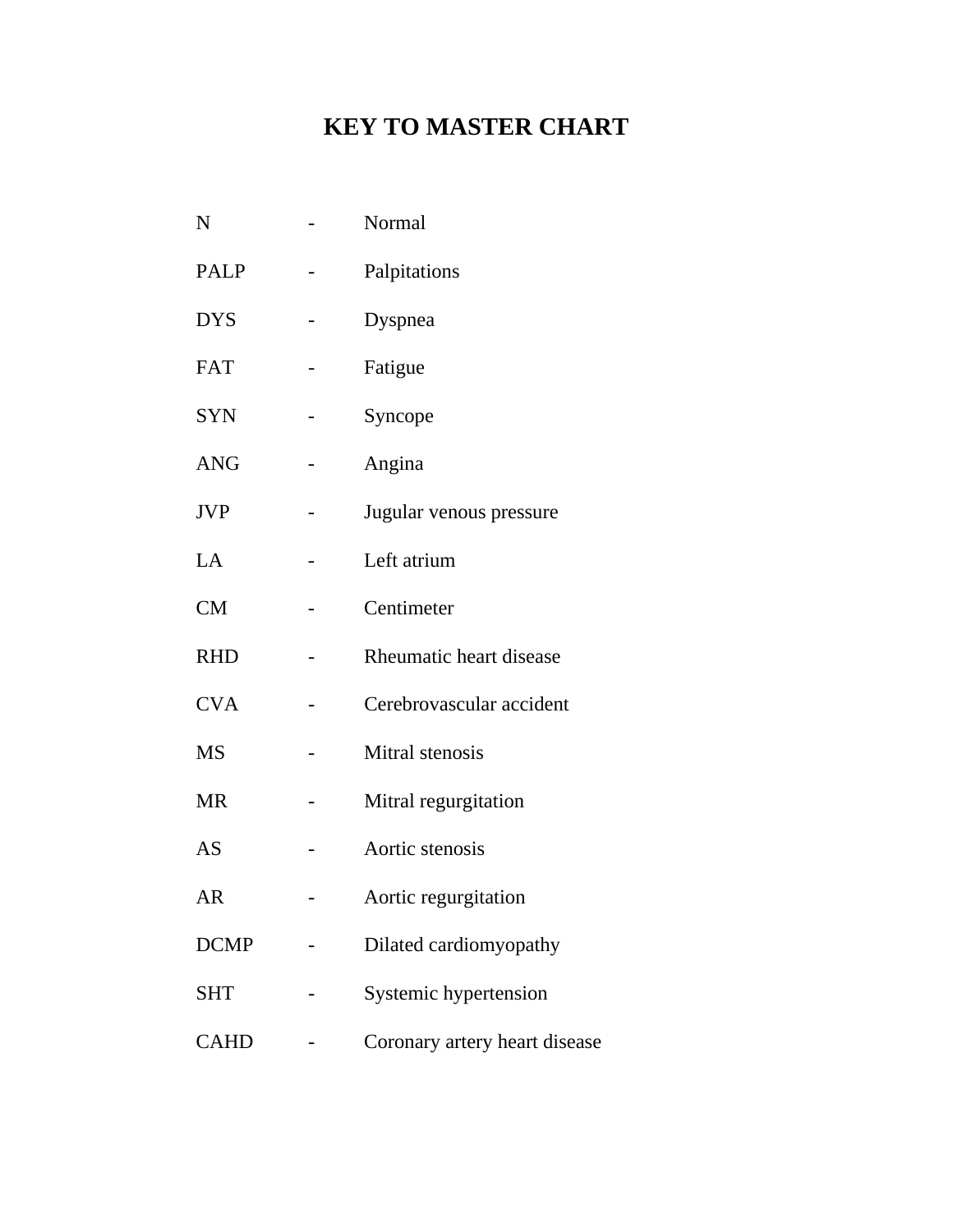# KEY TO MASTER CHART

N - Normal

PALP - Palpitations

DYS - Dyspnea

FAT - Fatigue

SYN - Syncope

ANG - Angina

JVP - Jugular venous pressure

LA - Left atrium

CM - Centimeter

RHD - Rheumatic heart disease

CVA - Cerebrovascular accident

MS - Mitral stenosis

MR - Mitral regurgitation

AS - Aortic stenosis

AR - Aortic regurgitation

DCMP - Dilated cardiomyopathy

SHT - Systemic hypertension

CAHD - Coronary artery heart disease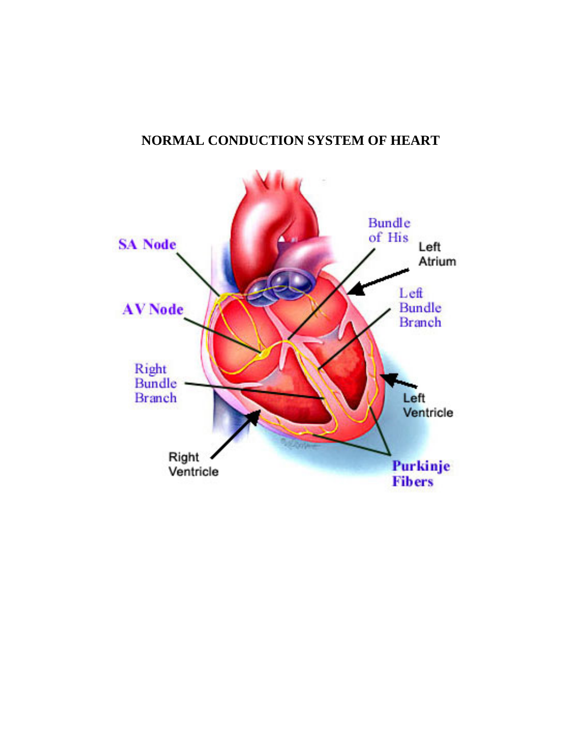**NORMAL CONDUCTION SYSTEM OF HEART**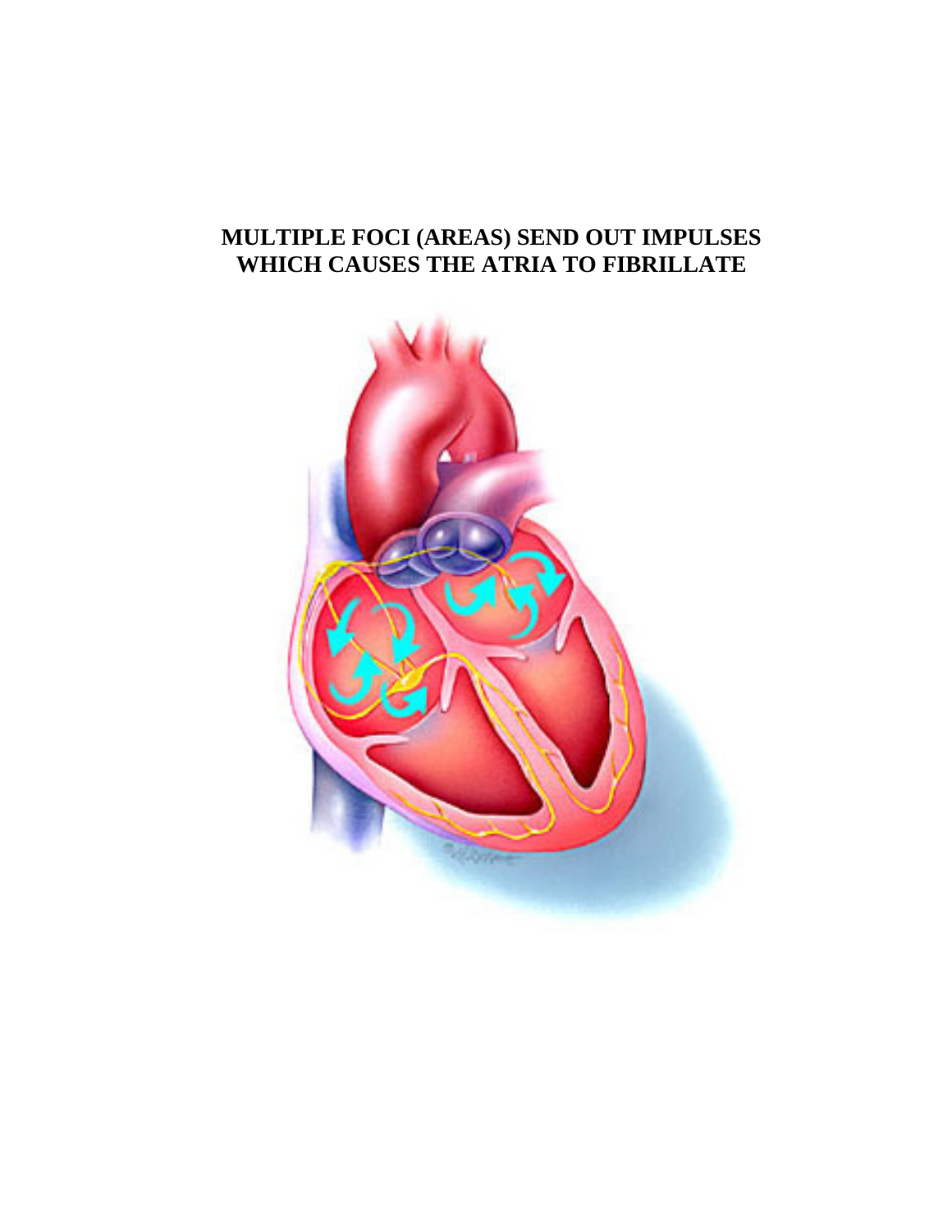**MULTIPLE FOCI (AREAS) SEND OUT IMPULSES WHICH CAUSES THE ATRIA TO FIBRILLATE**